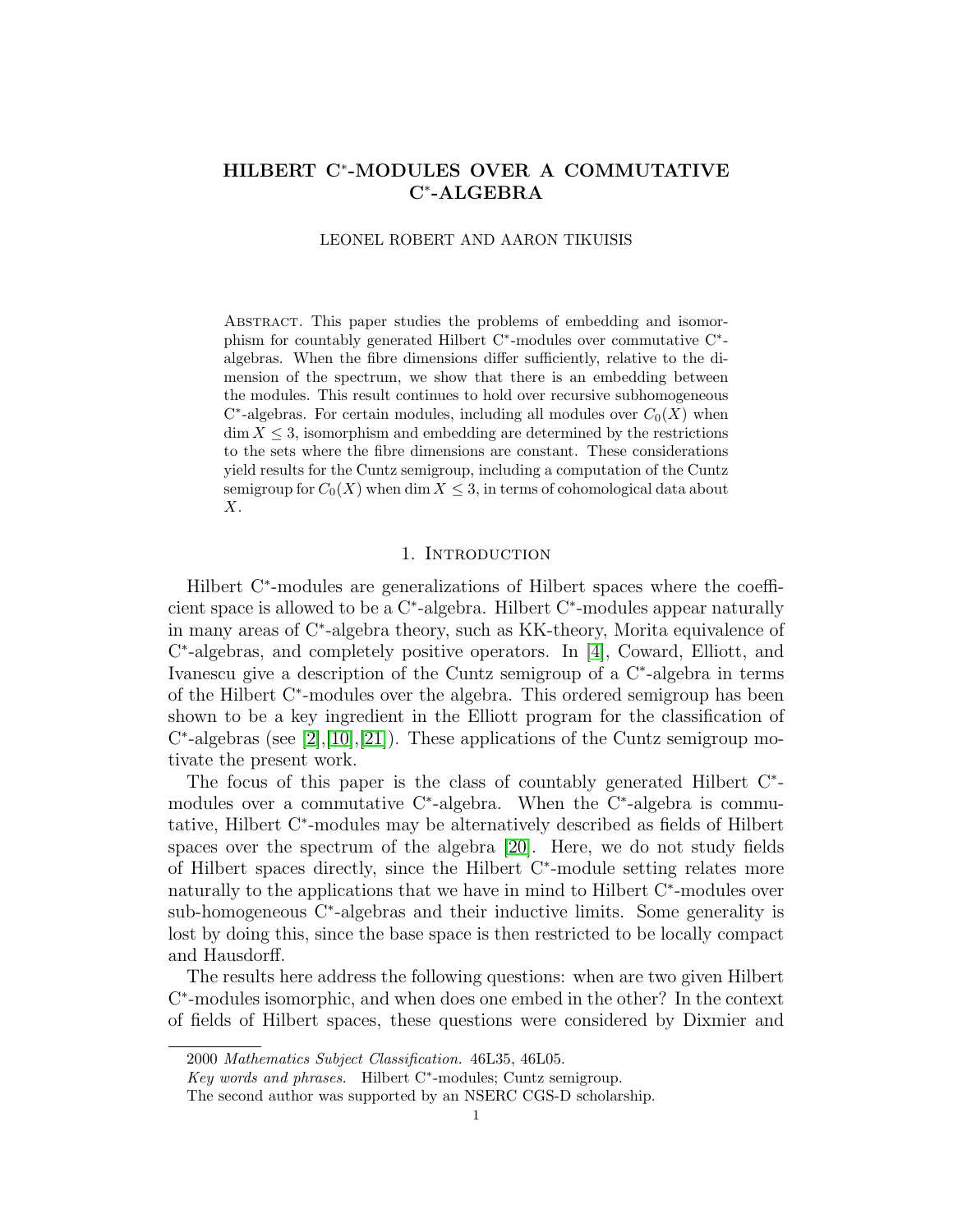# HILBERT C*-MODULES OVER A COMMUTATIVE C*-ALGEBRA

LEONEL ROBERT AND AARON TIKUISIS

Abstract. This paper studies the problems of embedding and isomorphism for countably generated Hilbert C*-modules over commutative C*-algebras. When the fibre dimensions differ sufficiently, relative to the dimension of the spectrum, we show that there is an embedding between the modules. This result continues to hold over recursive subhomogeneous C*-algebras. For certain modules, including all modules over $C_0(X)$ when $\dim X \leq 3$, isomorphism and embedding are determined by the restrictions to the sets where the fibre dimensions are constant. These considerations yield results for the Cuntz semigroup, including a computation of the Cuntz semigroup for $C_0(X)$ when $\dim X \leq 3$, in terms of cohomological data about $X$.

## 1. Introduction

Hilbert C*-modules are generalizations of Hilbert spaces where the coefficient space is allowed to be a C*-algebra. Hilbert C*-modules appear naturally in many areas of C*-algebra theory, such as KK-theory, Morita equivalence of C*-algebras, and completely positive operators. In [4], Coward, Elliott, and Ivanescu give a description of the Cuntz semigroup of a C*-algebra in terms of the Hilbert C*-modules over the algebra. This ordered semigroup has been shown to be a key ingredient in the Elliott program for the classification of C*-algebras (see [2],[10],[21]). These applications of the Cuntz semigroup motivate the present work.

The focus of this paper is the class of countably generated Hilbert C*-modules over a commutative C*-algebra. When the C*-algebra is commutative, Hilbert C*-modules may be alternatively described as fields of Hilbert spaces over the spectrum of the algebra [20]. Here, we do not study fields of Hilbert spaces directly, since the Hilbert C*-module setting relates more naturally to the applications that we have in mind to Hilbert C*-modules over sub-homogeneous C*-algebras and their inductive limits. Some generality is lost by doing this, since the base space is then restricted to be locally compact and Hausdorff.

The results here address the following questions: when are two given Hilbert C*-modules isomorphic, and when does one embed in the other? In the context of fields of Hilbert spaces, these questions were considered by Dixmier and

2000 *Mathematics Subject Classification.* 46L35, 46L05.

*Key words and phrases.* Hilbert C*-modules; Cuntz semigroup.

The second author was supported by an NSERC CGS-D scholarship.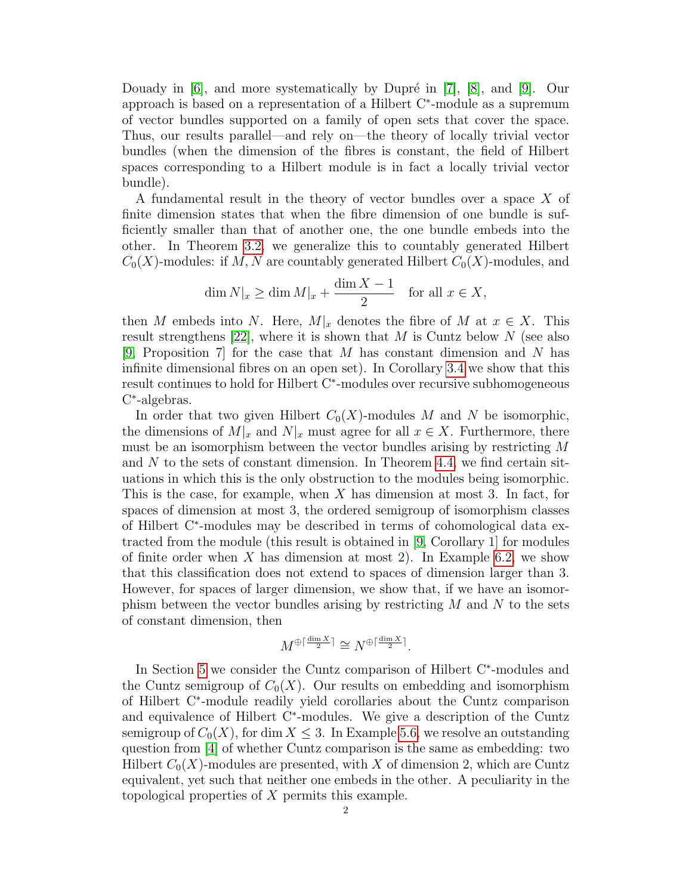Douady in [6], and more systematically by Dupré in [7], [8], and [9]. Our approach is based on a representation of a Hilbert C*-module as a supremum of vector bundles supported on a family of open sets that cover the space. Thus, our results parallel—and rely on—the theory of locally trivial vector bundles (when the dimension of the fibres is constant, the field of Hilbert spaces corresponding to a Hilbert module is in fact a locally trivial vector bundle).

A fundamental result in the theory of vector bundles over a space $X$ of finite dimension states that when the fibre dimension of one bundle is sufficiently smaller than that of another one, the one bundle embeds into the other. In Theorem 3.2, we generalize this to countably generated Hilbert $C_0(X)$-modules: if $M, N$ are countably generated Hilbert $C_0(X)$-modules, and

$$\dim N|_x \geq \dim M|_x + \frac{\dim X - 1}{2} \quad \text{for all } x \in X,$$

then $M$ embeds into $N$. Here, $M|_x$ denotes the fibre of $M$ at $x \in X$. This result strengthens [22], where it is shown that $M$ is Cuntz below $N$ (see also [9, Proposition 7] for the case that $M$ has constant dimension and $N$ has infinite dimensional fibres on an open set). In Corollary 3.4 we show that this result continues to hold for Hilbert C*-modules over recursive subhomogeneous C*-algebras.

In order that two given Hilbert $C_0(X)$-modules $M$ and $N$ be isomorphic, the dimensions of $M|_x$ and $N|_x$ must agree for all $x \in X$. Furthermore, there must be an isomorphism between the vector bundles arising by restricting $M$ and $N$ to the sets of constant dimension. In Theorem 4.4, we find certain situations in which this is the only obstruction to the modules being isomorphic. This is the case, for example, when $X$ has dimension at most 3. In fact, for spaces of dimension at most 3, the ordered semigroup of isomorphism classes of Hilbert C*-modules may be described in terms of cohomological data extracted from the module (this result is obtained in [9, Corollary 1] for modules of finite order when $X$ has dimension at most 2). In Example 6.2, we show that this classification does not extend to spaces of dimension larger than 3. However, for spaces of larger dimension, we show that, if we have an isomorphism between the vector bundles arising by restricting $M$ and $N$ to the sets of constant dimension, then

$$M^{\oplus\lceil\frac{\dim X}{2}\rceil} \cong N^{\oplus\lceil\frac{\dim X}{2}\rceil}.$$

In Section 5 we consider the Cuntz comparison of Hilbert C*-modules and the Cuntz semigroup of $C_0(X)$. Our results on embedding and isomorphism of Hilbert C*-module readily yield corollaries about the Cuntz comparison and equivalence of Hilbert C*-modules. We give a description of the Cuntz semigroup of $C_0(X)$, for $\dim X \leq 3$. In Example 5.6, we resolve an outstanding question from [4] of whether Cuntz comparison is the same as embedding: two Hilbert $C_0(X)$-modules are presented, with $X$ of dimension 2, which are Cuntz equivalent, yet such that neither one embeds in the other. A peculiarity in the topological properties of $X$ permits this example.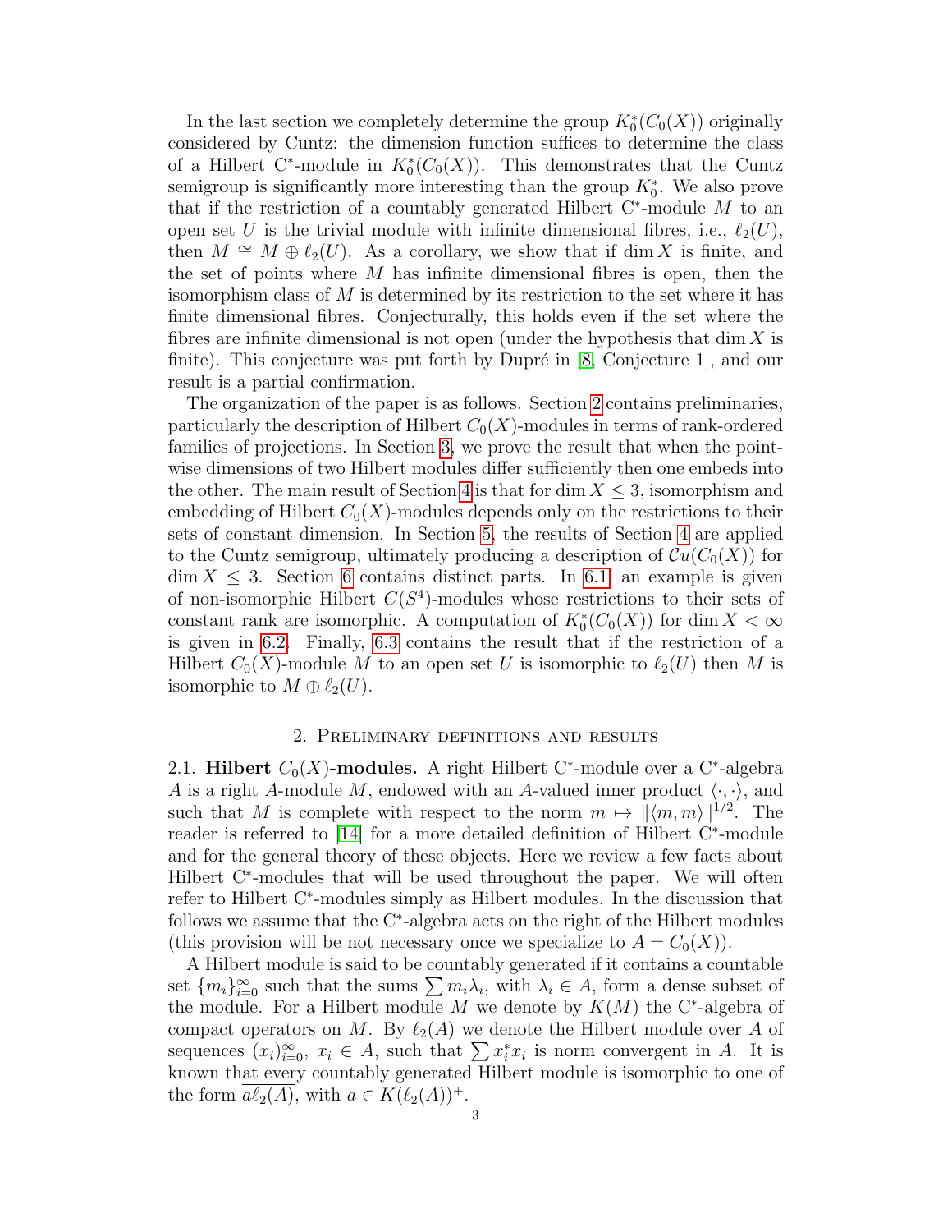In the last section we completely determine the group $K_0^*(C_0(X))$ originally considered by Cuntz: the dimension function suffices to determine the class of a Hilbert C*-module in $K_0^*(C_0(X))$. This demonstrates that the Cuntz semigroup is significantly more interesting than the group $K_0^*$. We also prove that if the restriction of a countably generated Hilbert C*-module $M$ to an open set $U$ is the trivial module with infinite dimensional fibres, i.e., $\ell_2(U)$, then $M \cong M \oplus \ell_2(U)$. As a corollary, we show that if $\dim X$ is finite, and the set of points where $M$ has infinite dimensional fibres is open, then the isomorphism class of $M$ is determined by its restriction to the set where it has finite dimensional fibres. Conjecturally, this holds even if the set where the fibres are infinite dimensional is not open (under the hypothesis that $\dim X$ is finite). This conjecture was put forth by Dupré in [8, Conjecture 1], and our result is a partial confirmation.

The organization of the paper is as follows. Section 2 contains preliminaries, particularly the description of Hilbert $C_0(X)$-modules in terms of rank-ordered families of projections. In Section 3, we prove the result that when the point-wise dimensions of two Hilbert modules differ sufficiently then one embeds into the other. The main result of Section 4 is that for $\dim X \leq 3$, isomorphism and embedding of Hilbert $C_0(X)$-modules depends only on the restrictions to their sets of constant dimension. In Section 5, the results of Section 4 are applied to the Cuntz semigroup, ultimately producing a description of $\mathcal{C}u(C_0(X))$ for $\dim X \leq 3$. Section 6 contains distinct parts. In 6.1, an example is given of non-isomorphic Hilbert $C(S^4)$-modules whose restrictions to their sets of constant rank are isomorphic. A computation of $K_0^*(C_0(X))$ for $\dim X < \infty$ is given in 6.2. Finally, 6.3 contains the result that if the restriction of a Hilbert $C_0(X)$-module $M$ to an open set $U$ is isomorphic to $\ell_2(U)$ then $M$ is isomorphic to $M \oplus \ell_2(U)$.

## 2. Preliminary definitions and results

2.1. **Hilbert $C_0(X)$-modules.** A right Hilbert C*-module over a C*-algebra $A$ is a right $A$-module $M$, endowed with an $A$-valued inner product $\langle \cdot, \cdot \rangle$, and such that $M$ is complete with respect to the norm $m \mapsto \|\langle m, m\rangle\|^{1/2}$. The reader is referred to [14] for a more detailed definition of Hilbert C*-module and for the general theory of these objects. Here we review a few facts about Hilbert C*-modules that will be used throughout the paper. We will often refer to Hilbert C*-modules simply as Hilbert modules. In the discussion that follows we assume that the C*-algebra acts on the right of the Hilbert modules (this provision will be not necessary once we specialize to $A = C_0(X)$).

A Hilbert module is said to be countably generated if it contains a countable set $\{m_i\}_{i=0}^{\infty}$ such that the sums $\sum m_i \lambda_i$, with $\lambda_i \in A$, form a dense subset of the module. For a Hilbert module $M$ we denote by $K(M)$ the C*-algebra of compact operators on $M$. By $\ell_2(A)$ we denote the Hilbert module over $A$ of sequences $(x_i)_{i=0}^{\infty}$, $x_i \in A$, such that $\sum x_i^* x_i$ is norm convergent in $A$. It is known that every countably generated Hilbert module is isomorphic to one of the form $\overline{a\ell_2(A)}$, with $a \in K(\ell_2(A))^+$.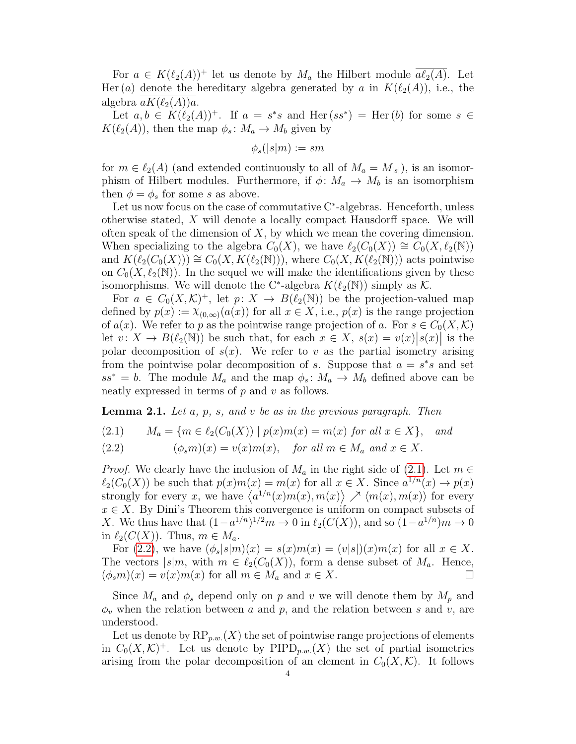For $a \in K(\ell_2(A))^+$ let us denote by $M_a$ the Hilbert module $\overline{a\ell_2(A)}$. Let $\mathrm{Her}\,(a)$ denote the hereditary algebra generated by $a$ in $K(\ell_2(A))$, i.e., the algebra $\overline{aK(\ell_2(A))a}$.

Let $a, b \in K(\ell_2(A))^+$. If $a = s^*s$ and $\mathrm{Her}\,(ss^*) = \mathrm{Her}\,(b)$ for some $s \in K(\ell_2(A))$, then the map $\phi_s \colon M_a \to M_b$ given by

$$\phi_s(|s|m) := sm$$

for $m \in \ell_2(A)$ (and extended continuously to all of $M_a = M_{|s|}$), is an isomorphism of Hilbert modules. Furthermore, if $\phi \colon M_a \to M_b$ is an isomorphism then $\phi = \phi_s$ for some $s$ as above.

Let us now focus on the case of commutative C\*-algebras. Henceforth, unless otherwise stated, $X$ will denote a locally compact Hausdorff space. We will often speak of the dimension of $X$, by which we mean the covering dimension. When specializing to the algebra $C_0(X)$, we have $\ell_2(C_0(X)) \cong C_0(X, \ell_2(\mathbb{N}))$ and $K(\ell_2(C_0(X))) \cong C_0(X, K(\ell_2(\mathbb{N})))$, where $C_0(X, K(\ell_2(\mathbb{N})))$ acts pointwise on $C_0(X, \ell_2(\mathbb{N}))$. In the sequel we will make the identifications given by these isomorphisms. We will denote the C\*-algebra $K(\ell_2(\mathbb{N}))$ simply as $\mathcal{K}$.

For $a \in C_0(X, \mathcal{K})^+$, let $p \colon X \to B(\ell_2(\mathbb{N}))$ be the projection-valued map defined by $p(x) := \chi_{(0,\infty)}(a(x))$ for all $x \in X$, i.e., $p(x)$ is the range projection of $a(x)$. We refer to $p$ as the pointwise range projection of $a$. For $s \in C_0(X, \mathcal{K})$ let $v \colon X \to B(\ell_2(\mathbb{N}))$ be such that, for each $x \in X$, $s(x) = v(x)|s(x)|$ is the polar decomposition of $s(x)$. We refer to $v$ as the partial isometry arising from the pointwise polar decomposition of $s$. Suppose that $a = s^*s$ and set $ss^* = b$. The module $M_a$ and the map $\phi_s \colon M_a \to M_b$ defined above can be neatly expressed in terms of $p$ and $v$ as follows.

**Lemma 2.1.** *Let $a$, $p$, $s$, and $v$ be as in the previous paragraph. Then*

$$M_a = \{m \in \ell_2(C_0(X)) \mid p(x)m(x) = m(x) \text{ for all } x \in X\}, \quad \text{and} \tag{2.1}$$

$$(\phi_s m)(x) = v(x)m(x), \quad \text{for all } m \in M_a \text{ and } x \in X. \tag{2.2}$$

*Proof.* We clearly have the inclusion of $M_a$ in the right side of (2.1). Let $m \in \ell_2(C_0(X))$ be such that $p(x)m(x) = m(x)$ for all $x \in X$. Since $a^{1/n}(x) \to p(x)$ strongly for every $x$, we have $\langle a^{1/n}(x)m(x), m(x)\rangle \nearrow \langle m(x), m(x)\rangle$ for every $x \in X$. By Dini's Theorem this convergence is uniform on compact subsets of $X$. We thus have that $(1-a^{1/n})^{1/2}m \to 0$ in $\ell_2(C(X))$, and so $(1-a^{1/n})m \to 0$ in $\ell_2(C(X))$. Thus, $m \in M_a$.

For (2.2), we have $(\phi_s|s|m)(x) = s(x)m(x) = (v|s|)(x)m(x)$ for all $x \in X$. The vectors $|s|m$, with $m \in \ell_2(C_0(X))$, form a dense subset of $M_a$. Hence, $(\phi_s m)(x) = v(x)m(x)$ for all $m \in M_a$ and $x \in X$. $\square$

Since $M_a$ and $\phi_s$ depend only on $p$ and $v$ we will denote them by $M_p$ and $\phi_v$ when the relation between $a$ and $p$, and the relation between $s$ and $v$, are understood.

Let us denote by $\mathrm{RP}_{p.w.}(X)$ the set of pointwise range projections of elements in $C_0(X, \mathcal{K})^+$. Let us denote by $\mathrm{PIPD}_{p.w.}(X)$ the set of partial isometries arising from the polar decomposition of an element in $C_0(X, \mathcal{K})$. It follows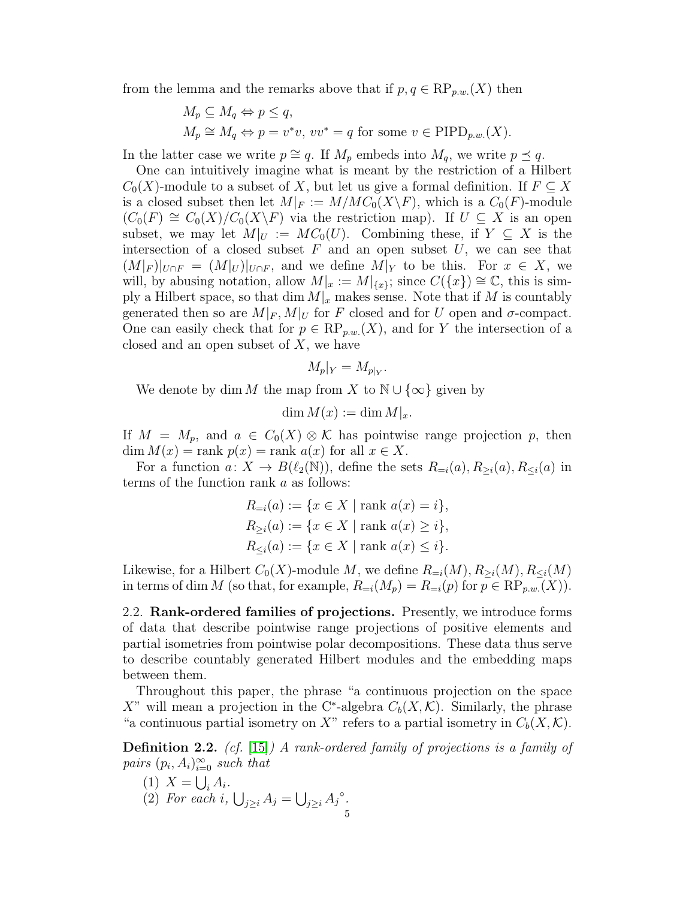from the lemma and the remarks above that if $p, q \in \mathrm{RP}_{p.w.}(X)$ then

$$M_p \subseteq M_q \Leftrightarrow p \leq q,$$
$$M_p \cong M_q \Leftrightarrow p = v^*v,\ vv^* = q \text{ for some } v \in \mathrm{PIPD}_{p.w.}(X).$$

In the latter case we write $p \cong q$. If $M_p$ embeds into $M_q$, we write $p \preceq q$.

One can intuitively imagine what is meant by the restriction of a Hilbert $C_0(X)$-module to a subset of $X$, but let us give a formal definition. If $F \subseteq X$ is a closed subset then let $M|_F := M/MC_0(X \backslash F)$, which is a $C_0(F)$-module ($C_0(F) \cong C_0(X)/C_0(X \backslash F)$ via the restriction map). If $U \subseteq X$ is an open subset, we may let $M|_U := MC_0(U)$. Combining these, if $Y \subseteq X$ is the intersection of a closed subset $F$ and an open subset $U$, we can see that $(M|_F)|_{U \cap F} = (M|_U)|_{U \cap F}$, and we define $M|_Y$ to be this. For $x \in X$, we will, by abusing notation, allow $M|_x := M|_{\{x\}}$; since $C(\{x\}) \cong \mathbb{C}$, this is simply a Hilbert space, so that $\dim M|_x$ makes sense. Note that if $M$ is countably generated then so are $M|_F, M|_U$ for $F$ closed and for $U$ open and $\sigma$-compact. One can easily check that for $p \in \mathrm{RP}_{p.w.}(X)$, and for $Y$ the intersection of a closed and an open subset of $X$, we have

$$M_p|_Y = M_{p|_Y}.$$

We denote by $\dim M$ the map from $X$ to $\mathbb{N} \cup \{\infty\}$ given by

$$\dim M(x) := \dim M|_x.$$

If $M = M_p$, and $a \in C_0(X) \otimes \mathcal{K}$ has pointwise range projection $p$, then $\dim M(x) = \operatorname{rank} p(x) = \operatorname{rank} a(x)$ for all $x \in X$.

For a function $a \colon X \to B(\ell_2(\mathbb{N}))$, define the sets $R_{=i}(a), R_{\geq i}(a), R_{\leq i}(a)$ in terms of the function rank $a$ as follows:

$$R_{=i}(a) := \{x \in X \mid \operatorname{rank} a(x) = i\},$$
$$R_{\geq i}(a) := \{x \in X \mid \operatorname{rank} a(x) \geq i\},$$
$$R_{\leq i}(a) := \{x \in X \mid \operatorname{rank} a(x) \leq i\}.$$

Likewise, for a Hilbert $C_0(X)$-module $M$, we define $R_{=i}(M), R_{\geq i}(M), R_{\leq i}(M)$ in terms of $\dim M$ (so that, for example, $R_{=i}(M_p) = R_{=i}(p)$ for $p \in \mathrm{RP}_{p.w.}(X)$).

2.2. **Rank-ordered families of projections.** Presently, we introduce forms of data that describe pointwise range projections of positive elements and partial isometries from pointwise polar decompositions. These data thus serve to describe countably generated Hilbert modules and the embedding maps between them.

Throughout this paper, the phrase "a continuous projection on the space $X$" will mean a projection in the C*-algebra $C_b(X, \mathcal{K})$. Similarly, the phrase "a continuous partial isometry on $X$" refers to a partial isometry in $C_b(X, \mathcal{K})$.

**Definition 2.2.** *(cf. [15]) A rank-ordered family of projections is a family of pairs $(p_i, A_i)_{i=0}^{\infty}$ such that*

1. $X = \bigcup_i A_i$.
2. *For each $i$, $\bigcup_{j \geq i} A_j = \bigcup_{j \geq i} {A_j}^{\circ}$.*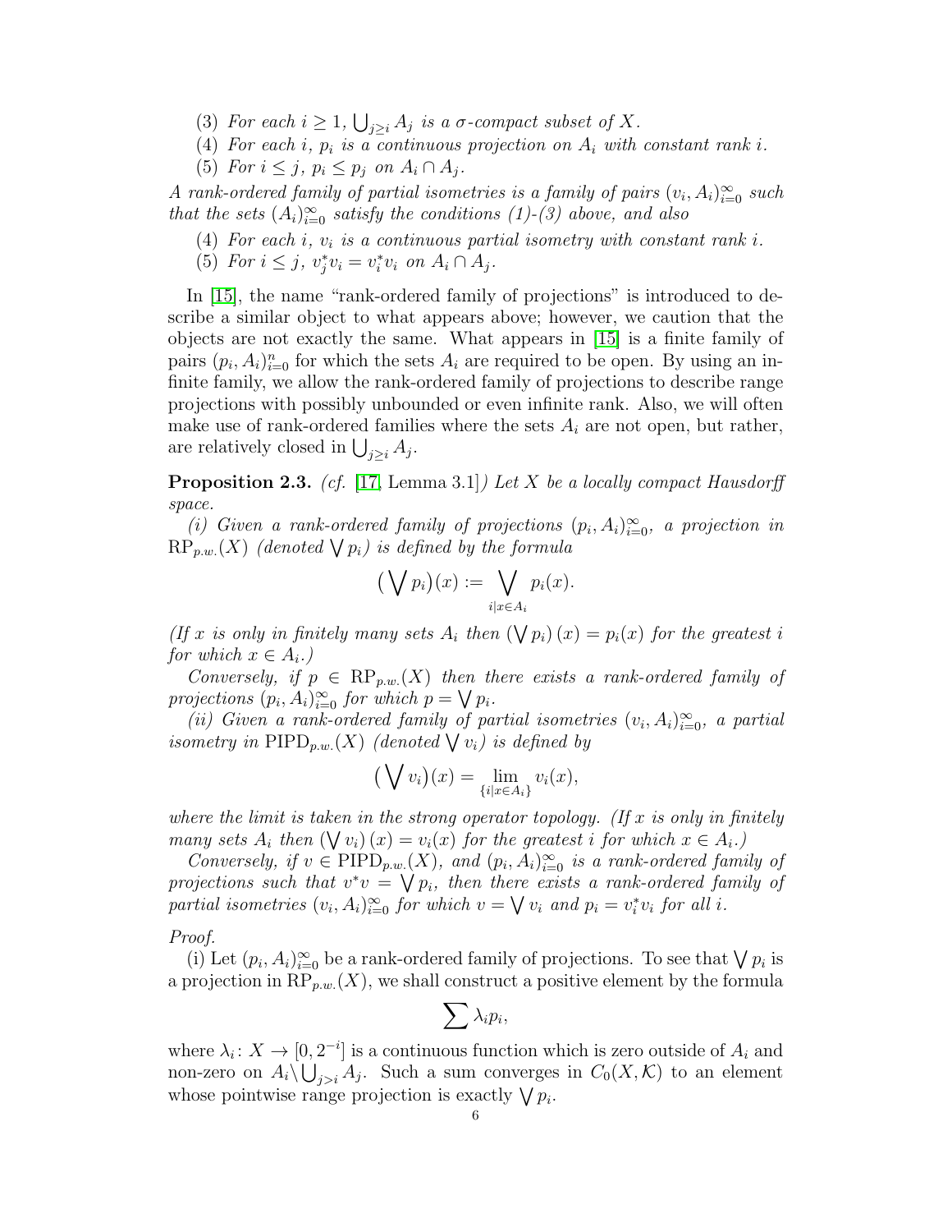(3) *For each $i \geq 1$, $\bigcup_{j \geq i} A_j$ is a $\sigma$-compact subset of $X$.*

(4) *For each $i$, $p_i$ is a continuous projection on $A_i$ with constant rank $i$.*

(5) *For $i \leq j$, $p_i \leq p_j$ on $A_i \cap A_j$.*

*A rank-ordered family of partial isometries is a family of pairs $(v_i, A_i)_{i=0}^{\infty}$ such that the sets $(A_i)_{i=0}^{\infty}$ satisfy the conditions (1)-(3) above, and also*

(4) *For each $i$, $v_i$ is a continuous partial isometry with constant rank $i$.*

(5) *For $i \leq j$, $v_j^* v_i = v_i^* v_i$ on $A_i \cap A_j$.*

In [15], the name "rank-ordered family of projections" is introduced to describe a similar object to what appears above; however, we caution that the objects are not exactly the same. What appears in [15] is a finite family of pairs $(p_i, A_i)_{i=0}^{n}$ for which the sets $A_i$ are required to be open. By using an infinite family, we allow the rank-ordered family of projections to describe range projections with possibly unbounded or even infinite rank. Also, we will often make use of rank-ordered families where the sets $A_i$ are not open, but rather, are relatively closed in $\bigcup_{j \geq i} A_j$.

**Proposition 2.3.** *(cf. [17, Lemma 3.1]) Let $X$ be a locally compact Hausdorff space.*

*(i) Given a rank-ordered family of projections $(p_i, A_i)_{i=0}^{\infty}$, a projection in $\mathrm{RP}_{p.w.}(X)$ (denoted $\bigvee p_i$) is defined by the formula*

$$\big(\bigvee p_i\big)(x) := \bigvee_{i | x \in A_i} p_i(x).$$

*(If $x$ is only in finitely many sets $A_i$ then $\left(\bigvee p_i\right)(x) = p_i(x)$ for the greatest $i$ for which $x \in A_i$.)*

*Conversely, if $p \in \mathrm{RP}_{p.w.}(X)$ then there exists a rank-ordered family of projections $(p_i, A_i)_{i=0}^{\infty}$ for which $p = \bigvee p_i$.*

*(ii) Given a rank-ordered family of partial isometries $(v_i, A_i)_{i=0}^{\infty}$, a partial isometry in $\mathrm{PIPD}_{p.w.}(X)$ (denoted $\bigvee v_i$) is defined by*

$$\big(\bigvee v_i\big)(x) = \lim_{\{i | x \in A_i\}} v_i(x),$$

*where the limit is taken in the strong operator topology. (If $x$ is only in finitely many sets $A_i$ then $\left(\bigvee v_i\right)(x) = v_i(x)$ for the greatest $i$ for which $x \in A_i$.)*

*Conversely, if $v \in \mathrm{PIPD}_{p.w.}(X)$, and $(p_i, A_i)_{i=0}^{\infty}$ is a rank-ordered family of projections such that $v^* v = \bigvee p_i$, then there exists a rank-ordered family of partial isometries $(v_i, A_i)_{i=0}^{\infty}$ for which $v = \bigvee v_i$ and $p_i = v_i^* v_i$ for all $i$.*

*Proof.*

(i) Let $(p_i, A_i)_{i=0}^{\infty}$ be a rank-ordered family of projections. To see that $\bigvee p_i$ is a projection in $\mathrm{RP}_{p.w.}(X)$, we shall construct a positive element by the formula

$$\sum \lambda_i p_i,$$

where $\lambda_i \colon X \to [0, 2^{-i}]$ is a continuous function which is zero outside of $A_i$ and non-zero on $A_i \setminus \bigcup_{j>i} A_j$. Such a sum converges in $C_0(X, \mathcal{K})$ to an element whose pointwise range projection is exactly $\bigvee p_i$.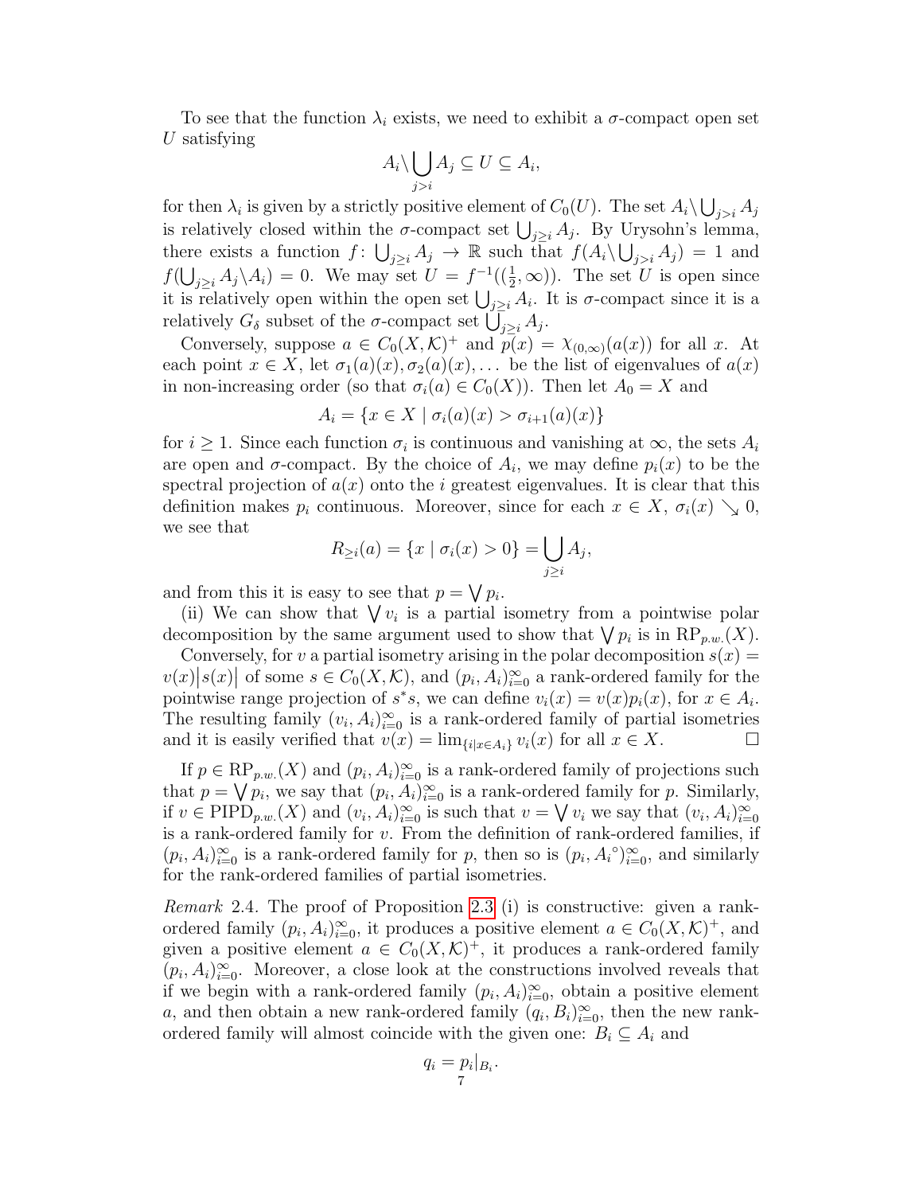To see that the function $\lambda_i$ exists, we need to exhibit a $\sigma$-compact open set $U$ satisfying

$$A_i \backslash \bigcup_{j>i} A_j \subseteq U \subseteq A_i,$$

for then $\lambda_i$ is given by a strictly positive element of $C_0(U)$. The set $A_i \backslash \bigcup_{j>i} A_j$ is relatively closed within the $\sigma$-compact set $\bigcup_{j \geq i} A_j$. By Urysohn's lemma, there exists a function $f\colon \bigcup_{j\geq i} A_j \to \mathbb{R}$ such that $f(A_i \backslash \bigcup_{j>i} A_j) = 1$ and $f(\bigcup_{j\geq i} A_j \backslash A_i) = 0$. We may set $U = f^{-1}((\frac{1}{2}, \infty))$. The set $U$ is open since it is relatively open within the open set $\bigcup_{j\geq i} A_i$. It is $\sigma$-compact since it is a relatively $G_\delta$ subset of the $\sigma$-compact set $\bigcup_{j\geq i} A_j$.

Conversely, suppose $a \in C_0(X, \mathcal{K})^+$ and $p(x) = \chi_{(0,\infty)}(a(x))$ for all $x$. At each point $x \in X$, let $\sigma_1(a)(x), \sigma_2(a)(x), \dots$ be the list of eigenvalues of $a(x)$ in non-increasing order (so that $\sigma_i(a) \in C_0(X)$). Then let $A_0 = X$ and

$$A_i = \{x \in X \mid \sigma_i(a)(x) > \sigma_{i+1}(a)(x)\}$$

for $i \geq 1$. Since each function $\sigma_i$ is continuous and vanishing at $\infty$, the sets $A_i$ are open and $\sigma$-compact. By the choice of $A_i$, we may define $p_i(x)$ to be the spectral projection of $a(x)$ onto the $i$ greatest eigenvalues. It is clear that this definition makes $p_i$ continuous. Moreover, since for each $x \in X$, $\sigma_i(x) \searrow 0$, we see that

$$R_{\geq i}(a) = \{x \mid \sigma_i(x) > 0\} = \bigcup_{j \geq i} A_j,$$

and from this it is easy to see that $p = \bigvee p_i$.

(ii) We can show that $\bigvee v_i$ is a partial isometry from a pointwise polar decomposition by the same argument used to show that $\bigvee p_i$ is in $\mathrm{RP}_{p.w.}(X)$.

Conversely, for $v$ a partial isometry arising in the polar decomposition $s(x) = v(x)\big|s(x)\big|$ of some $s \in C_0(X, \mathcal{K})$, and $(p_i, A_i)_{i=0}^\infty$ a rank-ordered family for the pointwise range projection of $s^*s$, we can define $v_i(x) = v(x)p_i(x)$, for $x \in A_i$. The resulting family $(v_i, A_i)_{i=0}^\infty$ is a rank-ordered family of partial isometries and it is easily verified that $v(x) = \lim_{\{i | x \in A_i\}} v_i(x)$ for all $x \in X$. $\square$

If $p \in \mathrm{RP}_{p.w.}(X)$ and $(p_i, A_i)_{i=0}^\infty$ is a rank-ordered family of projections such that $p = \bigvee p_i$, we say that $(p_i, A_i)_{i=0}^\infty$ is a rank-ordered family for $p$. Similarly, if $v \in \mathrm{PIPD}_{p.w.}(X)$ and $(v_i, A_i)_{i=0}^\infty$ is such that $v = \bigvee v_i$ we say that $(v_i, A_i)_{i=0}^\infty$ is a rank-ordered family for $v$. From the definition of rank-ordered families, if $(p_i, A_i)_{i=0}^\infty$ is a rank-ordered family for $p$, then so is $(p_i, A_i{}^\circ)_{i=0}^\infty$, and similarly for the rank-ordered families of partial isometries.

*Remark* 2.4. The proof of Proposition 2.3 (i) is constructive: given a rank-ordered family $(p_i, A_i)_{i=0}^\infty$, it produces a positive element $a \in C_0(X, \mathcal{K})^+$, and given a positive element $a \in C_0(X, \mathcal{K})^+$, it produces a rank-ordered family $(p_i, A_i)_{i=0}^\infty$. Moreover, a close look at the constructions involved reveals that if we begin with a rank-ordered family $(p_i, A_i)_{i=0}^\infty$, obtain a positive element $a$, and then obtain a new rank-ordered family $(q_i, B_i)_{i=0}^\infty$, then the new rank-ordered family will almost coincide with the given one: $B_i \subseteq A_i$ and

$$q_i = p_i|_{B_i}.$$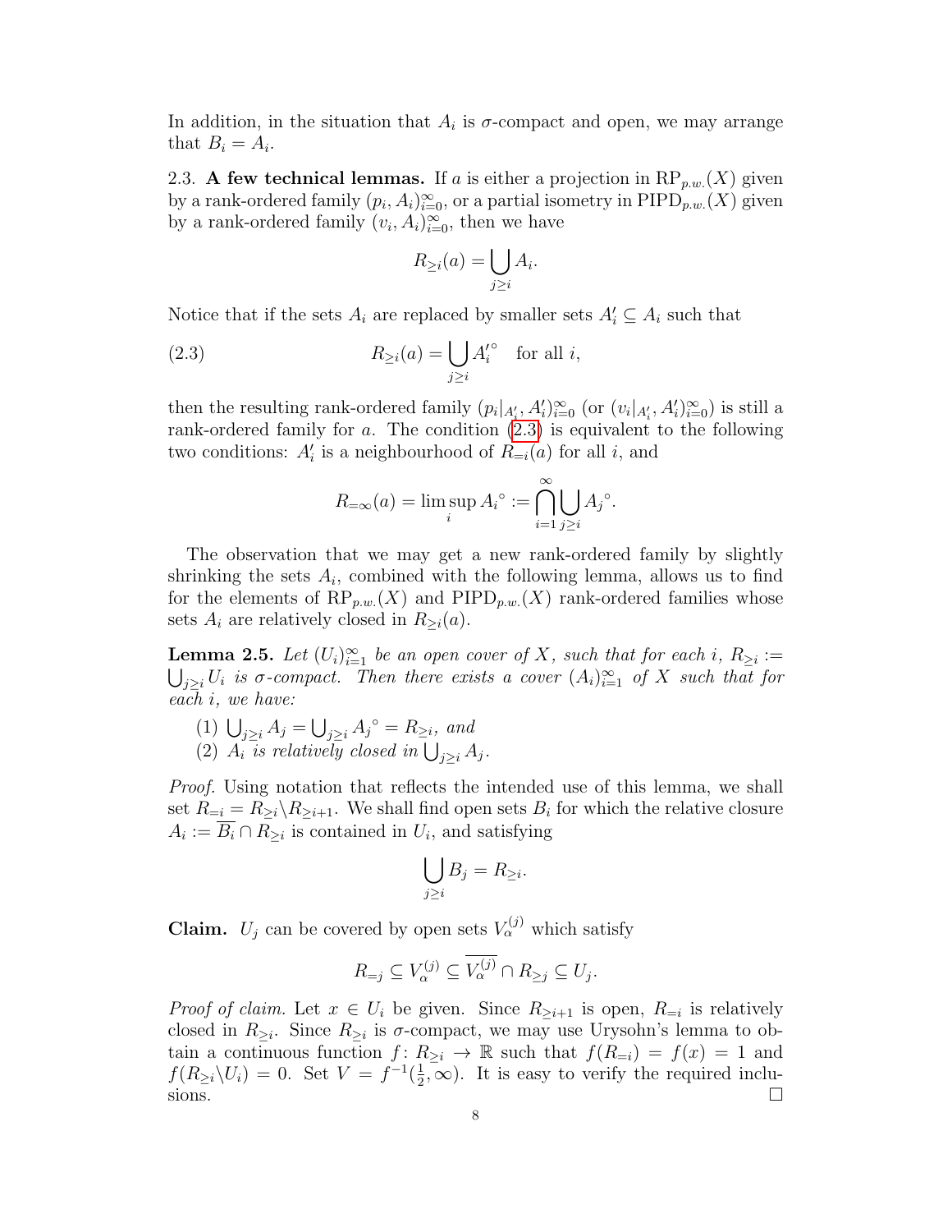In addition, in the situation that $A_i$ is $\sigma$-compact and open, we may arrange that $B_i = A_i$.

2.3. **A few technical lemmas.** If $a$ is either a projection in $\mathrm{RP}_{p.w.}(X)$ given by a rank-ordered family $(p_i, A_i)_{i=0}^{\infty}$, or a partial isometry in $\mathrm{PIPD}_{p.w.}(X)$ given by a rank-ordered family $(v_i, A_i)_{i=0}^{\infty}$, then we have

$$R_{\geq i}(a) = \bigcup_{j \geq i} A_i.$$

Notice that if the sets $A_i$ are replaced by smaller sets $A_i' \subseteq A_i$ such that

$$R_{\geq i}(a) = \bigcup_{j \geq i} A_i'^{\circ} \quad \text{for all } i, \tag{2.3}$$

then the resulting rank-ordered family $(p_i|_{A_i'}, A_i')_{i=0}^{\infty}$ (or $(v_i|_{A_i'}, A_i')_{i=0}^{\infty}$) is still a rank-ordered family for $a$. The condition (2.3) is equivalent to the following two conditions: $A_i'$ is a neighbourhood of $R_{=i}(a)$ for all $i$, and

$$R_{=\infty}(a) = \limsup_i A_i{}^{\circ} := \bigcap_{i=1}^{\infty} \bigcup_{j \geq i} A_j{}^{\circ}.$$

The observation that we may get a new rank-ordered family by slightly shrinking the sets $A_i$, combined with the following lemma, allows us to find for the elements of $\mathrm{RP}_{p.w.}(X)$ and $\mathrm{PIPD}_{p.w.}(X)$ rank-ordered families whose sets $A_i$ are relatively closed in $R_{\geq i}(a)$.

**Lemma 2.5.** *Let $(U_i)_{i=1}^{\infty}$ be an open cover of $X$, such that for each $i$, $R_{\geq i} := \bigcup_{j \geq i} U_i$ is $\sigma$-compact. Then there exists a cover $(A_i)_{i=1}^{\infty}$ of $X$ such that for each $i$, we have:*

1. $\bigcup_{j \geq i} A_j = \bigcup_{j \geq i} A_j{}^{\circ} = R_{\geq i}$, *and*
2. $A_i$ *is relatively closed in* $\bigcup_{j \geq i} A_j$.

*Proof.* Using notation that reflects the intended use of this lemma, we shall set $R_{=i} = R_{\geq i} \backslash R_{\geq i+1}$. We shall find open sets $B_i$ for which the relative closure $A_i := \overline{B_i} \cap R_{\geq i}$ is contained in $U_i$, and satisfying

$$\bigcup_{j \geq i} B_j = R_{\geq i}.$$

**Claim.** $U_j$ can be covered by open sets $V_\alpha^{(j)}$ which satisfy

$$R_{=j} \subseteq V_\alpha^{(j)} \subseteq \overline{V_\alpha^{(j)}} \cap R_{\geq j} \subseteq U_j.$$

*Proof of claim.* Let $x \in U_i$ be given. Since $R_{\geq i+1}$ is open, $R_{=i}$ is relatively closed in $R_{\geq i}$. Since $R_{\geq i}$ is $\sigma$-compact, we may use Urysohn's lemma to obtain a continuous function $f \colon R_{\geq i} \to \mathbb{R}$ such that $f(R_{=i}) = f(x) = 1$ and $f(R_{\geq i} \backslash U_i) = 0$. Set $V = f^{-1}(\frac{1}{2}, \infty)$. It is easy to verify the required inclusions. $\square$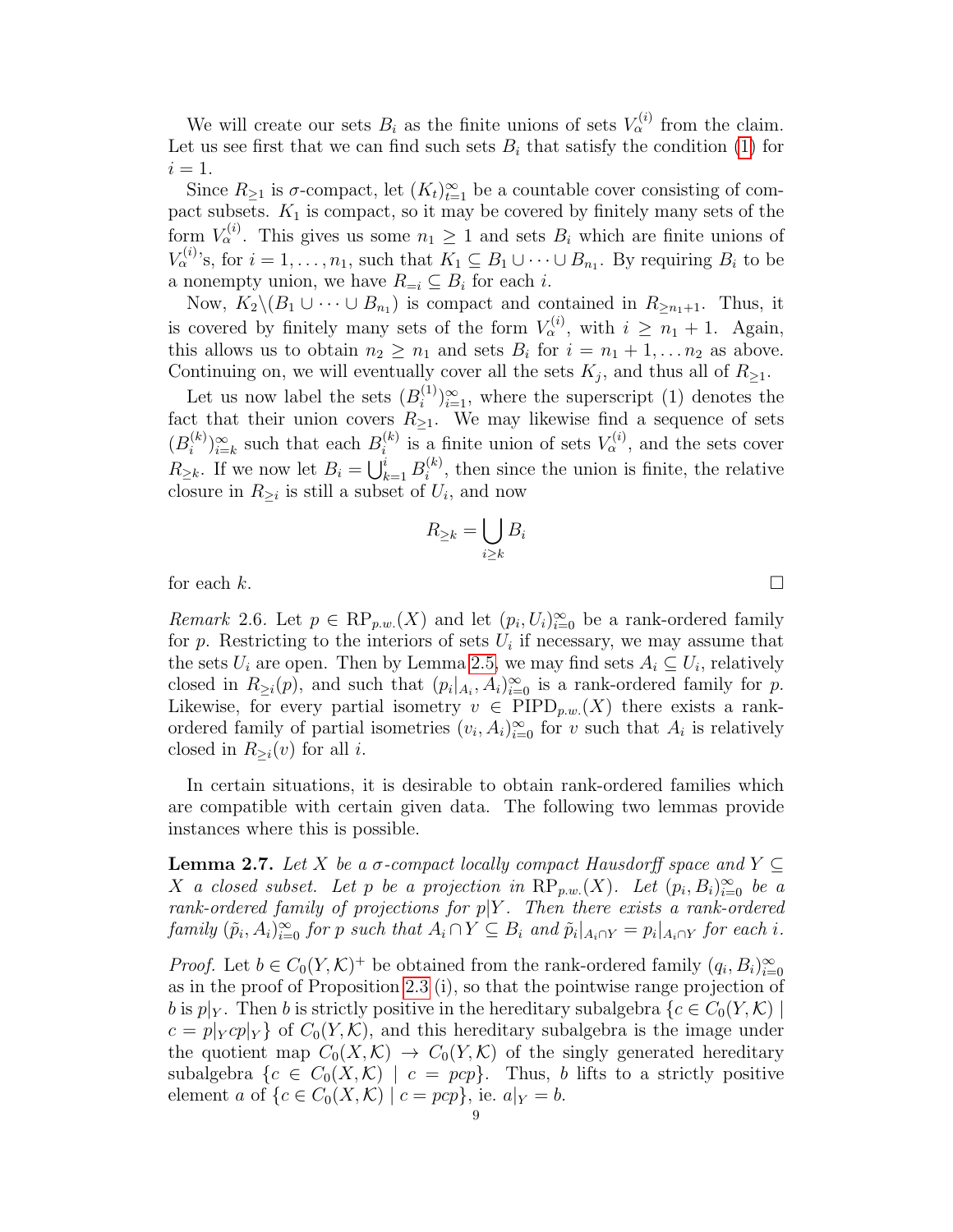We will create our sets $B_i$ as the finite unions of sets $V_\alpha^{(i)}$ from the claim. Let us see first that we can find such sets $B_i$ that satisfy the condition (1) for $i = 1$.

Since $R_{\geq 1}$ is $\sigma$-compact, let $(K_t)_{t=1}^\infty$ be a countable cover consisting of compact subsets. $K_1$ is compact, so it may be covered by finitely many sets of the form $V_\alpha^{(i)}$. This gives us some $n_1 \geq 1$ and sets $B_i$ which are finite unions of $V_\alpha^{(i)}$'s, for $i = 1, \ldots, n_1$, such that $K_1 \subseteq B_1 \cup \cdots \cup B_{n_1}$. By requiring $B_i$ to be a nonempty union, we have $R_{=i} \subseteq B_i$ for each $i$.

Now, $K_2 \backslash (B_1 \cup \cdots \cup B_{n_1})$ is compact and contained in $R_{\geq n_1+1}$. Thus, it is covered by finitely many sets of the form $V_\alpha^{(i)}$, with $i \geq n_1 + 1$. Again, this allows us to obtain $n_2 \geq n_1$ and sets $B_i$ for $i = n_1 + 1, \ldots n_2$ as above. Continuing on, we will eventually cover all the sets $K_j$, and thus all of $R_{\geq 1}$.

Let us now label the sets $(B_i^{(1)})_{i=1}^\infty$, where the superscript (1) denotes the fact that their union covers $R_{\geq 1}$. We may likewise find a sequence of sets $(B_i^{(k)})_{i=k}^\infty$ such that each $B_i^{(k)}$ is a finite union of sets $V_\alpha^{(i)}$, and the sets cover $R_{\geq k}$. If we now let $B_i = \bigcup_{k=1}^i B_i^{(k)}$, then since the union is finite, the relative closure in $R_{\geq i}$ is still a subset of $U_i$, and now

$$R_{\geq k} = \bigcup_{i \geq k} B_i$$

for each $k$. $\square$

*Remark* 2.6. Let $p \in \mathrm{RP}_{p.w.}(X)$ and let $(p_i, U_i)_{i=0}^\infty$ be a rank-ordered family for $p$. Restricting to the interiors of sets $U_i$ if necessary, we may assume that the sets $U_i$ are open. Then by Lemma 2.5, we may find sets $A_i \subseteq U_i$, relatively closed in $R_{\geq i}(p)$, and such that $(p_i|_{A_i}, A_i)_{i=0}^\infty$ is a rank-ordered family for $p$. Likewise, for every partial isometry $v \in \mathrm{PIPD}_{p.w.}(X)$ there exists a rank-ordered family of partial isometries $(v_i, A_i)_{i=0}^\infty$ for $v$ such that $A_i$ is relatively closed in $R_{\geq i}(v)$ for all $i$.

In certain situations, it is desirable to obtain rank-ordered families which are compatible with certain given data. The following two lemmas provide instances where this is possible.

**Lemma 2.7.** *Let $X$ be a $\sigma$-compact locally compact Hausdorff space and $Y \subseteq X$ a closed subset. Let $p$ be a projection in $\mathrm{RP}_{p.w.}(X)$. Let $(p_i, B_i)_{i=0}^\infty$ be a rank-ordered family of projections for $p|Y$. Then there exists a rank-ordered family $(\tilde{p}_i, A_i)_{i=0}^\infty$ for $p$ such that $A_i \cap Y \subseteq B_i$ and $\tilde{p}_i|_{A_i \cap Y} = p_i|_{A_i \cap Y}$ for each $i$.*

*Proof.* Let $b \in C_0(Y, \mathcal{K})^+$ be obtained from the rank-ordered family $(q_i, B_i)_{i=0}^\infty$ as in the proof of Proposition 2.3 (i), so that the pointwise range projection of $b$ is $p|_Y$. Then $b$ is strictly positive in the hereditary subalgebra $\{c \in C_0(Y, \mathcal{K}) \mid c = p|_Y c p|_Y\}$ of $C_0(Y, \mathcal{K})$, and this hereditary subalgebra is the image under the quotient map $C_0(X, \mathcal{K}) \to C_0(Y, \mathcal{K})$ of the singly generated hereditary subalgebra $\{c \in C_0(X, \mathcal{K}) \mid c = pcp\}$. Thus, $b$ lifts to a strictly positive element $a$ of $\{c \in C_0(X, \mathcal{K}) \mid c = pcp\}$, ie. $a|_Y = b$.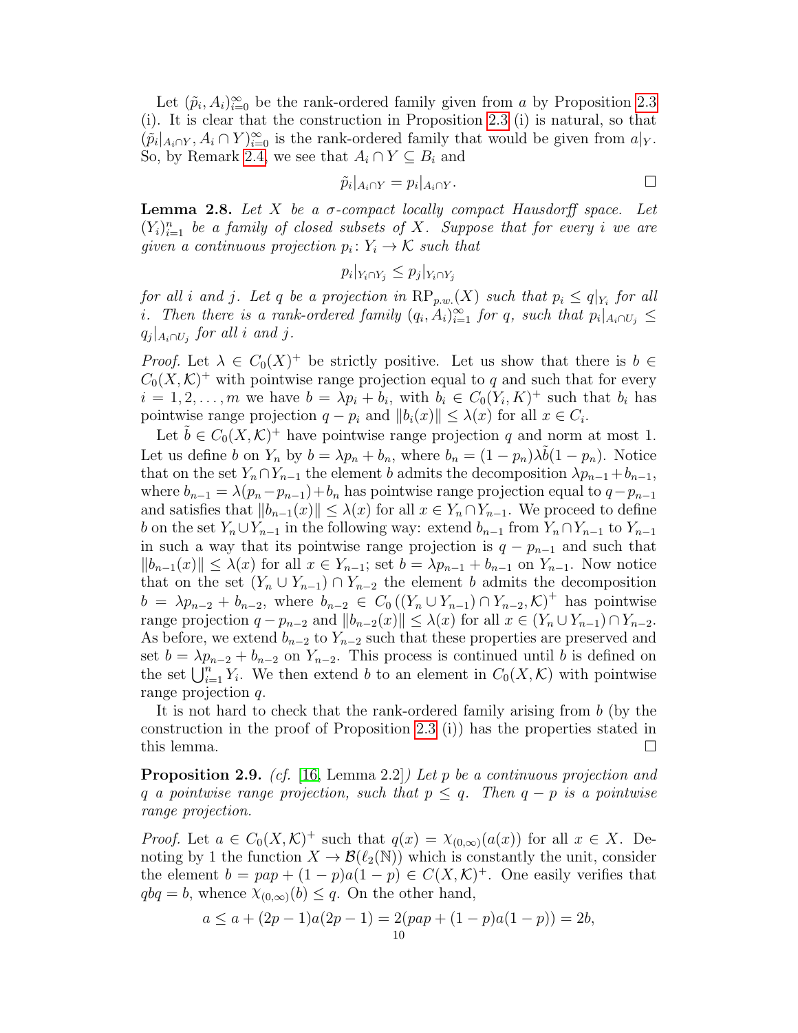Let $(\tilde{p}_i, A_i)_{i=0}^{\infty}$ be the rank-ordered family given from $a$ by Proposition 2.3 (i). It is clear that the construction in Proposition 2.3 (i) is natural, so that $(\tilde{p}_i|_{A_i \cap Y}, A_i \cap Y)_{i=0}^{\infty}$ is the rank-ordered family that would be given from $a|_Y$. So, by Remark 2.4, we see that $A_i \cap Y \subseteq B_i$ and

$$\tilde{p}_i|_{A_i \cap Y} = p_i|_{A_i \cap Y}.$$

□

**Lemma 2.8.** *Let $X$ be a $\sigma$-compact locally compact Hausdorff space. Let $(Y_i)_{i=1}^{n}$ be a family of closed subsets of $X$. Suppose that for every $i$ we are given a continuous projection $p_i \colon Y_i \to \mathcal{K}$ such that*

$$p_i|_{Y_i \cap Y_j} \leq p_j|_{Y_i \cap Y_j}$$

*for all $i$ and $j$. Let $q$ be a projection in $\mathrm{RP}_{p.w.}(X)$ such that $p_i \leq q|_{Y_i}$ for all $i$. Then there is a rank-ordered family $(q_i, A_i)_{i=1}^{\infty}$ for $q$, such that $p_i|_{A_i \cap U_j} \leq q_j|_{A_i \cap U_j}$ for all $i$ and $j$.*

*Proof.* Let $\lambda \in C_0(X)^+$ be strictly positive. Let us show that there is $b \in C_0(X, \mathcal{K})^+$ with pointwise range projection equal to $q$ and such that for every $i = 1, 2, \ldots, m$ we have $b = \lambda p_i + b_i$, with $b_i \in C_0(Y_i, K)^+$ such that $b_i$ has pointwise range projection $q - p_i$ and $\|b_i(x)\| \leq \lambda(x)$ for all $x \in C_i$.

Let $\tilde{b} \in C_0(X, \mathcal{K})^+$ have pointwise range projection $q$ and norm at most 1. Let us define $b$ on $Y_n$ by $b = \lambda p_n + b_n$, where $b_n = (1 - p_n)\lambda\tilde{b}(1 - p_n)$. Notice that on the set $Y_n \cap Y_{n-1}$ the element $b$ admits the decomposition $\lambda p_{n-1} + b_{n-1}$, where $b_{n-1} = \lambda(p_n - p_{n-1}) + b_n$ has pointwise range projection equal to $q - p_{n-1}$ and satisfies that $\|b_{n-1}(x)\| \leq \lambda(x)$ for all $x \in Y_n \cap Y_{n-1}$. We proceed to define $b$ on the set $Y_n \cup Y_{n-1}$ in the following way: extend $b_{n-1}$ from $Y_n \cap Y_{n-1}$ to $Y_{n-1}$ in such a way that its pointwise range projection is $q - p_{n-1}$ and such that $\|b_{n-1}(x)\| \leq \lambda(x)$ for all $x \in Y_{n-1}$; set $b = \lambda p_{n-1} + b_{n-1}$ on $Y_{n-1}$. Now notice that on the set $(Y_n \cup Y_{n-1}) \cap Y_{n-2}$ the element $b$ admits the decomposition $b = \lambda p_{n-2} + b_{n-2}$, where $b_{n-2} \in C_0\left((Y_n \cup Y_{n-1}) \cap Y_{n-2}, \mathcal{K}\right)^+$ has pointwise range projection $q - p_{n-2}$ and $\|b_{n-2}(x)\| \leq \lambda(x)$ for all $x \in (Y_n \cup Y_{n-1}) \cap Y_{n-2}$. As before, we extend $b_{n-2}$ to $Y_{n-2}$ such that these properties are preserved and set $b = \lambda p_{n-2} + b_{n-2}$ on $Y_{n-2}$. This process is continued until $b$ is defined on the set $\bigcup_{i=1}^{n} Y_i$. We then extend $b$ to an element in $C_0(X, \mathcal{K})$ with pointwise range projection $q$.

It is not hard to check that the rank-ordered family arising from $b$ (by the construction in the proof of Proposition 2.3 (i)) has the properties stated in this lemma. □

**Proposition 2.9.** *(cf. [16, Lemma 2.2]) Let $p$ be a continuous projection and $q$ a pointwise range projection, such that $p \leq q$. Then $q - p$ is a pointwise range projection.*

*Proof.* Let $a \in C_0(X, \mathcal{K})^+$ such that $q(x) = \chi_{(0,\infty)}(a(x))$ for all $x \in X$. Denoting by 1 the function $X \to \mathcal{B}(\ell_2(\mathbb{N}))$ which is constantly the unit, consider the element $b = pap + (1 - p)a(1 - p) \in C(X, \mathcal{K})^+$. One easily verifies that $qbq = b$, whence $\chi_{(0,\infty)}(b) \leq q$. On the other hand,

$$a \leq a + (2p - 1)a(2p - 1) = 2(pap + (1 - p)a(1 - p)) = 2b,$$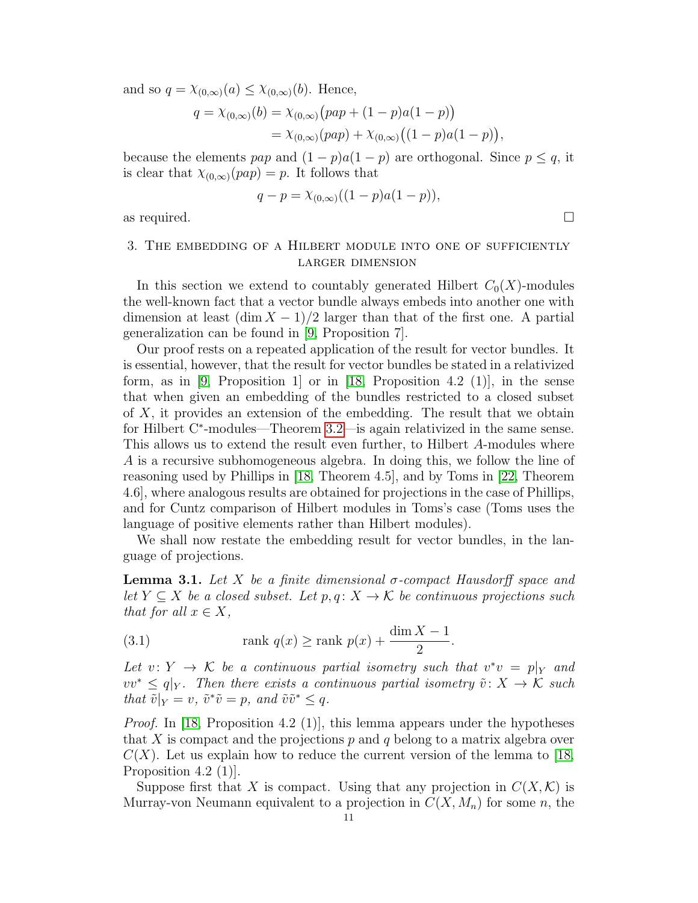and so $q = \chi_{(0,\infty)}(a) \leq \chi_{(0,\infty)}(b)$. Hence,

$$
\begin{aligned}
q = \chi_{(0,\infty)}(b) &= \chi_{(0,\infty)}\big(pap + (1-p)a(1-p)\big) \\
&= \chi_{(0,\infty)}(pap) + \chi_{(0,\infty)}\big((1-p)a(1-p)\big),
\end{aligned}
$$

because the elements $pap$ and $(1-p)a(1-p)$ are orthogonal. Since $p \leq q$, it is clear that $\chi_{(0,\infty)}(pap) = p$. It follows that

$$
q - p = \chi_{(0,\infty)}((1-p)a(1-p)),
$$

as required. $\square$

## 3. The embedding of a Hilbert module into one of sufficiently larger dimension

In this section we extend to countably generated Hilbert $C_0(X)$-modules the well-known fact that a vector bundle always embeds into another one with dimension at least $(\dim X - 1)/2$ larger than that of the first one. A partial generalization can be found in [9, Proposition 7].

Our proof rests on a repeated application of the result for vector bundles. It is essential, however, that the result for vector bundles be stated in a relativized form, as in [9, Proposition 1] or in [18, Proposition 4.2 (1)], in the sense that when given an embedding of the bundles restricted to a closed subset of $X$, it provides an extension of the embedding. The result that we obtain for Hilbert C*-modules—Theorem 3.2—is again relativized in the same sense. This allows us to extend the result even further, to Hilbert $A$-modules where $A$ is a recursive subhomogeneous algebra. In doing this, we follow the line of reasoning used by Phillips in [18, Theorem 4.5], and by Toms in [22, Theorem 4.6], where analogous results are obtained for projections in the case of Phillips, and for Cuntz comparison of Hilbert modules in Toms's case (Toms uses the language of positive elements rather than Hilbert modules).

We shall now restate the embedding result for vector bundles, in the language of projections.

**Lemma 3.1.** *Let $X$ be a finite dimensional $\sigma$-compact Hausdorff space and let $Y \subseteq X$ be a closed subset. Let $p, q\colon X \to \mathcal{K}$ be continuous projections such that for all $x \in X$,*

$$
\text{rank } q(x) \geq \text{rank } p(x) + \frac{\dim X - 1}{2}. \tag{3.1}
$$

*Let $v\colon Y \to \mathcal{K}$ be a continuous partial isometry such that $v^*v = p|_Y$ and $vv^* \leq q|_Y$. Then there exists a continuous partial isometry $\tilde{v}\colon X \to \mathcal{K}$ such that $\tilde{v}|_Y = v$, $\tilde{v}^*\tilde{v} = p$, and $\tilde{v}\tilde{v}^* \leq q$.*

*Proof.* In [18, Proposition 4.2 (1)], this lemma appears under the hypotheses that $X$ is compact and the projections $p$ and $q$ belong to a matrix algebra over $C(X)$. Let us explain how to reduce the current version of the lemma to [18, Proposition 4.2 (1)].

Suppose first that $X$ is compact. Using that any projection in $C(X, \mathcal{K})$ is Murray-von Neumann equivalent to a projection in $C(X, M_n)$ for some $n$, the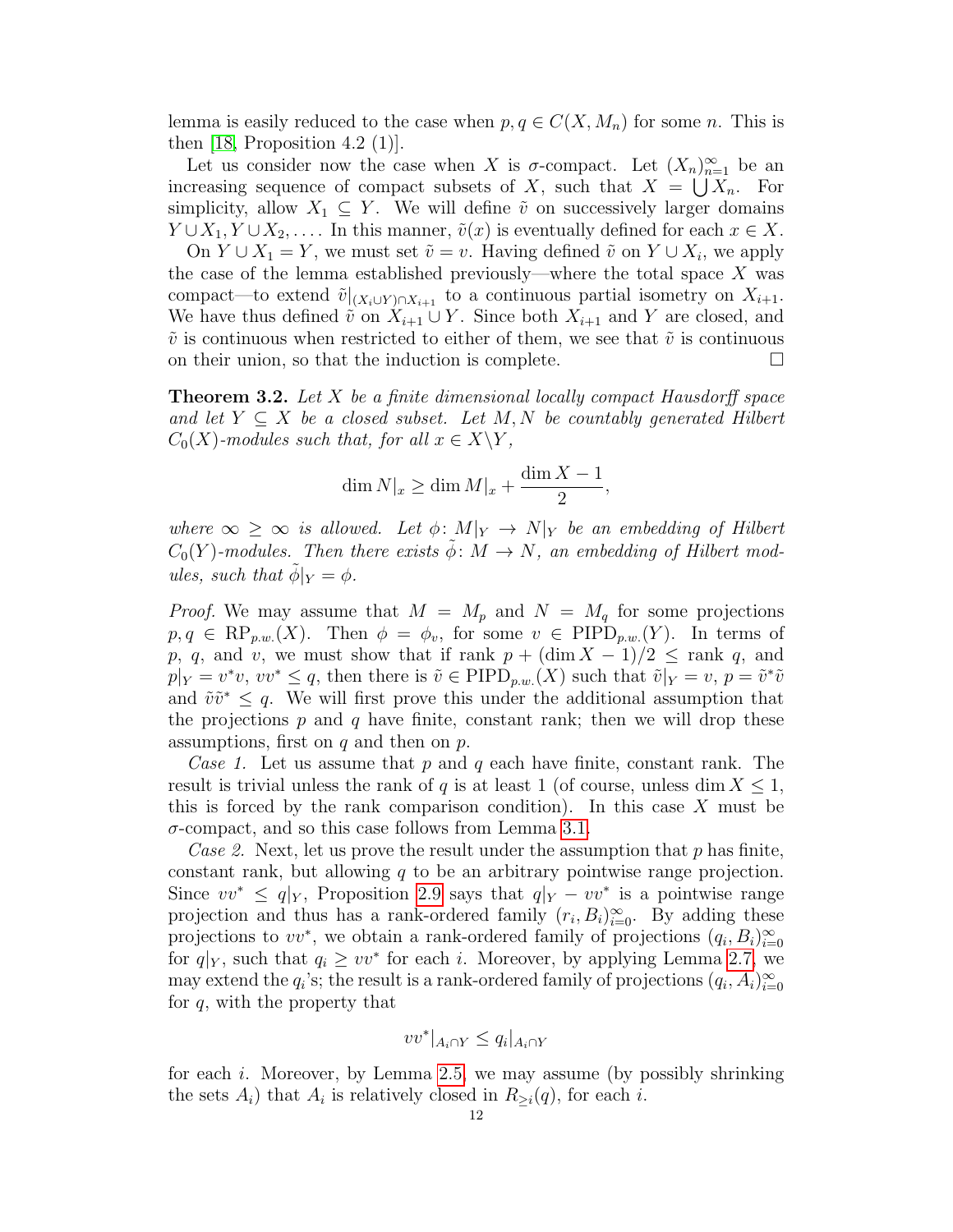lemma is easily reduced to the case when $p, q \in C(X, M_n)$ for some $n$. This is then [18, Proposition 4.2 (1)].

Let us consider now the case when $X$ is $\sigma$-compact. Let $(X_n)_{n=1}^{\infty}$ be an increasing sequence of compact subsets of $X$, such that $X = \bigcup X_n$. For simplicity, allow $X_1 \subseteq Y$. We will define $\tilde{v}$ on successively larger domains $Y \cup X_1, Y \cup X_2, \ldots$. In this manner, $\tilde{v}(x)$ is eventually defined for each $x \in X$.

On $Y \cup X_1 = Y$, we must set $\tilde{v} = v$. Having defined $\tilde{v}$ on $Y \cup X_i$, we apply the case of the lemma established previously—where the total space $X$ was compact—to extend $\tilde{v}|_{(X_i \cup Y) \cap X_{i+1}}$ to a continuous partial isometry on $X_{i+1}$. We have thus defined $\tilde{v}$ on $X_{i+1} \cup Y$. Since both $X_{i+1}$ and $Y$ are closed, and $\tilde{v}$ is continuous when restricted to either of them, we see that $\tilde{v}$ is continuous on their union, so that the induction is complete. □

**Theorem 3.2.** *Let $X$ be a finite dimensional locally compact Hausdorff space and let $Y \subseteq X$ be a closed subset. Let $M, N$ be countably generated Hilbert $C_0(X)$-modules such that, for all $x \in X \backslash Y$,*

$$\dim N|_x \geq \dim M|_x + \frac{\dim X - 1}{2},$$

*where $\infty \geq \infty$ is allowed. Let $\phi\colon M|_Y \to N|_Y$ be an embedding of Hilbert $C_0(Y)$-modules. Then there exists $\tilde{\phi}\colon M \to N$, an embedding of Hilbert modules, such that $\tilde{\phi}|_Y = \phi$.*

*Proof.* We may assume that $M = M_p$ and $N = M_q$ for some projections $p, q \in \mathrm{RP}_{p.w.}(X)$. Then $\phi = \phi_v$, for some $v \in \mathrm{PIPD}_{p.w.}(Y)$. In terms of $p$, $q$, and $v$, we must show that if rank $p + (\dim X - 1)/2 \leq$ rank $q$, and $p|_Y = v^*v$, $vv^* \leq q$, then there is $\tilde{v} \in \mathrm{PIPD}_{p.w.}(X)$ such that $\tilde{v}|_Y = v$, $p = \tilde{v}^*\tilde{v}$ and $\tilde{v}\tilde{v}^* \leq q$. We will first prove this under the additional assumption that the projections $p$ and $q$ have finite, constant rank; then we will drop these assumptions, first on $q$ and then on $p$.

*Case 1.* Let us assume that $p$ and $q$ each have finite, constant rank. The result is trivial unless the rank of $q$ is at least 1 (of course, unless $\dim X \leq 1$, this is forced by the rank comparison condition). In this case $X$ must be $\sigma$-compact, and so this case follows from Lemma 3.1.

*Case 2.* Next, let us prove the result under the assumption that $p$ has finite, constant rank, but allowing $q$ to be an arbitrary pointwise range projection. Since $vv^* \leq q|_Y$, Proposition 2.9 says that $q|_Y - vv^*$ is a pointwise range projection and thus has a rank-ordered family $(r_i, B_i)_{i=0}^{\infty}$. By adding these projections to $vv^*$, we obtain a rank-ordered family of projections $(q_i, B_i)_{i=0}^{\infty}$ for $q|_Y$, such that $q_i \geq vv^*$ for each $i$. Moreover, by applying Lemma 2.7, we may extend the $q_i$'s; the result is a rank-ordered family of projections $(q_i, A_i)_{i=0}^{\infty}$ for $q$, with the property that

$$vv^*|_{A_i \cap Y} \leq q_i|_{A_i \cap Y}$$

for each $i$. Moreover, by Lemma 2.5, we may assume (by possibly shrinking the sets $A_i$) that $A_i$ is relatively closed in $R_{\geq i}(q)$, for each $i$.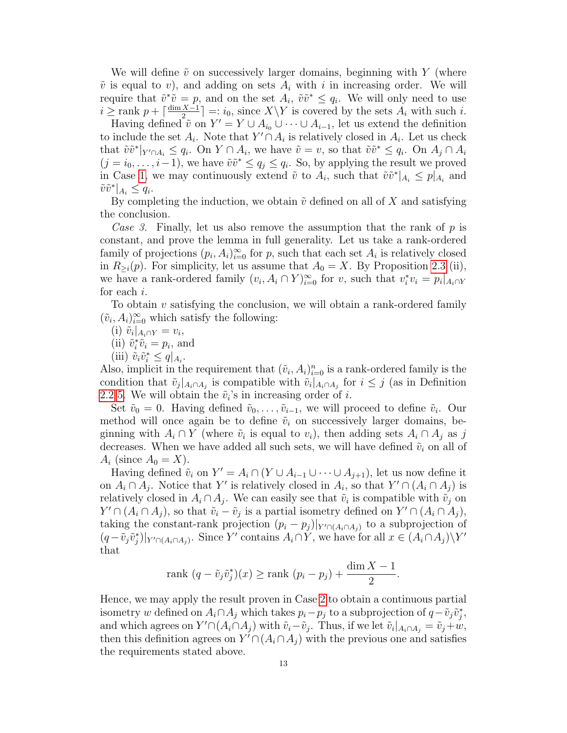We will define $\tilde{v}$ on successively larger domains, beginning with $Y$ (where $\tilde{v}$ is equal to $v$), and adding on sets $A_i$ with $i$ in increasing order. We will require that $\tilde{v}^*\tilde{v} = p$, and on the set $A_i$, $\tilde{v}\tilde{v}^* \leq q_i$. We will only need to use $i \geq \text{rank } p + \lceil \frac{\dim X - 1}{2} \rceil =: i_0$, since $X \backslash Y$ is covered by the sets $A_i$ with such $i$.

Having defined $\tilde{v}$ on $Y' = Y \cup A_{i_0} \cup \cdots \cup A_{i-1}$, let us extend the definition to include the set $A_i$. Note that $Y' \cap A_i$ is relatively closed in $A_i$. Let us check that $\tilde{v}\tilde{v}^*|_{Y' \cap A_i} \leq q_i$. On $Y \cap A_i$, we have $\tilde{v} = v$, so that $\tilde{v}\tilde{v}^* \leq q_i$. On $A_j \cap A_i$ ($j = i_0, \ldots, i-1$), we have $\tilde{v}\tilde{v}^* \leq q_j \leq q_i$. So, by applying the result we proved in Case 1, we may continuously extend $\tilde{v}$ to $A_i$, such that $\tilde{v}\tilde{v}^*|_{A_i} \leq p|_{A_i}$ and $\tilde{v}\tilde{v}^*|_{A_i} \leq q_i$.

By completing the induction, we obtain $\tilde{v}$ defined on all of $X$ and satisfying the conclusion.

*Case 3.* Finally, let us also remove the assumption that the rank of $p$ is constant, and prove the lemma in full generality. Let us take a rank-ordered family of projections $(p_i, A_i)_{i=0}^\infty$ for $p$, such that each set $A_i$ is relatively closed in $R_{\geq i}(p)$. For simplicity, let us assume that $A_0 = X$. By Proposition 2.3 (ii), we have a rank-ordered family $(v_i, A_i \cap Y)_{i=0}^\infty$ for $v$, such that $v_i^* v_i = p_i|_{A_i \cap Y}$ for each $i$.

To obtain $v$ satisfying the conclusion, we will obtain a rank-ordered family $(\tilde{v}_i, A_i)_{i=0}^\infty$ which satisfy the following:

(i) $\tilde{v}_i|_{A_i \cap Y} = v_i$,

(ii) $\tilde{v}_i^* \tilde{v}_i = p_i$, and

(iii) $\tilde{v}_i \tilde{v}_i^* \leq q|_{A_i}$.

Also, implicit in the requirement that $(\tilde{v}_i, A_i)_{i=0}^n$ is a rank-ordered family is the condition that $\tilde{v}_j|_{A_i \cap A_j}$ is compatible with $\tilde{v}_i|_{A_i \cap A_j}$ for $i \leq j$ (as in Definition 2.2 5. We will obtain the $\tilde{v}_i$'s in increasing order of $i$.

Set $\tilde{v}_0 = 0$. Having defined $\tilde{v}_0, \ldots, \tilde{v}_{i-1}$, we will proceed to define $\tilde{v}_i$. Our method will once again be to define $\tilde{v}_i$ on successively larger domains, beginning with $A_i \cap Y$ (where $\tilde{v}_i$ is equal to $v_i$), then adding sets $A_i \cap A_j$ as $j$ decreases. When we have added all such sets, we will have defined $\tilde{v}_i$ on all of $A_i$ (since $A_0 = X$).

Having defined $\tilde{v}_i$ on $Y' = A_i \cap (Y \cup A_{i-1} \cup \cdots \cup A_{j+1})$, let us now define it on $A_i \cap A_j$. Notice that $Y'$ is relatively closed in $A_i$, so that $Y' \cap (A_i \cap A_j)$ is relatively closed in $A_i \cap A_j$. We can easily see that $\tilde{v}_i$ is compatible with $\tilde{v}_j$ on $Y' \cap (A_i \cap A_j)$, so that $\tilde{v}_i - \tilde{v}_j$ is a partial isometry defined on $Y' \cap (A_i \cap A_j)$, taking the constant-rank projection $(p_i - p_j)|_{Y' \cap (A_i \cap A_j)}$ to a subprojection of $(q - \tilde{v}_j \tilde{v}_j^*)|_{Y' \cap (A_i \cap A_j)}$. Since $Y'$ contains $A_i \cap Y$, we have for all $x \in (A_i \cap A_j) \backslash Y'$ that

$$\text{rank } (q - \tilde{v}_j \tilde{v}_j^*)(x) \geq \text{rank } (p_i - p_j) + \frac{\dim X - 1}{2}.$$

Hence, we may apply the result proven in Case 2 to obtain a continuous partial isometry $w$ defined on $A_i \cap A_j$ which takes $p_i - p_j$ to a subprojection of $q - \tilde{v}_j \tilde{v}_j^*$, and which agrees on $Y' \cap (A_i \cap A_j)$ with $\tilde{v}_i - \tilde{v}_j$. Thus, if we let $\tilde{v}_i|_{A_i \cap A_j} = \tilde{v}_j + w$, then this definition agrees on $Y' \cap (A_i \cap A_j)$ with the previous one and satisfies the requirements stated above.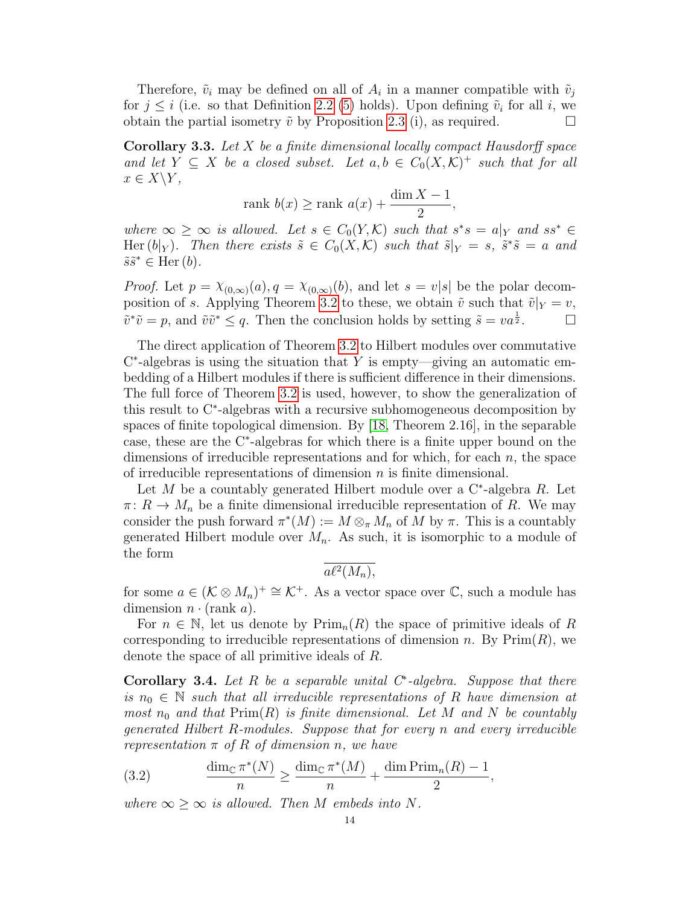Therefore, $\tilde{v}_i$ may be defined on all of $A_i$ in a manner compatible with $\tilde{v}_j$ for $j \leq i$ (i.e. so that Definition 2.2 (5) holds). Upon defining $\tilde{v}_i$ for all $i$, we obtain the partial isometry $\tilde{v}$ by Proposition 2.3 (i), as required. □

**Corollary 3.3.** *Let $X$ be a finite dimensional locally compact Hausdorff space and let $Y \subseteq X$ be a closed subset. Let $a, b \in C_0(X, \mathcal{K})^+$ such that for all $x \in X \backslash Y$,*

$$\text{rank } b(x) \geq \text{rank } a(x) + \frac{\dim X - 1}{2},$$

*where $\infty \geq \infty$ is allowed. Let $s \in C_0(Y, \mathcal{K})$ such that $s^*s = a|_Y$ and $ss^* \in \text{Her}\,(b|_Y)$. Then there exists $\tilde{s} \in C_0(X, \mathcal{K})$ such that $\tilde{s}|_Y = s$, $\tilde{s}^*\tilde{s} = a$ and $\tilde{s}\tilde{s}^* \in \text{Her}\,(b)$.*

*Proof.* Let $p = \chi_{(0,\infty)}(a), q = \chi_{(0,\infty)}(b)$, and let $s = v|s|$ be the polar decomposition of $s$. Applying Theorem 3.2 to these, we obtain $\tilde{v}$ such that $\tilde{v}|_Y = v$, $\tilde{v}^*\tilde{v} = p$, and $\tilde{v}\tilde{v}^* \leq q$. Then the conclusion holds by setting $\tilde{s} = va^{\frac{1}{2}}$. □

The direct application of Theorem 3.2 to Hilbert modules over commutative C*-algebras is using the situation that $Y$ is empty—giving an automatic embedding of a Hilbert modules if there is sufficient difference in their dimensions. The full force of Theorem 3.2 is used, however, to show the generalization of this result to C*-algebras with a recursive subhomogeneous decomposition by spaces of finite topological dimension. By [18, Theorem 2.16], in the separable case, these are the C*-algebras for which there is a finite upper bound on the dimensions of irreducible representations and for which, for each $n$, the space of irreducible representations of dimension $n$ is finite dimensional.

Let $M$ be a countably generated Hilbert module over a C*-algebra $R$. Let $\pi\colon R \to M_n$ be a finite dimensional irreducible representation of $R$. We may consider the push forward $\pi^*(M) := M \otimes_\pi M_n$ of $M$ by $\pi$. This is a countably generated Hilbert module over $M_n$. As such, it is isomorphic to a module of the form

$$\overline{a\ell^2(M_n)},$$

for some $a \in (\mathcal{K} \otimes M_n)^+ \cong \mathcal{K}^+$. As a vector space over $\mathbb{C}$, such a module has dimension $n \cdot (\text{rank } a)$.

For $n \in \mathbb{N}$, let us denote by $\text{Prim}_n(R)$ the space of primitive ideals of $R$ corresponding to irreducible representations of dimension $n$. By $\text{Prim}(R)$, we denote the space of all primitive ideals of $R$.

**Corollary 3.4.** *Let $R$ be a separable unital C*-algebra. Suppose that there is $n_0 \in \mathbb{N}$ such that all irreducible representations of $R$ have dimension at most $n_0$ and that $\text{Prim}(R)$ is finite dimensional. Let $M$ and $N$ be countably generated Hilbert $R$-modules. Suppose that for every $n$ and every irreducible representation $\pi$ of $R$ of dimension $n$, we have*

$$\frac{\dim_{\mathbb{C}} \pi^*(N)}{n} \geq \frac{\dim_{\mathbb{C}} \pi^*(M)}{n} + \frac{\dim \text{Prim}_n(R) - 1}{2}, \tag{3.2}$$

*where $\infty \geq \infty$ is allowed. Then $M$ embeds into $N$.*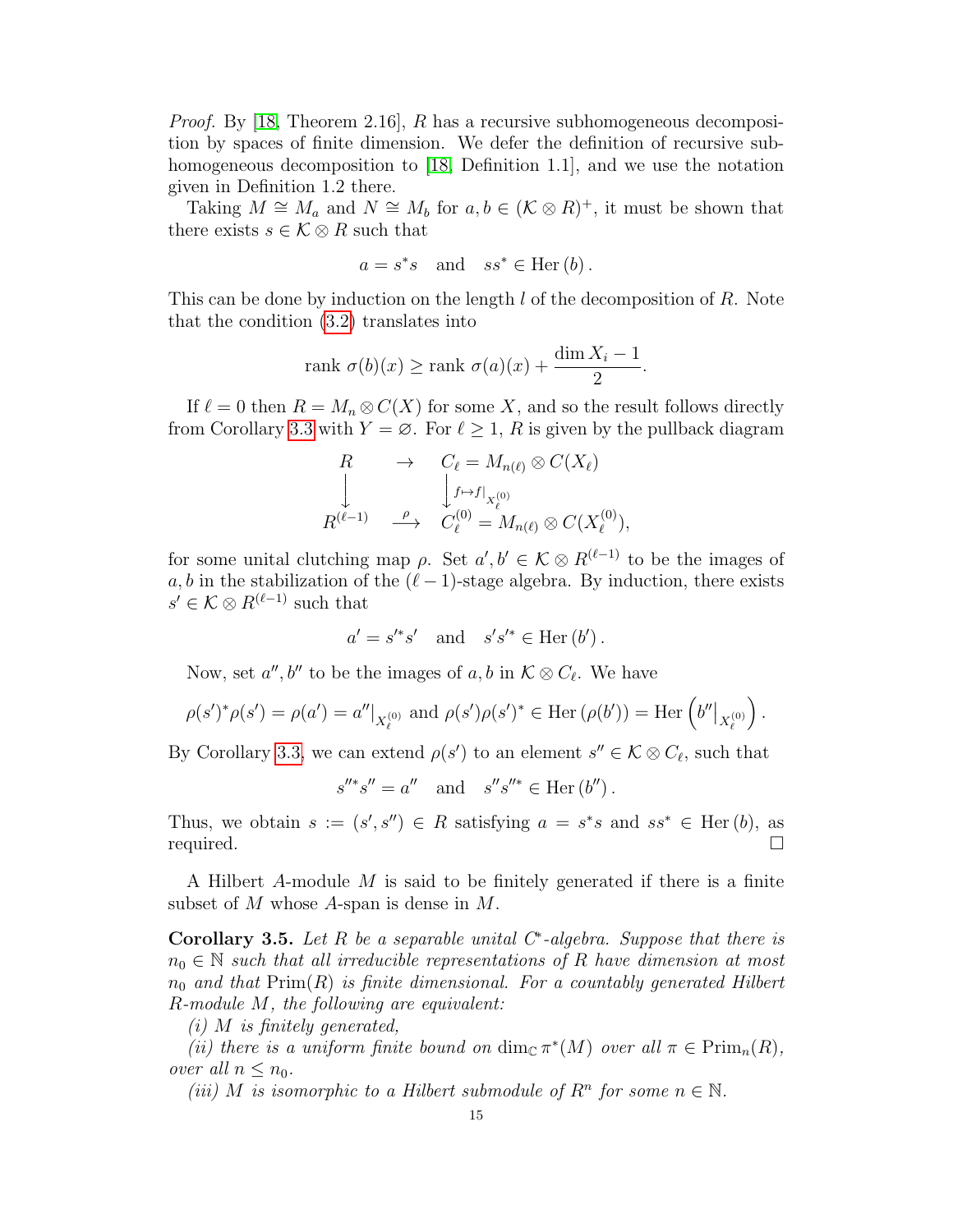*Proof.* By [18, Theorem 2.16], $R$ has a recursive subhomogeneous decomposition by spaces of finite dimension. We defer the definition of recursive subhomogeneous decomposition to [18, Definition 1.1], and we use the notation given in Definition 1.2 there.

Taking $M \cong M_a$ and $N \cong M_b$ for $a, b \in (\mathcal{K} \otimes R)^+$, it must be shown that there exists $s \in \mathcal{K} \otimes R$ such that

$$a = s^* s \quad \text{and} \quad ss^* \in \operatorname{Her}(b).$$

This can be done by induction on the length $l$ of the decomposition of $R$. Note that the condition (3.2) translates into

$$\operatorname{rank} \sigma(b)(x) \geq \operatorname{rank} \sigma(a)(x) + \frac{\dim X_i - 1}{2}.$$

If $\ell = 0$ then $R = M_n \otimes C(X)$ for some $X$, and so the result follows directly from Corollary 3.3 with $Y = \varnothing$. For $\ell \geq 1$, $R$ is given by the pullback diagram

$$\begin{array}{ccc} R & \rightarrow & C_\ell = M_{n(\ell)} \otimes C(X_\ell) \\ \big\downarrow & & \big\downarrow {\scriptstyle f \mapsto f|_{X_\ell^{(0)}}} \\ R^{(\ell-1)} & \xrightarrow{\ \rho\ } & C_\ell^{(0)} = M_{n(\ell)} \otimes C(X_\ell^{(0)}), \end{array}$$

for some unital clutching map $\rho$. Set $a', b' \in \mathcal{K} \otimes R^{(\ell-1)}$ to be the images of $a, b$ in the stabilization of the $(\ell-1)$-stage algebra. By induction, there exists $s' \in \mathcal{K} \otimes R^{(\ell-1)}$ such that

$$a' = s'^* s' \quad \text{and} \quad s' s'^* \in \operatorname{Her}(b').$$

Now, set $a'', b''$ to be the images of $a, b$ in $\mathcal{K} \otimes C_\ell$. We have

$$\rho(s')^* \rho(s') = \rho(a') = a''|_{X_\ell^{(0)}} \text{ and } \rho(s')\rho(s')^* \in \operatorname{Her}(\rho(b')) = \operatorname{Her}\left(b''|_{X_\ell^{(0)}}\right).$$

By Corollary 3.3, we can extend $\rho(s')$ to an element $s'' \in \mathcal{K} \otimes C_\ell$, such that

$$s''^* s'' = a'' \quad \text{and} \quad s'' s''^* \in \operatorname{Her}(b'').$$

Thus, we obtain $s := (s', s'') \in R$ satisfying $a = s^* s$ and $ss^* \in \operatorname{Her}(b)$, as required. ☐

A Hilbert $A$-module $M$ is said to be finitely generated if there is a finite subset of $M$ whose $A$-span is dense in $M$.

**Corollary 3.5.** *Let $R$ be a separable unital $C^*$-algebra. Suppose that there is $n_0 \in \mathbb{N}$ such that all irreducible representations of $R$ have dimension at most $n_0$ and that $\operatorname{Prim}(R)$ is finite dimensional. For a countably generated Hilbert $R$-module $M$, the following are equivalent:*

*(i) $M$ is finitely generated,*

*(ii) there is a uniform finite bound on $\dim_{\mathbb{C}} \pi^*(M)$ over all $\pi \in \operatorname{Prim}_n(R)$, over all $n \leq n_0$.*

*(iii) $M$ is isomorphic to a Hilbert submodule of $R^n$ for some $n \in \mathbb{N}$.*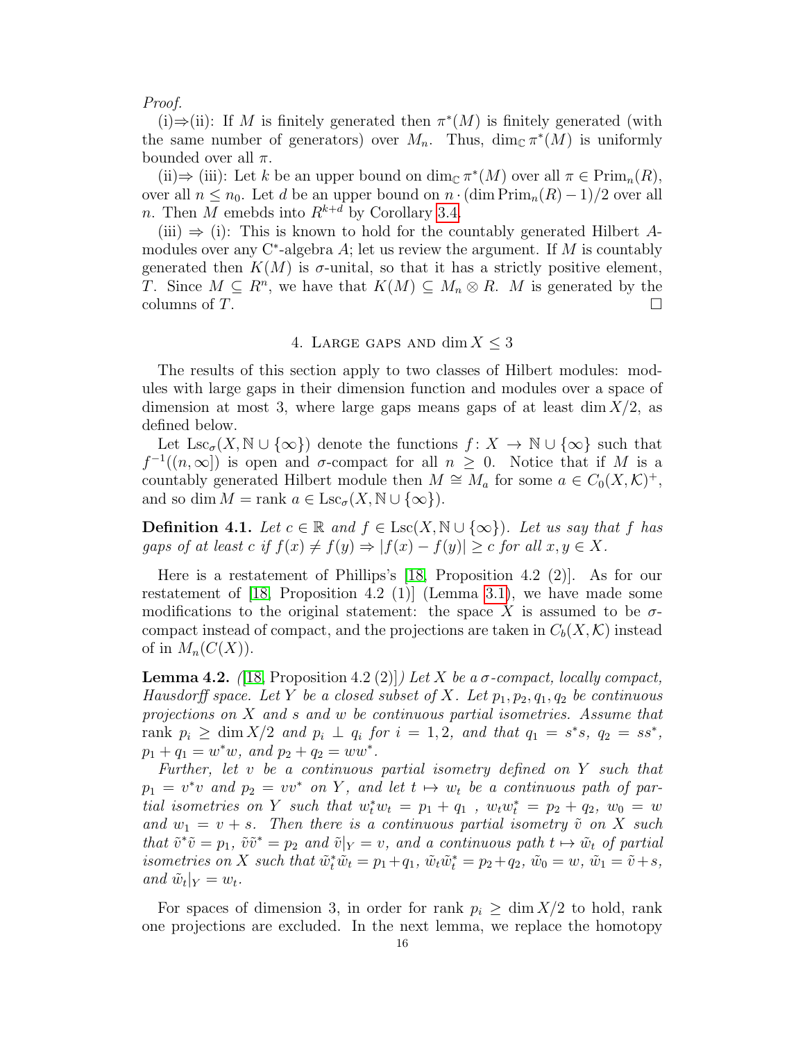*Proof.*

(i)⇒(ii): If $M$ is finitely generated then $\pi^*(M)$ is finitely generated (with the same number of generators) over $M_n$. Thus, $\dim_{\mathbb{C}} \pi^*(M)$ is uniformly bounded over all $\pi$.

(ii)⇒ (iii): Let $k$ be an upper bound on $\dim_{\mathbb{C}} \pi^*(M)$ over all $\pi \in \mathrm{Prim}_n(R)$, over all $n \leq n_0$. Let $d$ be an upper bound on $n \cdot (\dim \mathrm{Prim}_n(R) - 1)/2$ over all $n$. Then $M$ emebds into $R^{k+d}$ by Corollary 3.4.

(iii) ⇒ (i): This is known to hold for the countably generated Hilbert $A$-modules over any C*-algebra $A$; let us review the argument. If $M$ is countably generated then $K(M)$ is $\sigma$-unital, so that it has a strictly positive element, $T$. Since $M \subseteq R^n$, we have that $K(M) \subseteq M_n \otimes R$. $M$ is generated by the columns of $T$. □

## 4. Large gaps and $\dim X \leq 3$

The results of this section apply to two classes of Hilbert modules: modules with large gaps in their dimension function and modules over a space of dimension at most 3, where large gaps means gaps of at least $\dim X/2$, as defined below.

Let $\mathrm{Lsc}_\sigma(X, \mathbb{N} \cup \{\infty\})$ denote the functions $f : X \to \mathbb{N} \cup \{\infty\}$ such that $f^{-1}((n, \infty])$ is open and $\sigma$-compact for all $n \geq 0$. Notice that if $M$ is a countably generated Hilbert module then $M \cong M_a$ for some $a \in C_0(X, \mathcal{K})^+$, and so $\dim M = \mathrm{rank}\, a \in \mathrm{Lsc}_\sigma(X, \mathbb{N} \cup \{\infty\})$.

**Definition 4.1.** *Let $c \in \mathbb{R}$ and $f \in \mathrm{Lsc}(X, \mathbb{N} \cup \{\infty\})$. Let us say that $f$ has gaps of at least $c$ if $f(x) \neq f(y) \Rightarrow |f(x) - f(y)| \geq c$ for all $x, y \in X$.*

Here is a restatement of Phillips's [18, Proposition 4.2 (2)]. As for our restatement of [18, Proposition 4.2 (1)] (Lemma 3.1), we have made some modifications to the original statement: the space $X$ is assumed to be $\sigma$-compact instead of compact, and the projections are taken in $C_b(X, \mathcal{K})$ instead of in $M_n(C(X))$.

**Lemma 4.2.** *([18, Proposition 4.2 (2)]) Let $X$ be a $\sigma$-compact, locally compact, Hausdorff space. Let $Y$ be a closed subset of $X$. Let $p_1, p_2, q_1, q_2$ be continuous projections on $X$ and $s$ and $w$ be continuous partial isometries. Assume that $\mathrm{rank}\ p_i \geq \dim X/2$ and $p_i \perp q_i$ for $i = 1, 2$, and that $q_1 = s^*s$, $q_2 = ss^*$, $p_1 + q_1 = w^*w$, and $p_2 + q_2 = ww^*$.*

*Further, let $v$ be a continuous partial isometry defined on $Y$ such that $p_1 = v^*v$ and $p_2 = vv^*$ on $Y$, and let $t \mapsto w_t$ be a continuous path of partial isometries on $Y$ such that $w_t^* w_t = p_1 + q_1$ , $w_t w_t^* = p_2 + q_2$, $w_0 = w$ and $w_1 = v + s$. Then there is a continuous partial isometry $\tilde{v}$ on $X$ such that $\tilde{v}^*\tilde{v} = p_1$, $\tilde{v}\tilde{v}^* = p_2$ and $\tilde{v}|_Y = v$, and a continuous path $t \mapsto \tilde{w}_t$ of partial isometries on $X$ such that $\tilde{w}_t^*\tilde{w}_t = p_1 + q_1$, $\tilde{w}_t\tilde{w}_t^* = p_2 + q_2$, $\tilde{w}_0 = w$, $\tilde{w}_1 = \tilde{v} + s$, and $\tilde{w}_t|_Y = w_t$.*

For spaces of dimension 3, in order for $\mathrm{rank}\ p_i \geq \dim X/2$ to hold, rank one projections are excluded. In the next lemma, we replace the homotopy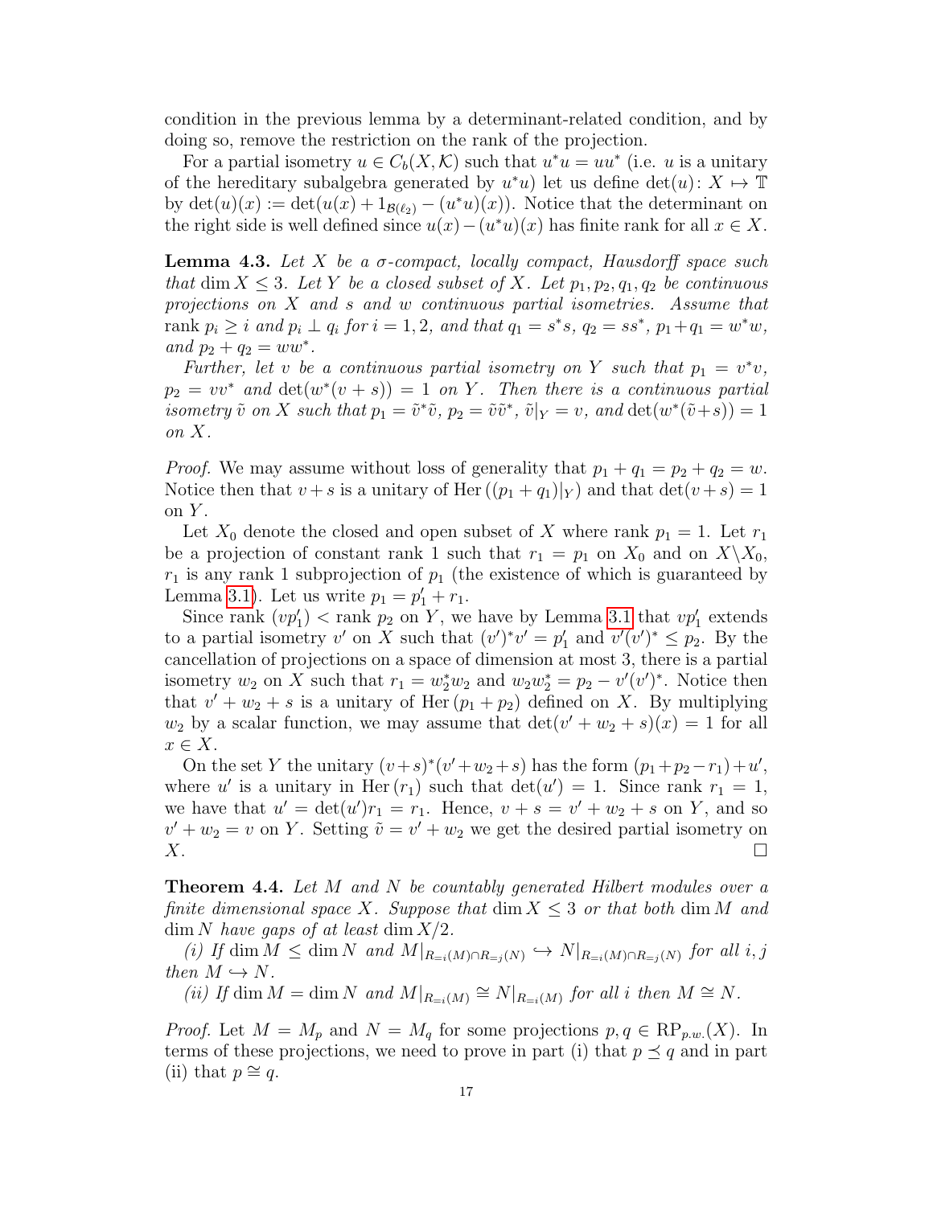condition in the previous lemma by a determinant-related condition, and by doing so, remove the restriction on the rank of the projection.

For a partial isometry $u \in C_b(X, \mathcal{K})$ such that $u^*u = uu^*$ (i.e. $u$ is a unitary of the hereditary subalgebra generated by $u^*u$) let us define $\det(u)\colon X \mapsto \mathbb{T}$ by $\det(u)(x) := \det(u(x) + 1_{\mathcal{B}(\ell_2)} - (u^*u)(x))$. Notice that the determinant on the right side is well defined since $u(x) - (u^*u)(x)$ has finite rank for all $x \in X$.

**Lemma 4.3.** *Let $X$ be a $\sigma$-compact, locally compact, Hausdorff space such that $\dim X \leq 3$. Let $Y$ be a closed subset of $X$. Let $p_1, p_2, q_1, q_2$ be continuous projections on $X$ and $s$ and $w$ continuous partial isometries. Assume that $\operatorname{rank} p_i \geq i$ and $p_i \perp q_i$ for $i = 1, 2$, and that $q_1 = s^*s$, $q_2 = ss^*$, $p_1 + q_1 = w^*w$, and $p_2 + q_2 = ww^*$.*

*Further, let $v$ be a continuous partial isometry on $Y$ such that $p_1 = v^*v$, $p_2 = vv^*$ and $\det(w^*(v + s)) = 1$ on $Y$. Then there is a continuous partial isometry $\tilde{v}$ on $X$ such that $p_1 = \tilde{v}^*\tilde{v}$, $p_2 = \tilde{v}\tilde{v}^*$, $\tilde{v}|_Y = v$, and $\det(w^*(\tilde{v}+s)) = 1$ on $X$.*

*Proof.* We may assume without loss of generality that $p_1 + q_1 = p_2 + q_2 = w$. Notice then that $v + s$ is a unitary of $\operatorname{Her}((p_1 + q_1)|_Y)$ and that $\det(v + s) = 1$ on $Y$.

Let $X_0$ denote the closed and open subset of $X$ where $\operatorname{rank} p_1 = 1$. Let $r_1$ be a projection of constant rank 1 such that $r_1 = p_1$ on $X_0$ and on $X \backslash X_0$, $r_1$ is any rank 1 subprojection of $p_1$ (the existence of which is guaranteed by Lemma 3.1). Let us write $p_1 = p_1' + r_1$.

Since $\operatorname{rank}(vp_1') < \operatorname{rank} p_2$ on $Y$, we have by Lemma 3.1 that $vp_1'$ extends to a partial isometry $v'$ on $X$ such that $(v')^*v' = p_1'$ and $v'(v')^* \leq p_2$. By the cancellation of projections on a space of dimension at most 3, there is a partial isometry $w_2$ on $X$ such that $r_1 = w_2^*w_2$ and $w_2w_2^* = p_2 - v'(v')^*$. Notice then that $v' + w_2 + s$ is a unitary of $\operatorname{Her}(p_1 + p_2)$ defined on $X$. By multiplying $w_2$ by a scalar function, we may assume that $\det(v' + w_2 + s)(x) = 1$ for all $x \in X$.

On the set $Y$ the unitary $(v+s)^*(v'+w_2+s)$ has the form $(p_1+p_2-r_1)+u'$, where $u'$ is a unitary in $\operatorname{Her}(r_1)$ such that $\det(u') = 1$. Since $\operatorname{rank} r_1 = 1$, we have that $u' = \det(u')r_1 = r_1$. Hence, $v + s = v' + w_2 + s$ on $Y$, and so $v' + w_2 = v$ on $Y$. Setting $\tilde{v} = v' + w_2$ we get the desired partial isometry on $X$. $\square$

**Theorem 4.4.** *Let $M$ and $N$ be countably generated Hilbert modules over a finite dimensional space $X$. Suppose that $\dim X \leq 3$ or that both $\dim M$ and $\dim N$ have gaps of at least $\dim X/2$.*

*(i) If $\dim M \leq \dim N$ and $M|_{R_{=i}(M)\cap R_{=j}(N)} \hookrightarrow N|_{R_{=i}(M)\cap R_{=j}(N)}$ for all $i, j$ then $M \hookrightarrow N$.*

*(ii) If $\dim M = \dim N$ and $M|_{R_{=i}(M)} \cong N|_{R_{=i}(M)}$ for all $i$ then $M \cong N$.*

*Proof.* Let $M = M_p$ and $N = M_q$ for some projections $p, q \in \mathrm{RP}_{p.w.}(X)$. In terms of these projections, we need to prove in part (i) that $p \preceq q$ and in part (ii) that $p \cong q$.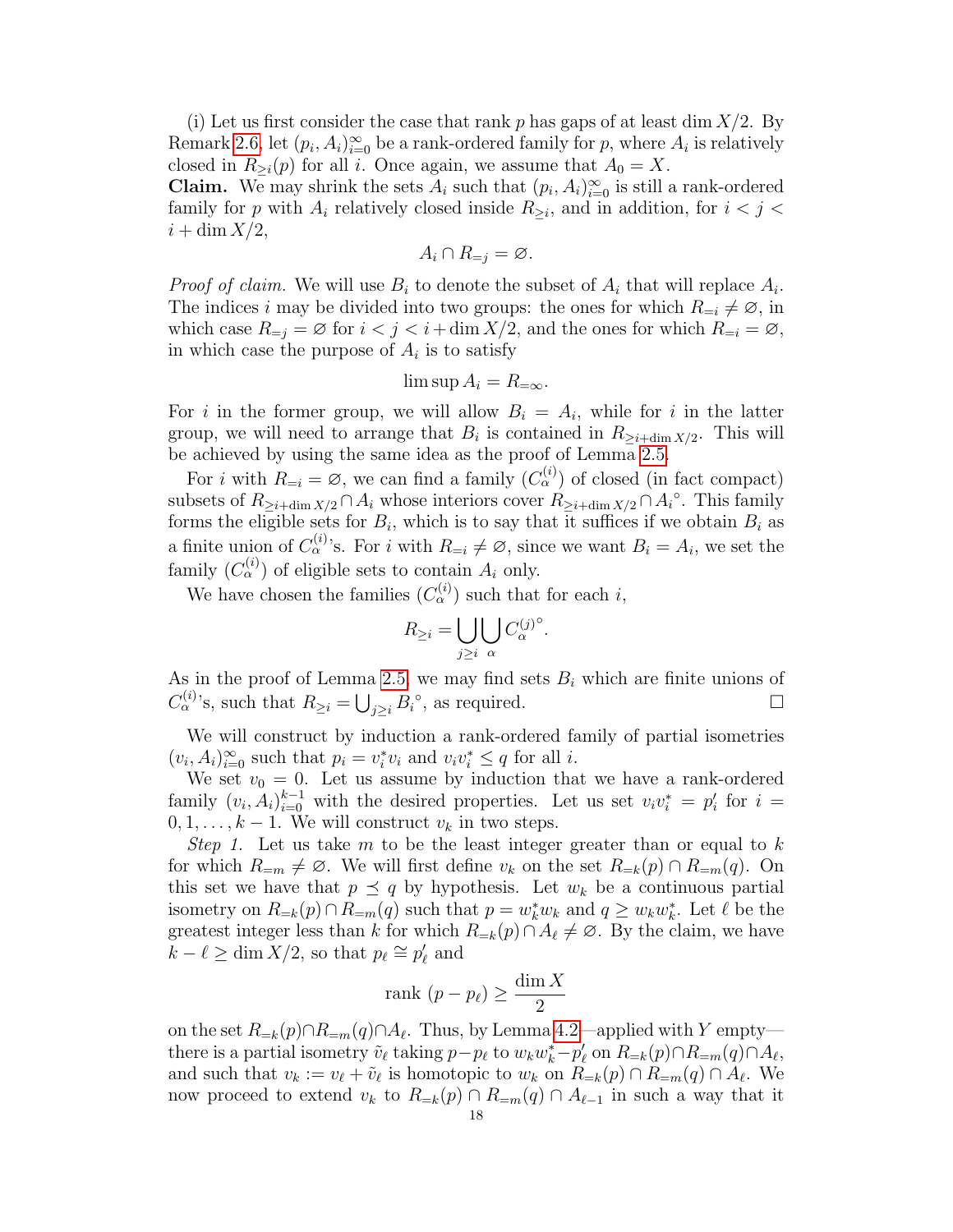(i) Let us first consider the case that rank $p$ has gaps of at least $\dim X/2$. By Remark 2.6, let $(p_i, A_i)_{i=0}^{\infty}$ be a rank-ordered family for $p$, where $A_i$ is relatively closed in $R_{\geq i}(p)$ for all $i$. Once again, we assume that $A_0 = X$.

**Claim.** We may shrink the sets $A_i$ such that $(p_i, A_i)_{i=0}^{\infty}$ is still a rank-ordered family for $p$ with $A_i$ relatively closed inside $R_{\geq i}$, and in addition, for $i < j < i + \dim X/2$,

$$A_i \cap R_{=j} = \varnothing.$$

*Proof of claim.* We will use $B_i$ to denote the subset of $A_i$ that will replace $A_i$. The indices $i$ may be divided into two groups: the ones for which $R_{=i} \neq \varnothing$, in which case $R_{=j} = \varnothing$ for $i < j < i + \dim X/2$, and the ones for which $R_{=i} = \varnothing$, in which case the purpose of $A_i$ is to satisfy

$$\limsup A_i = R_{=\infty}.$$

For $i$ in the former group, we will allow $B_i = A_i$, while for $i$ in the latter group, we will need to arrange that $B_i$ is contained in $R_{\geq i + \dim X/2}$. This will be achieved by using the same idea as the proof of Lemma 2.5.

For $i$ with $R_{=i} = \varnothing$, we can find a family $(C_\alpha^{(i)})$ of closed (in fact compact) subsets of $R_{\geq i + \dim X/2} \cap A_i$ whose interiors cover $R_{\geq i+\dim X/2} \cap A_i{}^\circ$. This family forms the eligible sets for $B_i$, which is to say that it suffices if we obtain $B_i$ as a finite union of $C_\alpha^{(i)}$'s. For $i$ with $R_{=i} \neq \varnothing$, since we want $B_i = A_i$, we set the family $(C_\alpha^{(i)})$ of eligible sets to contain $A_i$ only.

We have chosen the families $(C_\alpha^{(i)})$ such that for each $i$,

$$R_{\geq i} = \bigcup_{j \geq i} \bigcup_\alpha C_\alpha^{(j)\circ}.$$

As in the proof of Lemma 2.5, we may find sets $B_i$ which are finite unions of $C_\alpha^{(i)}$'s, such that $R_{\geq i} = \bigcup_{j \geq i} B_i{}^\circ$, as required. $\square$

We will construct by induction a rank-ordered family of partial isometries $(v_i, A_i)_{i=0}^{\infty}$ such that $p_i = v_i^* v_i$ and $v_i v_i^* \leq q$ for all $i$.

We set $v_0 = 0$. Let us assume by induction that we have a rank-ordered family $(v_i, A_i)_{i=0}^{k-1}$ with the desired properties. Let us set $v_i v_i^* = p_i'$ for $i = 0, 1, \ldots, k-1$. We will construct $v_k$ in two steps.

*Step 1.* Let us take $m$ to be the least integer greater than or equal to $k$ for which $R_{=m} \neq \varnothing$. We will first define $v_k$ on the set $R_{=k}(p) \cap R_{=m}(q)$. On this set we have that $p \preceq q$ by hypothesis. Let $w_k$ be a continuous partial isometry on $R_{=k}(p) \cap R_{=m}(q)$ such that $p = w_k^* w_k$ and $q \geq w_k w_k^*$. Let $\ell$ be the greatest integer less than $k$ for which $R_{=k}(p) \cap A_\ell \neq \varnothing$. By the claim, we have $k - \ell \geq \dim X/2$, so that $p_\ell \cong p_\ell'$ and

$$\text{rank } (p - p_\ell) \geq \frac{\dim X}{2}$$

on the set $R_{=k}(p) \cap R_{=m}(q) \cap A_\ell$. Thus, by Lemma 4.2—applied with $Y$ empty—there is a partial isometry $\tilde{v}_\ell$ taking $p - p_\ell$ to $w_k w_k^* - p_\ell'$ on $R_{=k}(p) \cap R_{=m}(q) \cap A_\ell$, and such that $v_k := v_\ell + \tilde{v}_\ell$ is homotopic to $w_k$ on $R_{=k}(p) \cap R_{=m}(q) \cap A_\ell$. We now proceed to extend $v_k$ to $R_{=k}(p) \cap R_{=m}(q) \cap A_{\ell-1}$ in such a way that it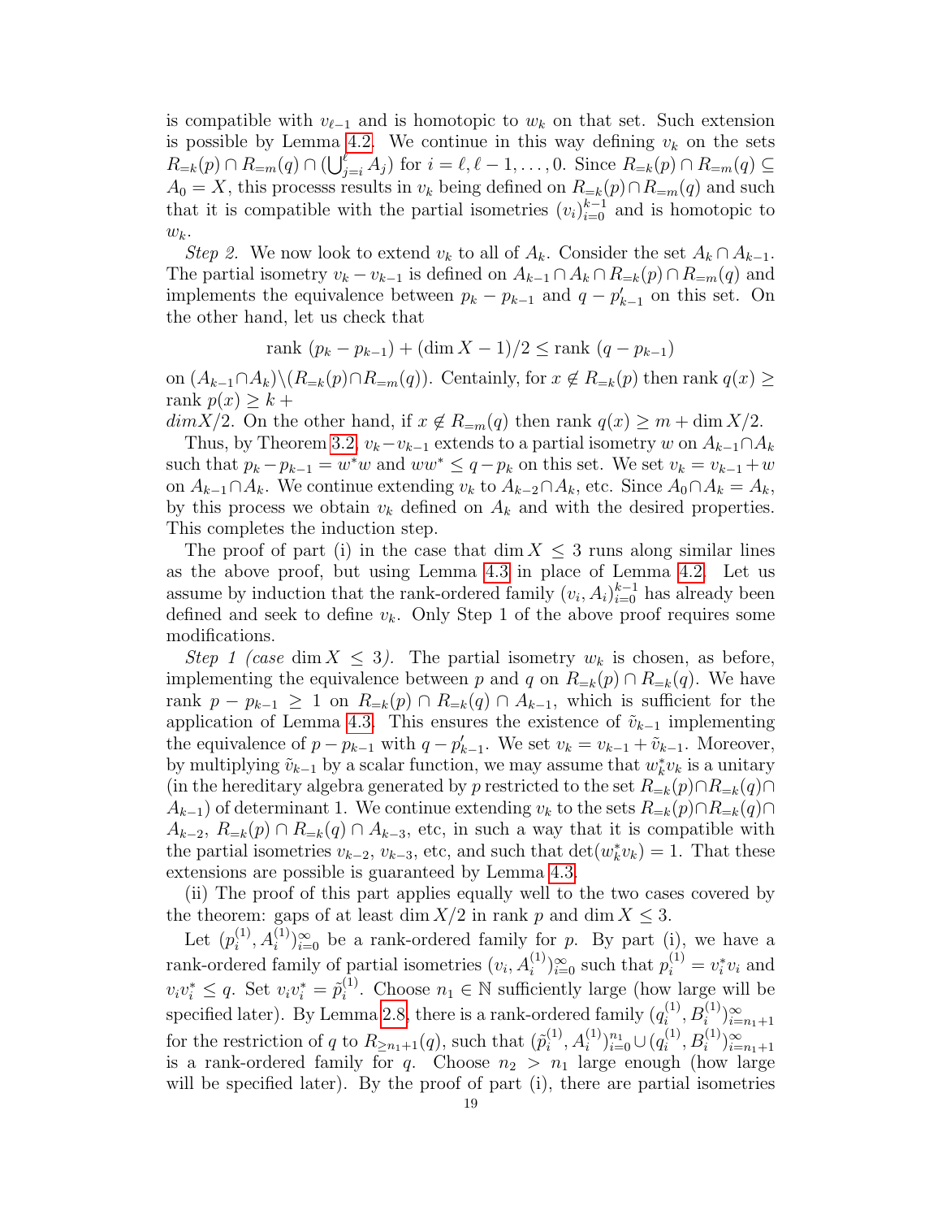is compatible with $v_{\ell-1}$ and is homotopic to $w_k$ on that set. Such extension is possible by Lemma 4.2. We continue in this way defining $v_k$ on the sets $R_{=k}(p) \cap R_{=m}(q) \cap (\bigcup_{j=i}^{\ell} A_j)$ for $i = \ell, \ell-1, \ldots, 0$. Since $R_{=k}(p) \cap R_{=m}(q) \subseteq A_0 = X$, this processs results in $v_k$ being defined on $R_{=k}(p) \cap R_{=m}(q)$ and such that it is compatible with the partial isometries $(v_i)_{i=0}^{k-1}$ and is homotopic to $w_k$.

*Step 2.* We now look to extend $v_k$ to all of $A_k$. Consider the set $A_k \cap A_{k-1}$. The partial isometry $v_k - v_{k-1}$ is defined on $A_{k-1} \cap A_k \cap R_{=k}(p) \cap R_{=m}(q)$ and implements the equivalence between $p_k - p_{k-1}$ and $q - p'_{k-1}$ on this set. On the other hand, let us check that

$$\text{rank } (p_k - p_{k-1}) + (\dim X - 1)/2 \leq \text{rank } (q - p_{k-1})$$

on $(A_{k-1} \cap A_k) \backslash (R_{=k}(p) \cap R_{=m}(q))$. Centainly, for $x \notin R_{=k}(p)$ then rank $q(x) \geq$ rank $p(x) \geq k +$
$dimX/2$. On the other hand, if $x \notin R_{=m}(q)$ then rank $q(x) \geq m + \dim X/2$.

Thus, by Theorem 3.2, $v_k - v_{k-1}$ extends to a partial isometry $w$ on $A_{k-1} \cap A_k$ such that $p_k - p_{k-1} = w^* w$ and $ww^* \leq q - p_k$ on this set. We set $v_k = v_{k-1} + w$ on $A_{k-1} \cap A_k$. We continue extending $v_k$ to $A_{k-2} \cap A_k$, etc. Since $A_0 \cap A_k = A_k$, by this process we obtain $v_k$ defined on $A_k$ and with the desired properties. This completes the induction step.

The proof of part (i) in the case that $\dim X \leq 3$ runs along similar lines as the above proof, but using Lemma 4.3 in place of Lemma 4.2. Let us assume by induction that the rank-ordered family $(v_i, A_i)_{i=0}^{k-1}$ has already been defined and seek to define $v_k$. Only Step 1 of the above proof requires some modifications.

*Step 1 (case* $\dim X \leq 3$*).* The partial isometry $w_k$ is chosen, as before, implementing the equivalence between $p$ and $q$ on $R_{=k}(p) \cap R_{=k}(q)$. We have rank $p - p_{k-1} \geq 1$ on $R_{=k}(p) \cap R_{=k}(q) \cap A_{k-1}$, which is sufficient for the application of Lemma 4.3. This ensures the existence of $\tilde{v}_{k-1}$ implementing the equivalence of $p - p_{k-1}$ with $q - p'_{k-1}$. We set $v_k = v_{k-1} + \tilde{v}_{k-1}$. Moreover, by multiplying $\tilde{v}_{k-1}$ by a scalar function, we may assume that $w_k^* v_k$ is a unitary (in the hereditary algebra generated by $p$ restricted to the set $R_{=k}(p) \cap R_{=k}(q) \cap A_{k-1}$) of determinant 1. We continue extending $v_k$ to the sets $R_{=k}(p) \cap R_{=k}(q) \cap A_{k-2}$, $R_{=k}(p) \cap R_{=k}(q) \cap A_{k-3}$, etc, in such a way that it is compatible with the partial isometries $v_{k-2}$, $v_{k-3}$, etc, and such that $\det(w_k^* v_k) = 1$. That these extensions are possible is guaranteed by Lemma 4.3.

(ii) The proof of this part applies equally well to the two cases covered by the theorem: gaps of at least $\dim X/2$ in rank $p$ and $\dim X \leq 3$.

Let $(p_i^{(1)}, A_i^{(1)})_{i=0}^{\infty}$ be a rank-ordered family for $p$. By part (i), we have a rank-ordered family of partial isometries $(v_i, A_i^{(1)})_{i=0}^{\infty}$ such that $p_i^{(1)} = v_i^* v_i$ and $v_i v_i^* \leq q$. Set $v_i v_i^* = \tilde{p}_i^{(1)}$. Choose $n_1 \in \mathbb{N}$ sufficiently large (how large will be specified later). By Lemma 2.8, there is a rank-ordered family $(q_i^{(1)}, B_i^{(1)})_{i=n_1+1}^{\infty}$ for the restriction of $q$ to $R_{\geq n_1+1}(q)$, such that $(\tilde{p}_i^{(1)}, A_i^{(1)})_{i=0}^{n_1} \cup (q_i^{(1)}, B_i^{(1)})_{i=n_1+1}^{\infty}$ is a rank-ordered family for $q$. Choose $n_2 > n_1$ large enough (how large will be specified later). By the proof of part (i), there are partial isometries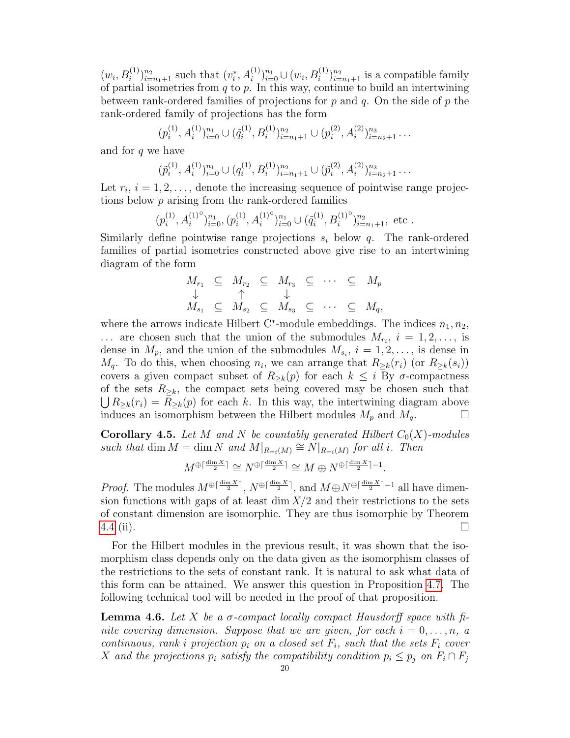$(w_i, B_i^{(1)})_{i=n_1+1}^{n_2}$ such that $(v_i^*, A_i^{(1)})_{i=0}^{n_1} \cup (w_i, B_i^{(1)})_{i=n_1+1}^{n_2}$ is a compatible family of partial isometries from $q$ to $p$. In this way, continue to build an intertwining between rank-ordered families of projections for $p$ and $q$. On the side of $p$ the rank-ordered family of projections has the form

$$(p_i^{(1)}, A_i^{(1)})_{i=0}^{n_1} \cup (\tilde{q}_i^{(1)}, B_i^{(1)})_{i=n_1+1}^{n_2} \cup (p_i^{(2)}, A_i^{(2)})_{i=n_2+1}^{n_3} \cdots$$

and for $q$ we have

$$(\tilde{p}_i^{(1)}, A_i^{(1)})_{i=0}^{n_1} \cup (q_i^{(1)}, B_i^{(1)})_{i=n_1+1}^{n_2} \cup (\tilde{p}_i^{(2)}, A_i^{(2)})_{i=n_2+1}^{n_3} \cdots$$

Let $r_i$, $i = 1, 2, \dots$, denote the increasing sequence of pointwise range projections below $p$ arising from the rank-ordered families

$$(p_i^{(1)}, A_i^{(1)\circ})_{i=0}^{n_1}, (p_i^{(1)}, A_i^{(1)\circ})_{i=0}^{n_1} \cup (\tilde{q}_i^{(1)}, B_i^{(1)\circ})_{i=n_1+1}^{n_2}, \text{ etc }.$$

Similarly define pointwise range projections $s_i$ below $q$. The rank-ordered families of partial isometries constructed above give rise to an intertwining diagram of the form

$$\begin{array}{ccccccccc} M_{r_1} & \subseteq & M_{r_2} & \subseteq & M_{r_3} & \subseteq & \cdots & \subseteq & M_p \\ \downarrow & & \uparrow & & \downarrow & & & & \\ M_{s_1} & \subseteq & M_{s_2} & \subseteq & M_{s_3} & \subseteq & \cdots & \subseteq & M_q, \end{array}$$

where the arrows indicate Hilbert C*-module embeddings. The indices $n_1, n_2, \dots$ are chosen such that the union of the submodules $M_{r_i}$, $i = 1, 2, \dots$, is dense in $M_p$, and the union of the submodules $M_{s_i}$, $i = 1, 2, \dots$, is dense in $M_q$. To do this, when choosing $n_i$, we can arrange that $R_{\geq k}(r_i)$ (or $R_{\geq k}(s_i)$) covers a given compact subset of $R_{\geq k}(p)$ for each $k \leq i$ By $\sigma$-compactness of the sets $R_{\geq k}$, the compact sets being covered may be chosen such that $\bigcup R_{\geq k}(r_i) = R_{\geq k}(p)$ for each $k$. In this way, the intertwining diagram above induces an isomorphism between the Hilbert modules $M_p$ and $M_q$. ☐

**Corollary 4.5.** *Let $M$ and $N$ be countably generated Hilbert $C_0(X)$-modules such that* $\dim M = \dim N$ *and* $M|_{R_{=i}(M)} \cong N|_{R_{=i}(M)}$ *for all $i$. Then*

$$M^{\oplus \lceil \frac{\dim X}{2} \rceil} \cong N^{\oplus \lceil \frac{\dim X}{2} \rceil} \cong M \oplus N^{\oplus \lceil \frac{\dim X}{2} \rceil - 1}.$$

*Proof.* The modules $M^{\oplus \lceil \frac{\dim X}{2} \rceil}$, $N^{\oplus \lceil \frac{\dim X}{2} \rceil}$, and $M \oplus N^{\oplus \lceil \frac{\dim X}{2} \rceil - 1}$ all have dimension functions with gaps of at least $\dim X/2$ and their restrictions to the sets of constant dimension are isomorphic. They are thus isomorphic by Theorem 4.4 (ii). ☐

For the Hilbert modules in the previous result, it was shown that the isomorphism class depends only on the data given as the isomorphism classes of the restrictions to the sets of constant rank. It is natural to ask what data of this form can be attained. We answer this question in Proposition 4.7. The following technical tool will be needed in the proof of that proposition.

**Lemma 4.6.** *Let $X$ be a $\sigma$-compact locally compact Hausdorff space with finite covering dimension. Suppose that we are given, for each $i = 0, \dots, n$, a continuous, rank $i$ projection $p_i$ on a closed set $F_i$, such that the sets $F_i$ cover $X$ and the projections $p_i$ satisfy the compatibility condition $p_i \leq p_j$ on $F_i \cap F_j$*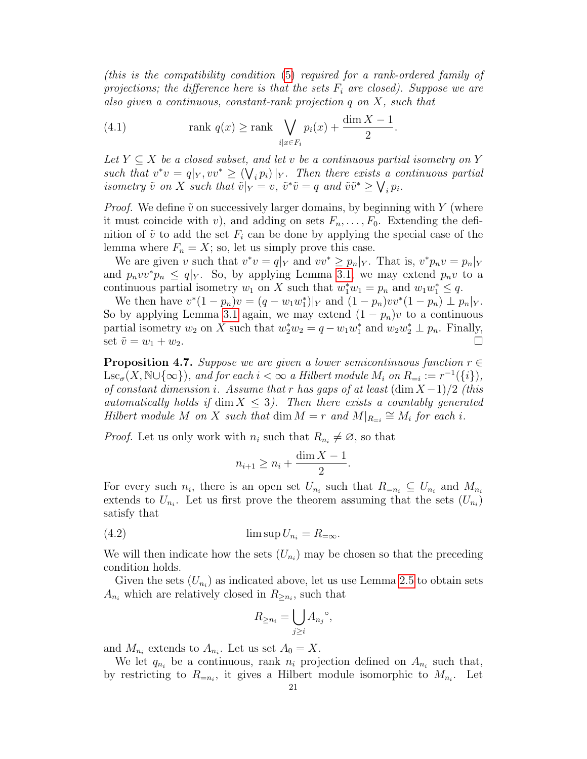*(this is the compatibility condition (5) required for a rank-ordered family of projections; the difference here is that the sets $F_i$ are closed). Suppose we are also given a continuous, constant-rank projection $q$ on $X$, such that*

$$\operatorname{rank} q(x) \geq \operatorname{rank} \bigvee_{i | x \in F_i} p_i(x) + \frac{\dim X - 1}{2}. \tag{4.1}$$

*Let $Y \subseteq X$ be a closed subset, and let $v$ be a continuous partial isometry on $Y$ such that $v^*v = q|_Y, vv^* \geq \left(\bigvee_i p_i\right)|_Y$. Then there exists a continuous partial isometry $\tilde{v}$ on $X$ such that $\tilde{v}|_Y = v$, $\tilde{v}^*\tilde{v} = q$ and $\tilde{v}\tilde{v}^* \geq \bigvee_i p_i$.*

*Proof.* We define $\tilde{v}$ on successively larger domains, by beginning with $Y$ (where it must coincide with $v$), and adding on sets $F_n, \ldots, F_0$. Extending the definition of $\tilde{v}$ to add the set $F_i$ can be done by applying the special case of the lemma where $F_n = X$; so, let us simply prove this case.

We are given $v$ such that $v^*v = q|_Y$ and $vv^* \geq p_n|_Y$. That is, $v^*p_nv = p_n|_Y$ and $p_nvv^*p_n \leq q|_Y$. So, by applying Lemma 3.1, we may extend $p_nv$ to a continuous partial isometry $w_1$ on $X$ such that $w_1^*w_1 = p_n$ and $w_1w_1^* \leq q$.

We then have $v^*(1-p_n)v = (q - w_1w_1^*)|_Y$ and $(1-p_n)vv^*(1-p_n) \perp p_n|_Y$. So by applying Lemma 3.1 again, we may extend $(1-p_n)v$ to a continuous partial isometry $w_2$ on $X$ such that $w_2^*w_2 = q - w_1w_1^*$ and $w_2w_2^* \perp p_n$. Finally, set $\tilde{v} = w_1 + w_2$. ∎

**Proposition 4.7.** *Suppose we are given a lower semicontinuous function $r \in \mathrm{Lsc}_\sigma(X, \mathbb{N} \cup \{\infty\})$, and for each $i < \infty$ a Hilbert module $M_i$ on $R_{=i} := r^{-1}(\{i\})$, of constant dimension $i$. Assume that $r$ has gaps of at least $(\dim X - 1)/2$ (this automatically holds if $\dim X \leq 3$). Then there exists a countably generated Hilbert module $M$ on $X$ such that $\dim M = r$ and $M|_{R_{=i}} \cong M_i$ for each $i$.*

*Proof.* Let us only work with $n_i$ such that $R_{n_i} \neq \varnothing$, so that

$$n_{i+1} \geq n_i + \frac{\dim X - 1}{2}.$$

For every such $n_i$, there is an open set $U_{n_i}$ such that $R_{=n_i} \subseteq U_{n_i}$ and $M_{n_i}$ extends to $U_{n_i}$. Let us first prove the theorem assuming that the sets $(U_{n_i})$ satisfy that

$$\limsup U_{n_i} = R_{=\infty}. \tag{4.2}$$

We will then indicate how the sets $(U_{n_i})$ may be chosen so that the preceding condition holds.

Given the sets $(U_{n_i})$ as indicated above, let us use Lemma 2.5 to obtain sets $A_{n_i}$ which are relatively closed in $R_{\geq n_i}$, such that

$$R_{\geq n_i} = \bigcup_{j \geq i} {A_{n_j}}^\circ,$$

and $M_{n_i}$ extends to $A_{n_i}$. Let us set $A_0 = X$.

We let $q_{n_i}$ be a continuous, rank $n_i$ projection defined on $A_{n_i}$ such that, by restricting to $R_{=n_i}$, it gives a Hilbert module isomorphic to $M_{n_i}$. Let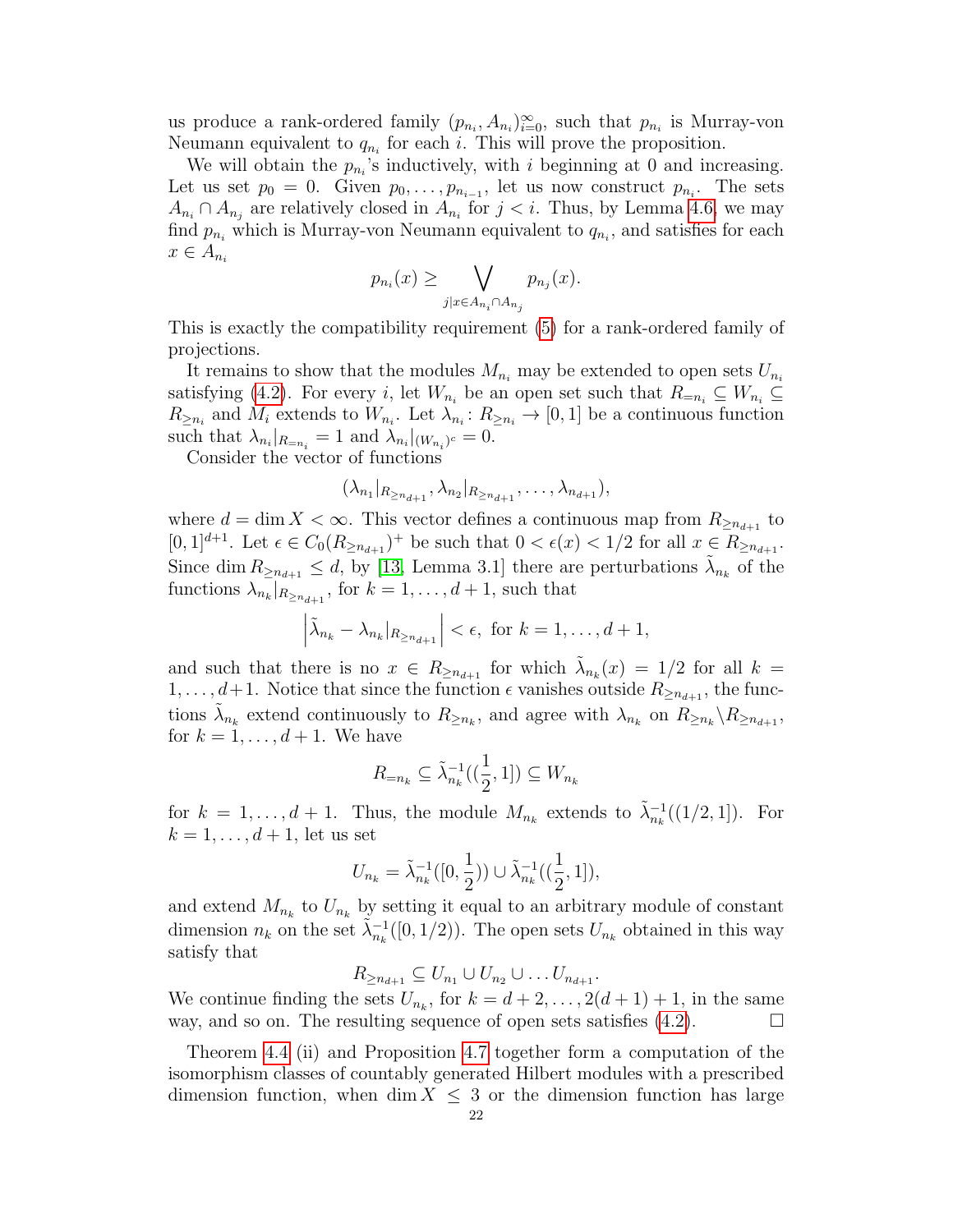us produce a rank-ordered family $(p_{n_i}, A_{n_i})_{i=0}^{\infty}$, such that $p_{n_i}$ is Murray-von Neumann equivalent to $q_{n_i}$ for each $i$. This will prove the proposition.

We will obtain the $p_{n_i}$'s inductively, with $i$ beginning at 0 and increasing. Let us set $p_0 = 0$. Given $p_0, \dots, p_{n_{i-1}}$, let us now construct $p_{n_i}$. The sets $A_{n_i} \cap A_{n_j}$ are relatively closed in $A_{n_i}$ for $j < i$. Thus, by Lemma 4.6, we may find $p_{n_i}$ which is Murray-von Neumann equivalent to $q_{n_i}$, and satisfies for each $x \in A_{n_i}$

$$p_{n_i}(x) \geq \bigvee_{j | x \in A_{n_i} \cap A_{n_j}} p_{n_j}(x).$$

This is exactly the compatibility requirement (5) for a rank-ordered family of projections.

It remains to show that the modules $M_{n_i}$ may be extended to open sets $U_{n_i}$ satisfying (4.2). For every $i$, let $W_{n_i}$ be an open set such that $R_{=n_i} \subseteq W_{n_i} \subseteq R_{\geq n_i}$ and $M_i$ extends to $W_{n_i}$. Let $\lambda_{n_i} \colon R_{\geq n_i} \to [0,1]$ be a continuous function such that $\lambda_{n_i}|_{R_{=n_i}} = 1$ and $\lambda_{n_i}|_{(W_{n_i})^c} = 0$.

Consider the vector of functions

$$(\lambda_{n_1}|_{R_{\geq n_{d+1}}}, \lambda_{n_2}|_{R_{\geq n_{d+1}}}, \dots, \lambda_{n_{d+1}}),$$

where $d = \dim X < \infty$. This vector defines a continuous map from $R_{\geq n_{d+1}}$ to $[0,1]^{d+1}$. Let $\epsilon \in C_0(R_{\geq n_{d+1}})^+$ be such that $0 < \epsilon(x) < 1/2$ for all $x \in R_{\geq n_{d+1}}$. Since $\dim R_{\geq n_{d+1}} \leq d$, by [13, Lemma 3.1] there are perturbations $\tilde{\lambda}_{n_k}$ of the functions $\lambda_{n_k}|_{R_{\geq n_{d+1}}}$, for $k = 1, \dots, d+1$, such that

$$\left| \tilde{\lambda}_{n_k} - \lambda_{n_k}|_{R_{\geq n_{d+1}}} \right| < \epsilon, \text{ for } k = 1, \dots, d+1,$$

and such that there is no $x \in R_{\geq n_{d+1}}$ for which $\tilde{\lambda}_{n_k}(x) = 1/2$ for all $k = 1, \dots, d+1$. Notice that since the function $\epsilon$ vanishes outside $R_{\geq n_{d+1}}$, the functions $\tilde{\lambda}_{n_k}$ extend continuously to $R_{\geq n_k}$, and agree with $\lambda_{n_k}$ on $R_{\geq n_k} \backslash R_{\geq n_{d+1}}$, for $k = 1, \dots, d+1$. We have

$$R_{=n_k} \subseteq \tilde{\lambda}_{n_k}^{-1}((\frac{1}{2}, 1]) \subseteq W_{n_k}$$

for $k = 1, \dots, d+1$. Thus, the module $M_{n_k}$ extends to $\tilde{\lambda}_{n_k}^{-1}((1/2, 1])$. For $k = 1, \dots, d+1$, let us set

$$U_{n_k} = \tilde{\lambda}_{n_k}^{-1}([0, \frac{1}{2})) \cup \tilde{\lambda}_{n_k}^{-1}((\frac{1}{2}, 1]),$$

and extend $M_{n_k}$ to $U_{n_k}$ by setting it equal to an arbitrary module of constant dimension $n_k$ on the set $\tilde{\lambda}_{n_k}^{-1}([0, 1/2))$. The open sets $U_{n_k}$ obtained in this way satisfy that

$$R_{\geq n_{d+1}} \subseteq U_{n_1} \cup U_{n_2} \cup \dots U_{n_{d+1}}.$$

We continue finding the sets $U_{n_k}$, for $k = d+2, \dots, 2(d+1)+1$, in the same way, and so on. The resulting sequence of open sets satisfies (4.2). $\square$

Theorem 4.4 (ii) and Proposition 4.7 together form a computation of the isomorphism classes of countably generated Hilbert modules with a prescribed dimension function, when $\dim X \leq 3$ or the dimension function has large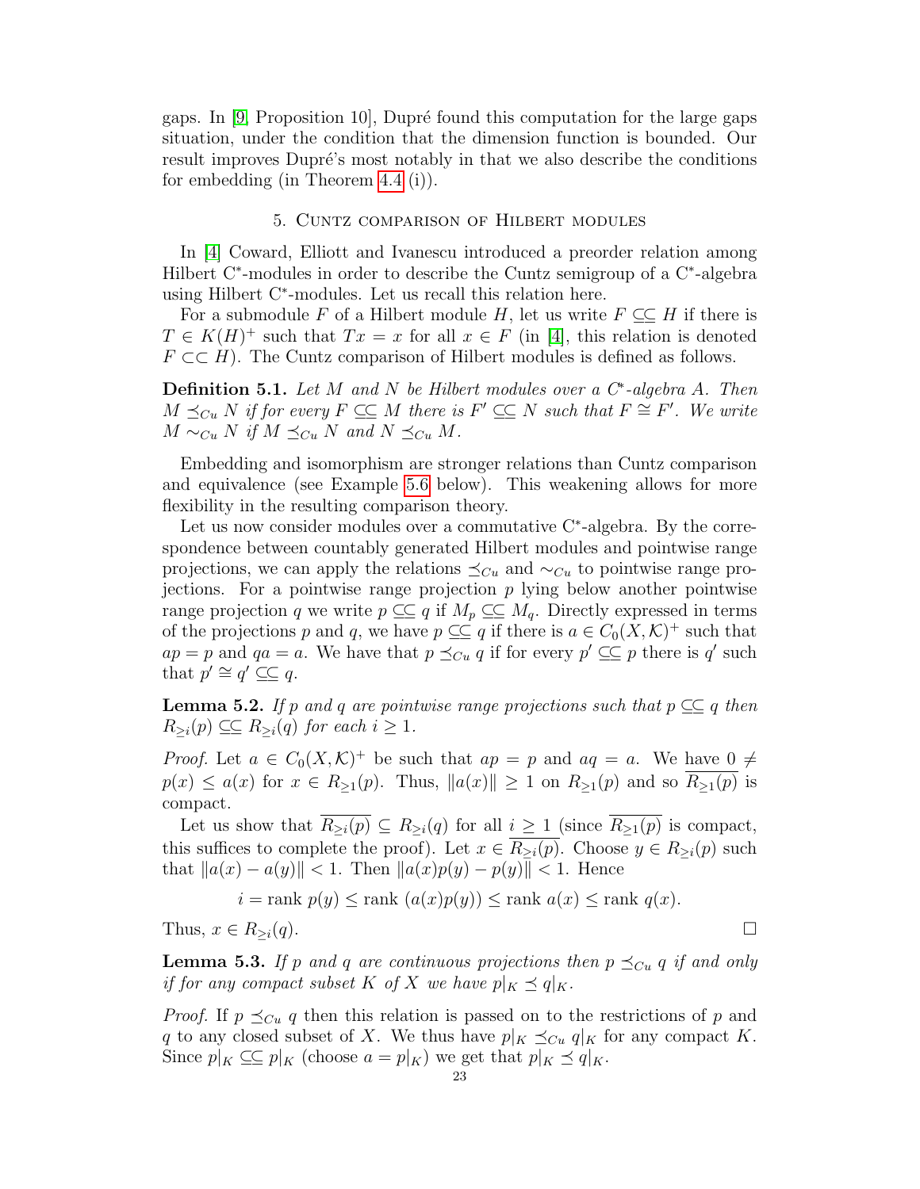gaps. In [9, Proposition 10], Dupré found this computation for the large gaps situation, under the condition that the dimension function is bounded. Our result improves Dupré's most notably in that we also describe the conditions for embedding (in Theorem 4.4 (i)).

## 5. Cuntz comparison of Hilbert modules

In [4] Coward, Elliott and Ivanescu introduced a preorder relation among Hilbert C*-modules in order to describe the Cuntz semigroup of a C*-algebra using Hilbert C*-modules. Let us recall this relation here.

For a submodule $F$ of a Hilbert module $H$, let us write $F \subset\!\!\!\subset H$ if there is $T \in K(H)^+$ such that $Tx = x$ for all $x \in F$ (in [4], this relation is denoted $F \subset\subset H$). The Cuntz comparison of Hilbert modules is defined as follows.

**Definition 5.1.** *Let $M$ and $N$ be Hilbert modules over a C*-algebra $A$. Then $M \preceq_{Cu} N$ if for every $F \subset\!\!\!\subset M$ there is $F' \subset\!\!\!\subset N$ such that $F \cong F'$. We write $M \sim_{Cu} N$ if $M \preceq_{Cu} N$ and $N \preceq_{Cu} M$.*

Embedding and isomorphism are stronger relations than Cuntz comparison and equivalence (see Example 5.6 below). This weakening allows for more flexibility in the resulting comparison theory.

Let us now consider modules over a commutative C*-algebra. By the correspondence between countably generated Hilbert modules and pointwise range projections, we can apply the relations $\preceq_{Cu}$ and $\sim_{Cu}$ to pointwise range projections. For a pointwise range projection $p$ lying below another pointwise range projection $q$ we write $p \subset\!\!\!\subset q$ if $M_p \subset\!\!\!\subset M_q$. Directly expressed in terms of the projections $p$ and $q$, we have $p \subset\!\!\!\subset q$ if there is $a \in C_0(X, \mathcal{K})^+$ such that $ap = p$ and $qa = a$. We have that $p \preceq_{Cu} q$ if for every $p' \subset\!\!\!\subset p$ there is $q'$ such that $p' \cong q' \subset\!\!\!\subset q$.

**Lemma 5.2.** *If $p$ and $q$ are pointwise range projections such that $p \subset\!\!\!\subset q$ then $R_{\geq i}(p) \subset\!\!\!\subset R_{\geq i}(q)$ for each $i \geq 1$.*

*Proof.* Let $a \in C_0(X, \mathcal{K})^+$ be such that $ap = p$ and $aq = a$. We have $0 \neq p(x) \leq a(x)$ for $x \in R_{\geq 1}(p)$. Thus, $\|a(x)\| \geq 1$ on $R_{\geq 1}(p)$ and so $\overline{R_{\geq 1}(p)}$ is compact.

Let us show that $\overline{R_{\geq i}(p)} \subseteq R_{\geq i}(q)$ for all $i \geq 1$ (since $\overline{R_{\geq 1}(p)}$ is compact, this suffices to complete the proof). Let $x \in \overline{R_{\geq i}(p)}$. Choose $y \in R_{\geq i}(p)$ such that $\|a(x) - a(y)\| < 1$. Then $\|a(x)p(y) - p(y)\| < 1$. Hence

$$i = \text{rank } p(y) \leq \text{rank } (a(x)p(y)) \leq \text{rank } a(x) \leq \text{rank } q(x).$$

Thus, $x \in R_{\geq i}(q)$. □

**Lemma 5.3.** *If $p$ and $q$ are continuous projections then $p \preceq_{Cu} q$ if and only if for any compact subset $K$ of $X$ we have $p|_K \preceq q|_K$.*

*Proof.* If $p \preceq_{Cu} q$ then this relation is passed on to the restrictions of $p$ and $q$ to any closed subset of $X$. We thus have $p|_K \preceq_{Cu} q|_K$ for any compact $K$. Since $p|_K \subset\!\!\!\subset p|_K$ (choose $a = p|_K$) we get that $p|_K \preceq q|_K$.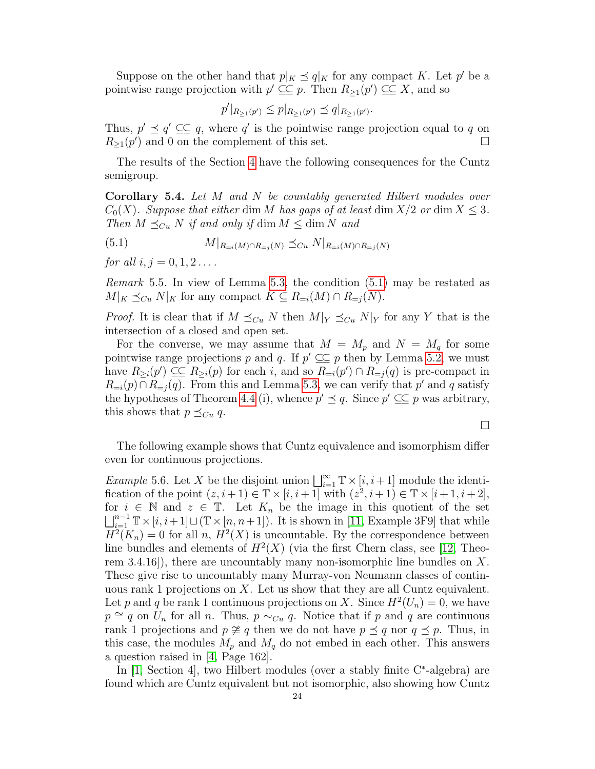Suppose on the other hand that $p|_K \preceq q|_K$ for any compact $K$. Let $p'$ be a pointwise range projection with $p' \subseteq\subseteq p$. Then $R_{\geq 1}(p') \subseteq\subseteq X$, and so

$$p'|_{R_{\geq 1}(p')} \leq p|_{R_{\geq 1}(p')} \preceq q|_{R_{\geq 1}(p')}.$$

Thus, $p' \preceq q' \subseteq\subseteq q$, where $q'$ is the pointwise range projection equal to $q$ on $R_{\geq 1}(p')$ and 0 on the complement of this set. ∎

The results of the Section 4 have the following consequences for the Cuntz semigroup.

**Corollary 5.4.** *Let $M$ and $N$ be countably generated Hilbert modules over $C_0(X)$. Suppose that either $\dim M$ has gaps of at least $\dim X/2$ or $\dim X \leq 3$. Then $M \preceq_{Cu} N$ if and only if $\dim M \leq \dim N$ and*

$$M|_{R_{=i}(M)\cap R_{=j}(N)} \preceq_{Cu} N|_{R_{=i}(M)\cap R_{=j}(N)} \tag{5.1}$$

*for all $i, j = 0, 1, 2 \ldots$.*

*Remark* 5.5. In view of Lemma 5.3, the condition (5.1) may be restated as $M|_K \preceq_{Cu} N|_K$ for any compact $K \subseteq R_{=i}(M) \cap R_{=j}(N)$.

*Proof.* It is clear that if $M \preceq_{Cu} N$ then $M|_Y \preceq_{Cu} N|_Y$ for any $Y$ that is the intersection of a closed and open set.

For the converse, we may assume that $M = M_p$ and $N = M_q$ for some pointwise range projections $p$ and $q$. If $p' \subseteq\subseteq p$ then by Lemma 5.2, we must have $R_{\geq i}(p') \subseteq\subseteq R_{\geq i}(p)$ for each $i$, and so $R_{=i}(p') \cap R_{=j}(q)$ is pre-compact in $R_{=i}(p) \cap R_{=j}(q)$. From this and Lemma 5.3, we can verify that $p'$ and $q$ satisfy the hypotheses of Theorem 4.4 (i), whence $p' \preceq q$. Since $p' \subseteq\subseteq p$ was arbitrary, this shows that $p \preceq_{Cu} q$.

∎

The following example shows that Cuntz equivalence and isomorphism differ even for continuous projections.

*Example* 5.6. Let $X$ be the disjoint union $\bigsqcup_{i=1}^{\infty} \mathbb{T} \times [i, i+1]$ module the identification of the point $(z, i+1) \in \mathbb{T} \times [i, i+1]$ with $(z^2, i+1) \in \mathbb{T} \times [i+1, i+2]$, for $i \in \mathbb{N}$ and $z \in \mathbb{T}$. Let $K_n$ be the image in this quotient of the set $\bigsqcup_{i=1}^{n-1} \mathbb{T} \times [i, i+1] \sqcup (\mathbb{T} \times [n, n+1])$. It is shown in [11, Example 3F9] that while $H^2(K_n) = 0$ for all $n$, $H^2(X)$ is uncountable. By the correspondence between line bundles and elements of $H^2(X)$ (via the first Chern class, see [12, Theorem 3.4.16]), there are uncountably many non-isomorphic line bundles on $X$. These give rise to uncountably many Murray-von Neumann classes of continuous rank 1 projections on $X$. Let us show that they are all Cuntz equivalent. Let $p$ and $q$ be rank 1 continuous projections on $X$. Since $H^2(U_n) = 0$, we have $p \cong q$ on $U_n$ for all $n$. Thus, $p \sim_{Cu} q$. Notice that if $p$ and $q$ are continuous rank 1 projections and $p \ncong q$ then we do not have $p \preceq q$ nor $q \preceq p$. Thus, in this case, the modules $M_p$ and $M_q$ do not embed in each other. This answers a question raised in [4, Page 162].

In [1, Section 4], two Hilbert modules (over a stably finite C*-algebra) are found which are Cuntz equivalent but not isomorphic, also showing how Cuntz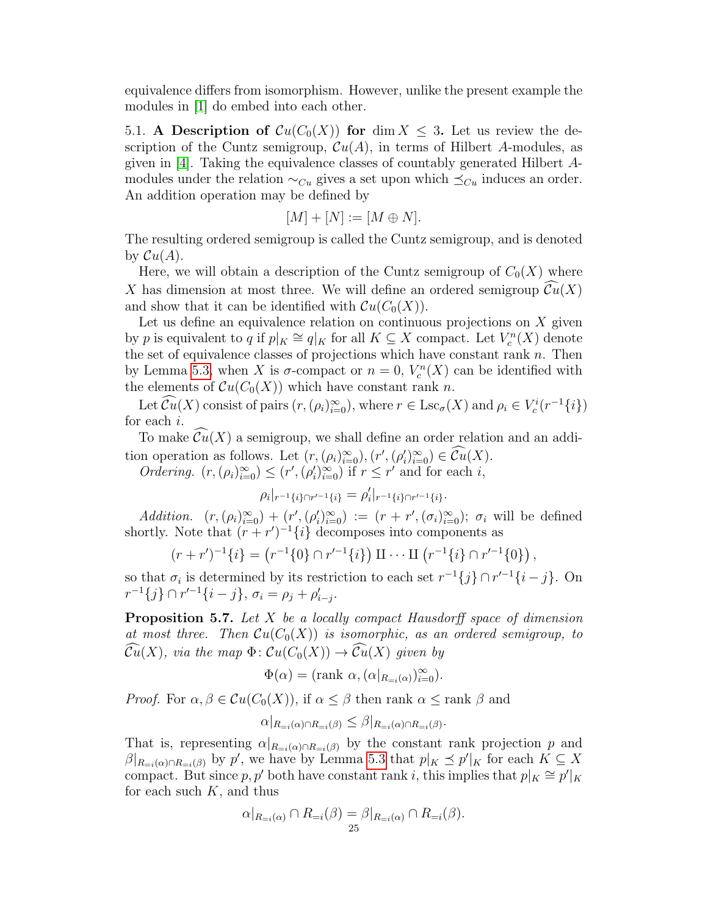equivalence differs from isomorphism. However, unlike the present example the modules in [1] do embed into each other.

5.1. **A Description of $\mathcal{C}u(C_0(X))$ for $\dim X \leq 3$.** Let us review the description of the Cuntz semigroup, $\mathcal{C}u(A)$, in terms of Hilbert $A$-modules, as given in [4]. Taking the equivalence classes of countably generated Hilbert $A$-modules under the relation $\sim_{Cu}$ gives a set upon which $\preceq_{Cu}$ induces an order. An addition operation may be defined by

$$[M] + [N] := [M \oplus N].$$

The resulting ordered semigroup is called the Cuntz semigroup, and is denoted by $\mathcal{C}u(A)$.

Here, we will obtain a description of the Cuntz semigroup of $C_0(X)$ where $X$ has dimension at most three. We will define an ordered semigroup $\widehat{\mathcal{C}u}(X)$ and show that it can be identified with $\mathcal{C}u(C_0(X))$.

Let us define an equivalence relation on continuous projections on $X$ given by $p$ is equivalent to $q$ if $p|_K \cong q|_K$ for all $K \subseteq X$ compact. Let $V_c^n(X)$ denote the set of equivalence classes of projections which have constant rank $n$. Then by Lemma 5.3, when $X$ is $\sigma$-compact or $n = 0$, $V_c^n(X)$ can be identified with the elements of $\mathcal{C}u(C_0(X))$ which have constant rank $n$.

Let $\widehat{\mathcal{C}u}(X)$ consist of pairs $(r, (\rho_i)_{i=0}^\infty)$, where $r \in \mathrm{Lsc}_\sigma(X)$ and $\rho_i \in V_c^i(r^{-1}\{i\})$ for each $i$.

To make $\widehat{\mathcal{C}u}(X)$ a semigroup, we shall define an order relation and an addition operation as follows. Let $(r, (\rho_i)_{i=0}^\infty), (r', (\rho'_i)_{i=0}^\infty) \in \widehat{\mathcal{C}u}(X)$.

*Ordering.* $(r, (\rho_i)_{i=0}^\infty) \leq (r', (\rho'_i)_{i=0}^\infty)$ if $r \leq r'$ and for each $i$,

$$\rho_i|_{r^{-1}\{i\} \cap r'^{-1}\{i\}} = \rho'_i|_{r^{-1}\{i\} \cap r'^{-1}\{i\}}.$$

*Addition.* $(r, (\rho_i)_{i=0}^\infty) + (r', (\rho'_i)_{i=0}^\infty) := (r + r', (\sigma_i)_{i=0}^\infty)$; $\sigma_i$ will be defined shortly. Note that $(r + r')^{-1}\{i\}$ decomposes into components as

$$(r + r')^{-1}\{i\} = \left(r^{-1}\{0\} \cap r'^{-1}\{i\}\right) \amalg \cdots \amalg \left(r^{-1}\{i\} \cap r'^{-1}\{0\}\right),$$

so that $\sigma_i$ is determined by its restriction to each set $r^{-1}\{j\} \cap r'^{-1}\{i - j\}$. On $r^{-1}\{j\} \cap r'^{-1}\{i - j\}$, $\sigma_i = \rho_j + \rho'_{i-j}$.

**Proposition 5.7.** *Let $X$ be a locally compact Hausdorff space of dimension at most three. Then $\mathcal{C}u(C_0(X))$ is isomorphic, as an ordered semigroup, to $\widehat{\mathcal{C}u}(X)$, via the map $\Phi \colon \mathcal{C}u(C_0(X)) \to \widehat{\mathcal{C}u}(X)$ given by*

$$\Phi(\alpha) = (\text{rank } \alpha, (\alpha|_{R_{=i}(\alpha)})_{i=0}^\infty).$$

*Proof.* For $\alpha, \beta \in \mathcal{C}u(C_0(X))$, if $\alpha \leq \beta$ then rank $\alpha \leq$ rank $\beta$ and

$$\alpha|_{R_{=i}(\alpha) \cap R_{=i}(\beta)} \leq \beta|_{R_{=i}(\alpha) \cap R_{=i}(\beta)}.$$

That is, representing $\alpha|_{R_{=i}(\alpha) \cap R_{=i}(\beta)}$ by the constant rank projection $p$ and $\beta|_{R_{=i}(\alpha) \cap R_{=i}(\beta)}$ by $p'$, we have by Lemma 5.3 that $p|_K \preceq p'|_K$ for each $K \subseteq X$ compact. But since $p, p'$ both have constant rank $i$, this implies that $p|_K \cong p'|_K$ for each such $K$, and thus

$$\alpha|_{R_{=i}(\alpha)} \cap R_{=i}(\beta) = \beta|_{R_{=i}(\alpha)} \cap R_{=i}(\beta).$$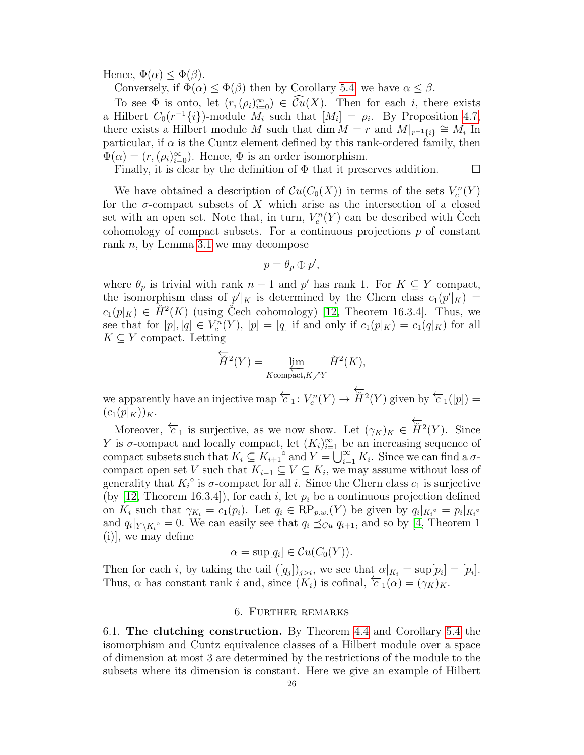Hence, $\Phi(\alpha) \leq \Phi(\beta)$.

Conversely, if $\Phi(\alpha) \leq \Phi(\beta)$ then by Corollary 5.4, we have $\alpha \leq \beta$.

To see $\Phi$ is onto, let $(r, (\rho_i)_{i=0}^{\infty}) \in \widehat{\mathcal{C}u}(X)$. Then for each $i$, there exists a Hilbert $C_0(r^{-1}\{i\})$-module $M_i$ such that $[M_i] = \rho_i$. By Proposition 4.7, there exists a Hilbert module $M$ such that $\dim M = r$ and $M|_{r^{-1}\{i\}} \cong M_i$ In particular, if $\alpha$ is the Cuntz element defined by this rank-ordered family, then $\Phi(\alpha) = (r, (\rho_i)_{i=0}^{\infty})$. Hence, $\Phi$ is an order isomorphism.

Finally, it is clear by the definition of $\Phi$ that it preserves addition. $\square$

We have obtained a description of $\mathcal{C}u(C_0(X))$ in terms of the sets $V_c^n(Y)$ for the $\sigma$-compact subsets of $X$ which arise as the intersection of a closed set with an open set. Note that, in turn, $V_c^n(Y)$ can be described with Čech cohomology of compact subsets. For a continuous projections $p$ of constant rank $n$, by Lemma 3.1 we may decompose

$$p = \theta_p \oplus p',$$

where $\theta_p$ is trivial with rank $n-1$ and $p'$ has rank 1. For $K \subseteq Y$ compact, the isomorphism class of $p'|_K$ is determined by the Chern class $c_1(p'|_K) = c_1(p|_K) \in \check{H}^2(K)$ (using Čech cohomology) [12, Theorem 16.3.4]. Thus, we see that for $[p], [q] \in V_c^n(Y)$, $[p] = [q]$ if and only if $c_1(p|_K) = c_1(q|_K)$ for all $K \subseteq Y$ compact. Letting

$$\overleftarrow{\check{H}}^2(Y) = \varprojlim_{K \text{compact}, K \nearrow Y} \check{H}^2(K),$$

we apparently have an injective map $\overleftarrow{c}_1 \colon V_c^n(Y) \to \overleftarrow{\check{H}}^2(Y)$ given by $\overleftarrow{c}_1([p]) = (c_1(p|_K))_K$.

Moreover, $\overleftarrow{c}_1$ is surjective, as we now show. Let $(\gamma_K)_K \in \overleftarrow{\check{H}}^2(Y)$. Since $Y$ is $\sigma$-compact and locally compact, let $(K_i)_{i=1}^{\infty}$ be an increasing sequence of compact subsets such that $K_i \subseteq {K_{i+1}}^\circ$ and $Y = \bigcup_{i=1}^{\infty} K_i$. Since we can find a $\sigma$-compact open set $V$ such that $K_{i-1} \subseteq V \subseteq K_i$, we may assume without loss of generality that ${K_i}^\circ$ is $\sigma$-compact for all $i$. Since the Chern class $c_1$ is surjective (by [12, Theorem 16.3.4]), for each $i$, let $p_i$ be a continuous projection defined on $K_i$ such that $\gamma_{K_i} = c_1(p_i)$. Let $q_i \in \mathrm{RP}_{p.w.}(Y)$ be given by $q_i|_{{K_i}^\circ} = p_i|_{{K_i}^\circ}$ and $q_i|_{Y \setminus {K_i}^\circ} = 0$. We can easily see that $q_i \preceq_{Cu} q_{i+1}$, and so by [4, Theorem 1 (i)], we may define

$$\alpha = \sup[q_i] \in \mathcal{C}u(C_0(Y)).$$

Then for each $i$, by taking the tail $([q_j])_{j>i}$, we see that $\alpha|_{K_i} = \sup[p_i] = [p_i]$. Thus, $\alpha$ has constant rank $i$ and, since $(K_i)$ is cofinal, $\overleftarrow{c}_1(\alpha) = (\gamma_K)_K$.

## 6. Further remarks

**6.1. The clutching construction.** By Theorem 4.4 and Corollary 5.4 the isomorphism and Cuntz equivalence classes of a Hilbert module over a space of dimension at most 3 are determined by the restrictions of the module to the subsets where its dimension is constant. Here we give an example of Hilbert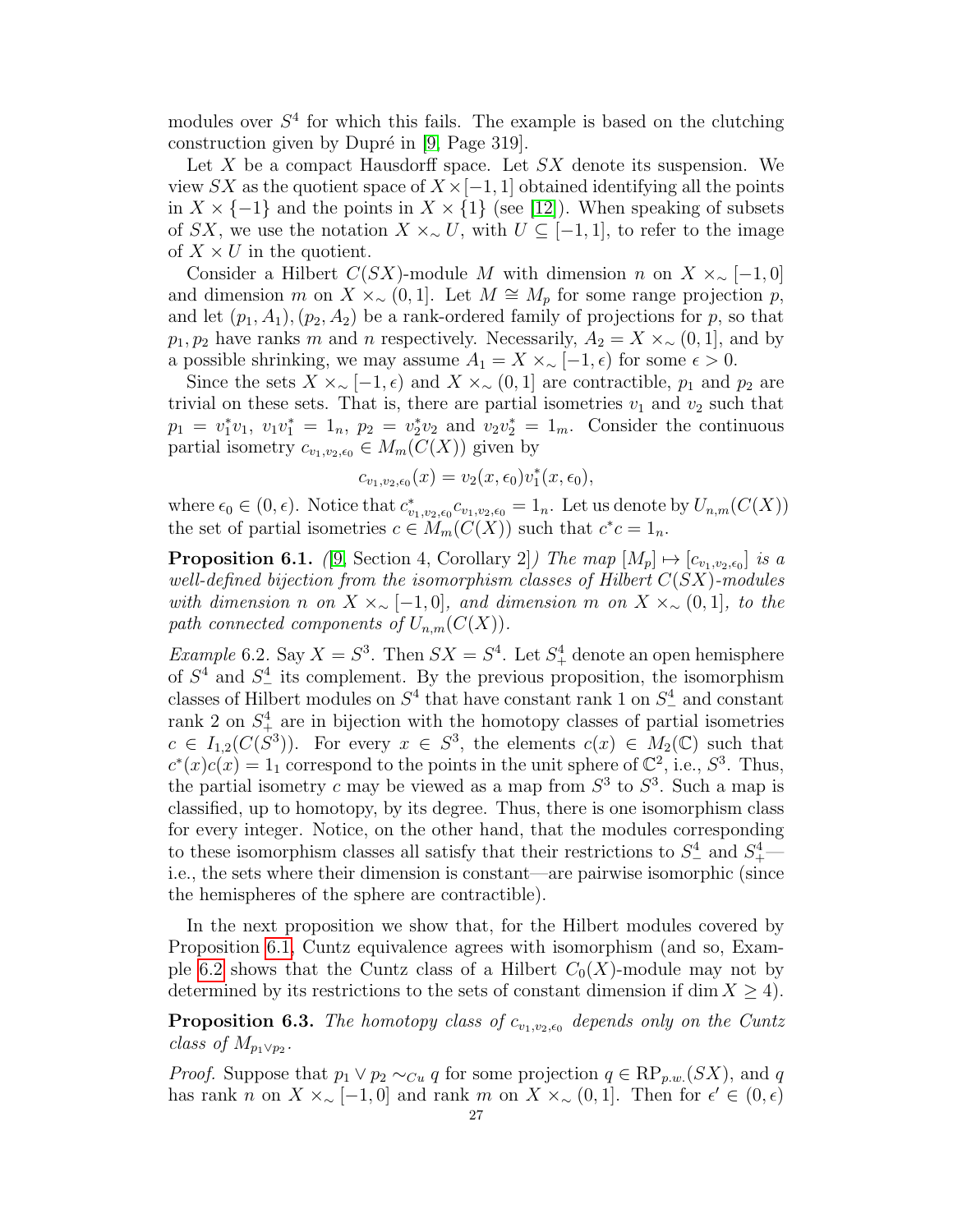modules over $S^4$ for which this fails. The example is based on the clutching construction given by Dupré in [9, Page 319].

Let $X$ be a compact Hausdorff space. Let $SX$ denote its suspension. We view $SX$ as the quotient space of $X\times[-1,1]$ obtained identifying all the points in $X\times\{-1\}$ and the points in $X\times\{1\}$ (see [12]). When speaking of subsets of $SX$, we use the notation $X\times_\sim U$, with $U\subseteq[-1,1]$, to refer to the image of $X\times U$ in the quotient.

Consider a Hilbert $C(SX)$-module $M$ with dimension $n$ on $X\times_\sim[-1,0]$ and dimension $m$ on $X\times_\sim(0,1]$. Let $M\cong M_p$ for some range projection $p$, and let $(p_1,A_1),(p_2,A_2)$ be a rank-ordered family of projections for $p$, so that $p_1,p_2$ have ranks $m$ and $n$ respectively. Necessarily, $A_2=X\times_\sim(0,1]$, and by a possible shrinking, we may assume $A_1=X\times_\sim[-1,\epsilon)$ for some $\epsilon>0$.

Since the sets $X\times_\sim[-1,\epsilon)$ and $X\times_\sim(0,1]$ are contractible, $p_1$ and $p_2$ are trivial on these sets. That is, there are partial isometries $v_1$ and $v_2$ such that $p_1=v_1^*v_1$, $v_1v_1^*=1_n$, $p_2=v_2^*v_2$ and $v_2v_2^*=1_m$. Consider the continuous partial isometry $c_{v_1,v_2,\epsilon_0}\in M_m(C(X))$ given by

$$c_{v_1,v_2,\epsilon_0}(x)=v_2(x,\epsilon_0)v_1^*(x,\epsilon_0),$$

where $\epsilon_0\in(0,\epsilon)$. Notice that $c^*_{v_1,v_2,\epsilon_0}c_{v_1,v_2,\epsilon_0}=1_n$. Let us denote by $U_{n,m}(C(X))$ the set of partial isometries $c\in M_m(C(X))$ such that $c^*c=1_n$.

**Proposition 6.1.** *([9, Section 4, Corollary 2]) The map $[M_p]\mapsto[c_{v_1,v_2,\epsilon_0}]$ is a well-defined bijection from the isomorphism classes of Hilbert $C(SX)$-modules with dimension $n$ on $X\times_\sim[-1,0]$, and dimension $m$ on $X\times_\sim(0,1]$, to the path connected components of $U_{n,m}(C(X))$.*

*Example* 6.2. Say $X=S^3$. Then $SX=S^4$. Let $S^4_+$ denote an open hemisphere of $S^4$ and $S^4_-$ its complement. By the previous proposition, the isomorphism classes of Hilbert modules on $S^4$ that have constant rank 1 on $S^4_-$ and constant rank 2 on $S^4_+$ are in bijection with the homotopy classes of partial isometries $c\in I_{1,2}(C(S^3))$. For every $x\in S^3$, the elements $c(x)\in M_2(\mathbb{C})$ such that $c^*(x)c(x)=1_1$ correspond to the points in the unit sphere of $\mathbb{C}^2$, i.e., $S^3$. Thus, the partial isometry $c$ may be viewed as a map from $S^3$ to $S^3$. Such a map is classified, up to homotopy, by its degree. Thus, there is one isomorphism class for every integer. Notice, on the other hand, that the modules corresponding to these isomorphism classes all satisfy that their restrictions to $S^4_-$ and $S^4_+$—i.e., the sets where their dimension is constant—are pairwise isomorphic (since the hemispheres of the sphere are contractible).

In the next proposition we show that, for the Hilbert modules covered by Proposition 6.1, Cuntz equivalence agrees with isomorphism (and so, Example 6.2 shows that the Cuntz class of a Hilbert $C_0(X)$-module may not by determined by its restrictions to the sets of constant dimension if $\dim X\geq 4$).

**Proposition 6.3.** *The homotopy class of $c_{v_1,v_2,\epsilon_0}$ depends only on the Cuntz class of $M_{p_1\vee p_2}$.*

*Proof.* Suppose that $p_1\vee p_2\sim_{Cu}q$ for some projection $q\in\mathrm{RP}_{p.w.}(SX)$, and $q$ has rank $n$ on $X\times_\sim[-1,0]$ and rank $m$ on $X\times_\sim(0,1]$. Then for $\epsilon'\in(0,\epsilon)$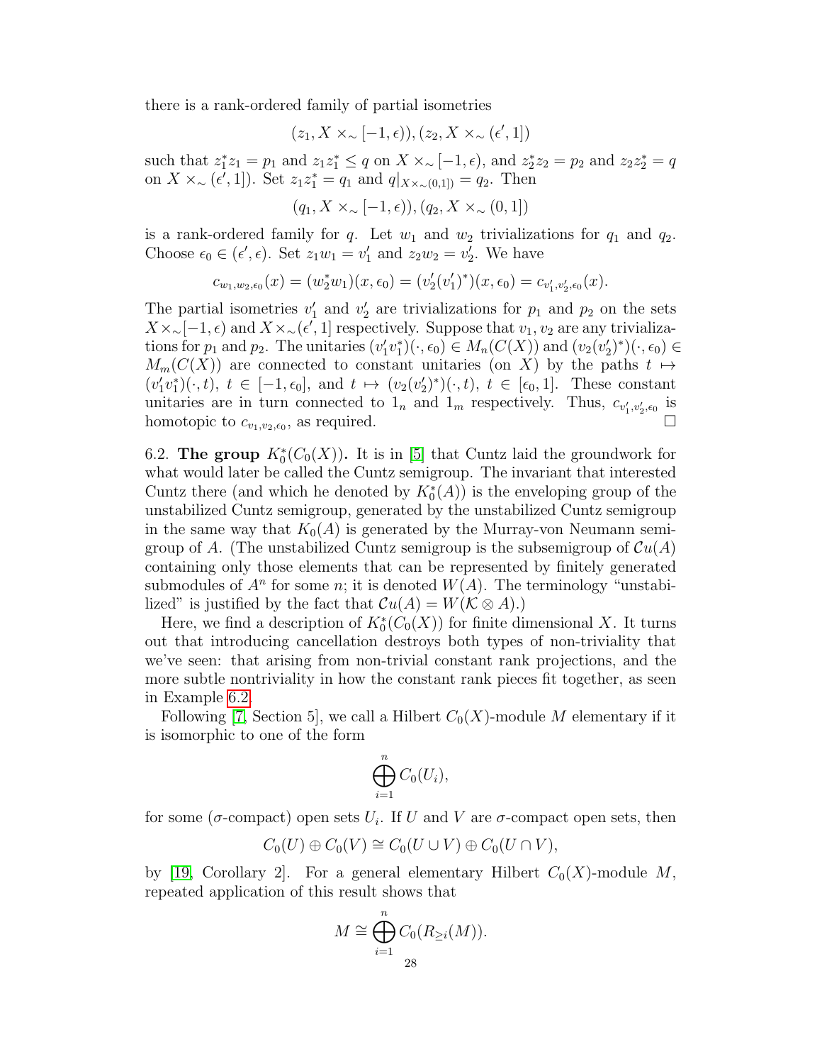there is a rank-ordered family of partial isometries

$$(z_1, X \times_\sim [-1, \epsilon)), (z_2, X \times_\sim (\epsilon', 1])$$

such that $z_1^* z_1 = p_1$ and $z_1 z_1^* \le q$ on $X \times_\sim [-1, \epsilon)$, and $z_2^* z_2 = p_2$ and $z_2 z_2^* = q$ on $X \times_\sim (\epsilon', 1])$. Set $z_1 z_1^* = q_1$ and $q|_{X \times_\sim (0,1])} = q_2$. Then

$$(q_1, X \times_\sim [-1, \epsilon)), (q_2, X \times_\sim (0, 1])$$

is a rank-ordered family for $q$. Let $w_1$ and $w_2$ trivializations for $q_1$ and $q_2$. Choose $\epsilon_0 \in (\epsilon', \epsilon)$. Set $z_1 w_1 = v_1'$ and $z_2 w_2 = v_2'$. We have

$$c_{w_1, w_2, \epsilon_0}(x) = (w_2^* w_1)(x, \epsilon_0) = (v_2'(v_1')^*)(x, \epsilon_0) = c_{v_1', v_2', \epsilon_0}(x).$$

The partial isometries $v_1'$ and $v_2'$ are trivializations for $p_1$ and $p_2$ on the sets $X \times_\sim [-1, \epsilon)$ and $X \times_\sim (\epsilon', 1]$ respectively. Suppose that $v_1, v_2$ are any trivializations for $p_1$ and $p_2$. The unitaries $(v_1' v_1^*)(\cdot, \epsilon_0) \in M_n(C(X))$ and $(v_2(v_2')^*)(\cdot, \epsilon_0) \in M_m(C(X))$ are connected to constant unitaries (on $X$) by the paths $t \mapsto (v_1' v_1^*)(\cdot, t)$, $t \in [-1, \epsilon_0]$, and $t \mapsto (v_2(v_2')^*)(\cdot, t)$, $t \in [\epsilon_0, 1]$. These constant unitaries are in turn connected to $1_n$ and $1_m$ respectively. Thus, $c_{v_1', v_2', \epsilon_0}$ is homotopic to $c_{v_1, v_2, \epsilon_0}$, as required. □

6.2. **The group $K_0^*(C_0(X))$.** It is in [5] that Cuntz laid the groundwork for what would later be called the Cuntz semigroup. The invariant that interested Cuntz there (and which he denoted by $K_0^*(A)$) is the enveloping group of the unstabilized Cuntz semigroup, generated by the unstabilized Cuntz semigroup in the same way that $K_0(A)$ is generated by the Murray-von Neumann semigroup of $A$. (The unstabilized Cuntz semigroup is the subsemigroup of $\mathcal{C}u(A)$ containing only those elements that can be represented by finitely generated submodules of $A^n$ for some $n$; it is denoted $W(A)$. The terminology "unstabilized" is justified by the fact that $\mathcal{C}u(A) = W(\mathcal{K} \otimes A)$.)

Here, we find a description of $K_0^*(C_0(X))$ for finite dimensional $X$. It turns out that introducing cancellation destroys both types of non-triviality that we've seen: that arising from non-trivial constant rank projections, and the more subtle nontriviality in how the constant rank pieces fit together, as seen in Example 6.2.

Following [7, Section 5], we call a Hilbert $C_0(X)$-module $M$ elementary if it is isomorphic to one of the form

$$\bigoplus_{i=1}^n C_0(U_i),$$

for some ($\sigma$-compact) open sets $U_i$. If $U$ and $V$ are $\sigma$-compact open sets, then

$$C_0(U) \oplus C_0(V) \cong C_0(U \cup V) \oplus C_0(U \cap V),$$

by [19, Corollary 2]. For a general elementary Hilbert $C_0(X)$-module $M$, repeated application of this result shows that

$$M \cong \bigoplus_{i=1}^n C_0(R_{\ge i}(M)).$$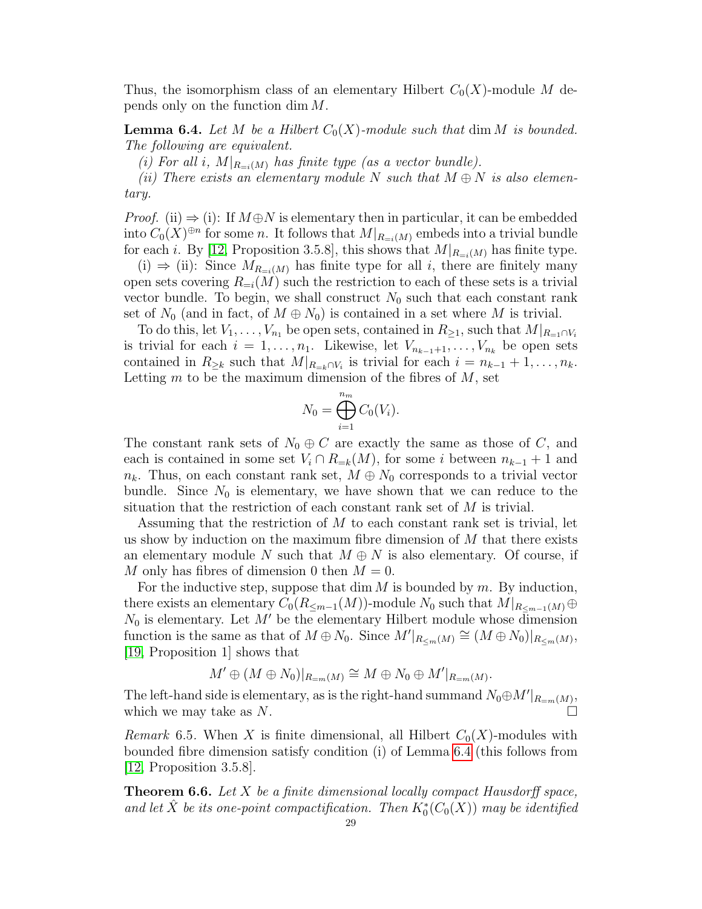Thus, the isomorphism class of an elementary Hilbert $C_0(X)$-module $M$ depends only on the function $\dim M$.

**Lemma 6.4.** *Let $M$ be a Hilbert $C_0(X)$-module such that $\dim M$ is bounded. The following are equivalent.*

*(i) For all $i$, $M|_{R_{=i}(M)}$ has finite type (as a vector bundle).*

*(ii) There exists an elementary module $N$ such that $M \oplus N$ is also elementary.*

*Proof.* (ii) ⇒ (i): If $M \oplus N$ is elementary then in particular, it can be embedded into $C_0(X)^{\oplus n}$ for some $n$. It follows that $M|_{R_{=i}(M)}$ embeds into a trivial bundle for each $i$. By [12, Proposition 3.5.8], this shows that $M|_{R_{=i}(M)}$ has finite type.

(i) ⇒ (ii): Since $M_{R_{=i}(M)}$ has finite type for all $i$, there are finitely many open sets covering $R_{=i}(M)$ such the restriction to each of these sets is a trivial vector bundle. To begin, we shall construct $N_0$ such that each constant rank set of $N_0$ (and in fact, of $M \oplus N_0$) is contained in a set where $M$ is trivial.

To do this, let $V_1, \ldots, V_{n_1}$ be open sets, contained in $R_{\geq 1}$, such that $M|_{R_{=1} \cap V_i}$ is trivial for each $i = 1, \ldots, n_1$. Likewise, let $V_{n_{k-1}+1}, \ldots, V_{n_k}$ be open sets contained in $R_{\geq k}$ such that $M|_{R_{=k} \cap V_i}$ is trivial for each $i = n_{k-1}+1, \ldots, n_k$. Letting $m$ to be the maximum dimension of the fibres of $M$, set

$$N_0 = \bigoplus_{i=1}^{n_m} C_0(V_i).$$

The constant rank sets of $N_0 \oplus C$ are exactly the same as those of $C$, and each is contained in some set $V_i \cap R_{=k}(M)$, for some $i$ between $n_{k-1}+1$ and $n_k$. Thus, on each constant rank set, $M \oplus N_0$ corresponds to a trivial vector bundle. Since $N_0$ is elementary, we have shown that we can reduce to the situation that the restriction of each constant rank set of $M$ is trivial.

Assuming that the restriction of $M$ to each constant rank set is trivial, let us show by induction on the maximum fibre dimension of $M$ that there exists an elementary module $N$ such that $M \oplus N$ is also elementary. Of course, if $M$ only has fibres of dimension 0 then $M = 0$.

For the inductive step, suppose that $\dim M$ is bounded by $m$. By induction, there exists an elementary $C_0(R_{\leq m-1}(M))$-module $N_0$ such that $M|_{R_{\leq m-1}(M)} \oplus N_0$ is elementary. Let $M'$ be the elementary Hilbert module whose dimension function is the same as that of $M \oplus N_0$. Since $M'|_{R_{\leq m}(M)} \cong (M \oplus N_0)|_{R_{\leq m}(M)}$, [19, Proposition 1] shows that

$$M' \oplus (M \oplus N_0)|_{R_{=m}(M)} \cong M \oplus N_0 \oplus M'|_{R_{=m}(M)}.$$

The left-hand side is elementary, as is the right-hand summand $N_0 \oplus M'|_{R_{=m}(M)}$, which we may take as $N$. ∎

*Remark* 6.5. When $X$ is finite dimensional, all Hilbert $C_0(X)$-modules with bounded fibre dimension satisfy condition (i) of Lemma 6.4 (this follows from [12, Proposition 3.5.8].

**Theorem 6.6.** *Let $X$ be a finite dimensional locally compact Hausdorff space, and let $\hat{X}$ be its one-point compactification. Then $K_0^*(C_0(X))$ may be identified*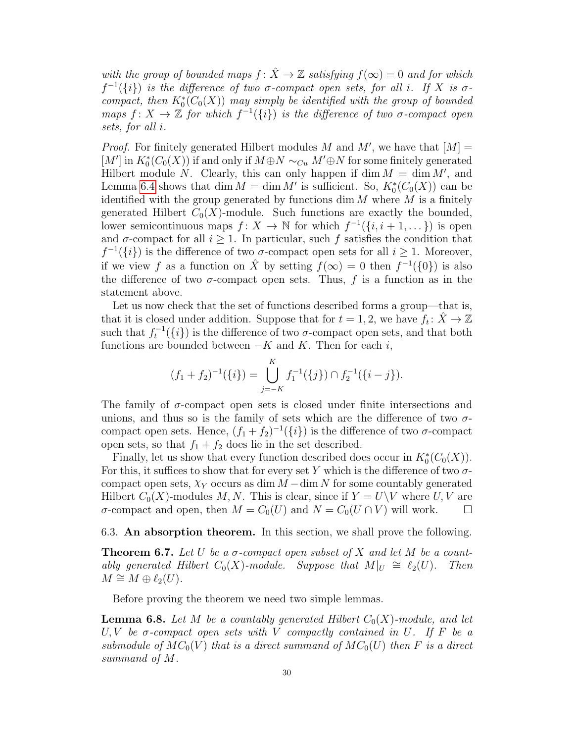*with the group of bounded maps $f\colon \hat{X} \to \mathbb{Z}$ satisfying $f(\infty) = 0$ and for which $f^{-1}(\{i\})$ is the difference of two $\sigma$-compact open sets, for all $i$. If $X$ is $\sigma$-compact, then $K_0^*(C_0(X))$ may simply be identified with the group of bounded maps $f\colon X \to \mathbb{Z}$ for which $f^{-1}(\{i\})$ is the difference of two $\sigma$-compact open sets, for all $i$.*

*Proof.* For finitely generated Hilbert modules $M$ and $M'$, we have that $[M] = [M']$ in $K_0^*(C_0(X))$ if and only if $M \oplus N \sim_{Cu} M' \oplus N$ for some finitely generated Hilbert module $N$. Clearly, this can only happen if $\dim M = \dim M'$, and Lemma 6.4 shows that $\dim M = \dim M'$ is sufficient. So, $K_0^*(C_0(X))$ can be identified with the group generated by functions $\dim M$ where $M$ is a finitely generated Hilbert $C_0(X)$-module. Such functions are exactly the bounded, lower semicontinuous maps $f\colon X \to \mathbb{N}$ for which $f^{-1}(\{i, i+1, \dots\})$ is open and $\sigma$-compact for all $i \geq 1$. In particular, such $f$ satisfies the condition that $f^{-1}(\{i\})$ is the difference of two $\sigma$-compact open sets for all $i \geq 1$. Moreover, if we view $f$ as a function on $\hat{X}$ by setting $f(\infty) = 0$ then $f^{-1}(\{0\})$ is also the difference of two $\sigma$-compact open sets. Thus, $f$ is a function as in the statement above.

Let us now check that the set of functions described forms a group—that is, that it is closed under addition. Suppose that for $t = 1, 2$, we have $f_t\colon \hat{X} \to \mathbb{Z}$ such that $f_t^{-1}(\{i\})$ is the difference of two $\sigma$-compact open sets, and that both functions are bounded between $-K$ and $K$. Then for each $i$,

$$(f_1 + f_2)^{-1}(\{i\}) = \bigcup_{j=-K}^{K} f_1^{-1}(\{j\}) \cap f_2^{-1}(\{i - j\}).$$

The family of $\sigma$-compact open sets is closed under finite intersections and unions, and thus so is the family of sets which are the difference of two $\sigma$-compact open sets. Hence, $(f_1 + f_2)^{-1}(\{i\})$ is the difference of two $\sigma$-compact open sets, so that $f_1 + f_2$ does lie in the set described.

Finally, let us show that every function described does occur in $K_0^*(C_0(X))$. For this, it suffices to show that for every set $Y$ which is the difference of two $\sigma$-compact open sets, $\chi_Y$ occurs as $\dim M - \dim N$ for some countably generated Hilbert $C_0(X)$-modules $M, N$. This is clear, since if $Y = U \backslash V$ where $U, V$ are $\sigma$-compact and open, then $M = C_0(U)$ and $N = C_0(U \cap V)$ will work. $\square$

### 6.3. An absorption theorem.

In this section, we shall prove the following.

**Theorem 6.7.** *Let $U$ be a $\sigma$-compact open subset of $X$ and let $M$ be a countably generated Hilbert $C_0(X)$-module. Suppose that $M|_U \cong \ell_2(U)$. Then $M \cong M \oplus \ell_2(U)$.*

Before proving the theorem we need two simple lemmas.

**Lemma 6.8.** *Let $M$ be a countably generated Hilbert $C_0(X)$-module, and let $U, V$ be $\sigma$-compact open sets with $V$ compactly contained in $U$. If $F$ be a submodule of $MC_0(V)$ that is a direct summand of $MC_0(U)$ then $F$ is a direct summand of $M$.*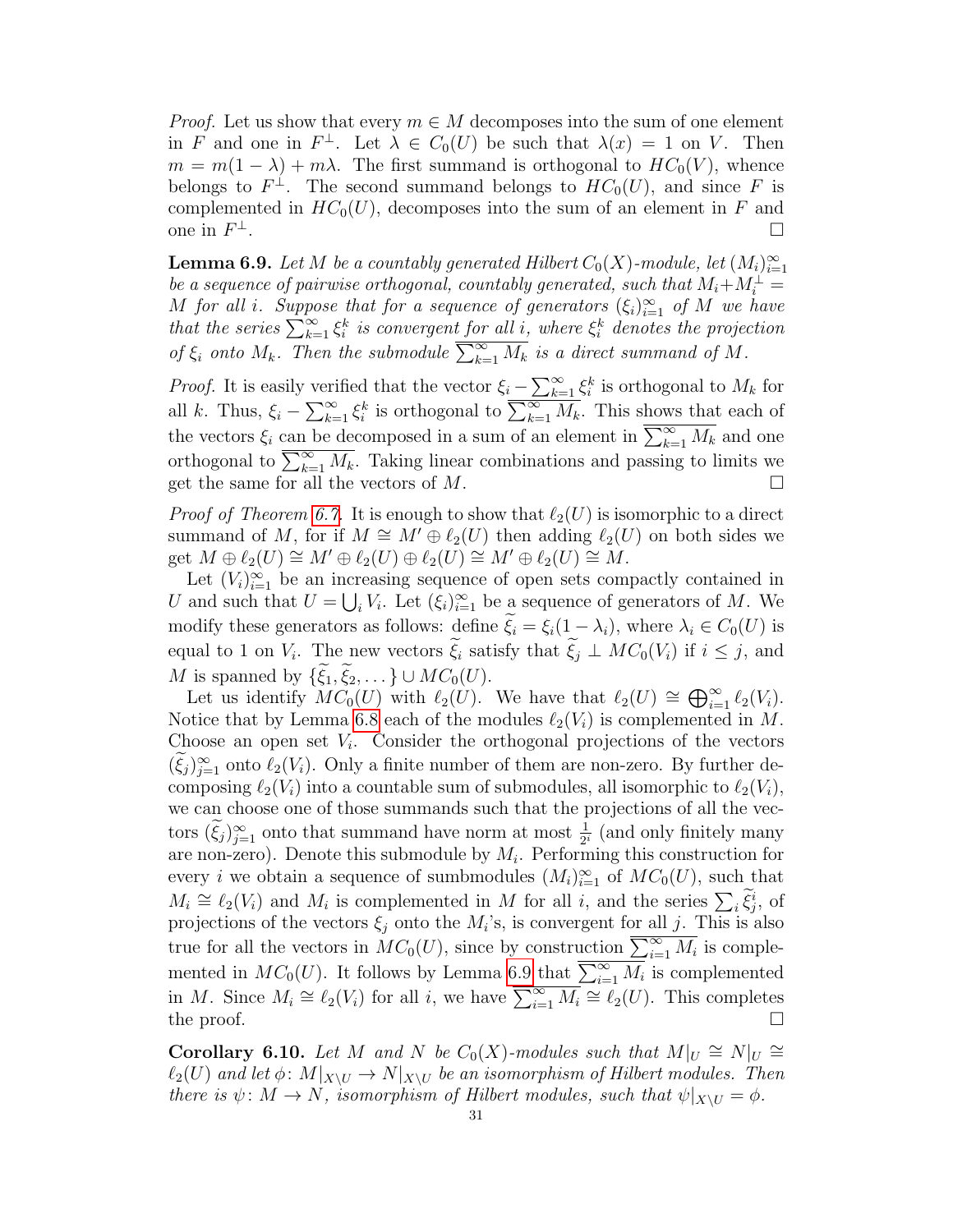*Proof.* Let us show that every $m \in M$ decomposes into the sum of one element in $F$ and one in $F^\perp$. Let $\lambda \in C_0(U)$ be such that $\lambda(x) = 1$ on $V$. Then $m = m(1-\lambda) + m\lambda$. The first summand is orthogonal to $HC_0(V)$, whence belongs to $F^\perp$. The second summand belongs to $HC_0(U)$, and since $F$ is complemented in $HC_0(U)$, decomposes into the sum of an element in $F$ and one in $F^\perp$. □

**Lemma 6.9.** *Let $M$ be a countably generated Hilbert $C_0(X)$-module, let $(M_i)_{i=1}^\infty$ be a sequence of pairwise orthogonal, countably generated, such that $M_i + M_i^\perp = M$ for all $i$. Suppose that for a sequence of generators $(\xi_i)_{i=1}^\infty$ of $M$ we have that the series $\sum_{k=1}^\infty \xi_i^k$ is convergent for all $i$, where $\xi_i^k$ denotes the projection of $\xi_i$ onto $M_k$. Then the submodule $\overline{\sum_{k=1}^\infty M_k}$ is a direct summand of $M$.*

*Proof.* It is easily verified that the vector $\xi_i - \sum_{k=1}^\infty \xi_i^k$ is orthogonal to $M_k$ for all $k$. Thus, $\xi_i - \sum_{k=1}^\infty \xi_i^k$ is orthogonal to $\overline{\sum_{k=1}^\infty M_k}$. This shows that each of the vectors $\xi_i$ can be decomposed in a sum of an element in $\overline{\sum_{k=1}^\infty M_k}$ and one orthogonal to $\overline{\sum_{k=1}^\infty M_k}$. Taking linear combinations and passing to limits we get the same for all the vectors of $M$. □

*Proof of Theorem 6.7.* It is enough to show that $\ell_2(U)$ is isomorphic to a direct summand of $M$, for if $M \cong M' \oplus \ell_2(U)$ then adding $\ell_2(U)$ on both sides we get $M \oplus \ell_2(U) \cong M' \oplus \ell_2(U) \oplus \ell_2(U) \cong M' \oplus \ell_2(U) \cong M$.

Let $(V_i)_{i=1}^\infty$ be an increasing sequence of open sets compactly contained in $U$ and such that $U = \bigcup_i V_i$. Let $(\xi_i)_{i=1}^\infty$ be a sequence of generators of $M$. We modify these generators as follows: define $\widetilde{\xi}_i = \xi_i(1-\lambda_i)$, where $\lambda_i \in C_0(U)$ is equal to 1 on $V_i$. The new vectors $\widetilde{\xi}_i$ satisfy that $\widetilde{\xi}_j \perp MC_0(V_i)$ if $i \leq j$, and $M$ is spanned by $\{\widetilde{\xi}_1, \widetilde{\xi}_2, \dots\} \cup MC_0(U)$.

Let us identify $MC_0(U)$ with $\ell_2(U)$. We have that $\ell_2(U) \cong \bigoplus_{i=1}^\infty \ell_2(V_i)$. Notice that by Lemma 6.8 each of the modules $\ell_2(V_i)$ is complemented in $M$. Choose an open set $V_i$. Consider the orthogonal projections of the vectors $(\widetilde{\xi}_j)_{j=1}^\infty$ onto $\ell_2(V_i)$. Only a finite number of them are non-zero. By further decomposing $\ell_2(V_i)$ into a countable sum of submodules, all isomorphic to $\ell_2(V_i)$, we can choose one of those summands such that the projections of all the vectors $(\widetilde{\xi}_j)_{j=1}^\infty$ onto that summand have norm at most $\frac{1}{2^i}$ (and only finitely many are non-zero). Denote this submodule by $M_i$. Performing this construction for every $i$ we obtain a sequence of sumbmodules $(M_i)_{i=1}^\infty$ of $MC_0(U)$, such that $M_i \cong \ell_2(V_i)$ and $M_i$ is complemented in $M$ for all $i$, and the series $\sum_i \widetilde{\xi}_j^i$, of projections of the vectors $\xi_j$ onto the $M_i$'s, is convergent for all $j$. This is also true for all the vectors in $MC_0(U)$, since by construction $\overline{\sum_{i=1}^\infty M_i}$ is complemented in $MC_0(U)$. It follows by Lemma 6.9 that $\overline{\sum_{i=1}^\infty M_i}$ is complemented in $M$. Since $M_i \cong \ell_2(V_i)$ for all $i$, we have $\overline{\sum_{i=1}^\infty M_i} \cong \ell_2(U)$. This completes the proof. □

**Corollary 6.10.** *Let $M$ and $N$ be $C_0(X)$-modules such that $M|_U \cong N|_U \cong \ell_2(U)$ and let $\phi\colon M|_{X\setminus U} \to N|_{X\setminus U}$ be an isomorphism of Hilbert modules. Then there is $\psi\colon M \to N$, isomorphism of Hilbert modules, such that $\psi|_{X\setminus U} = \phi$.*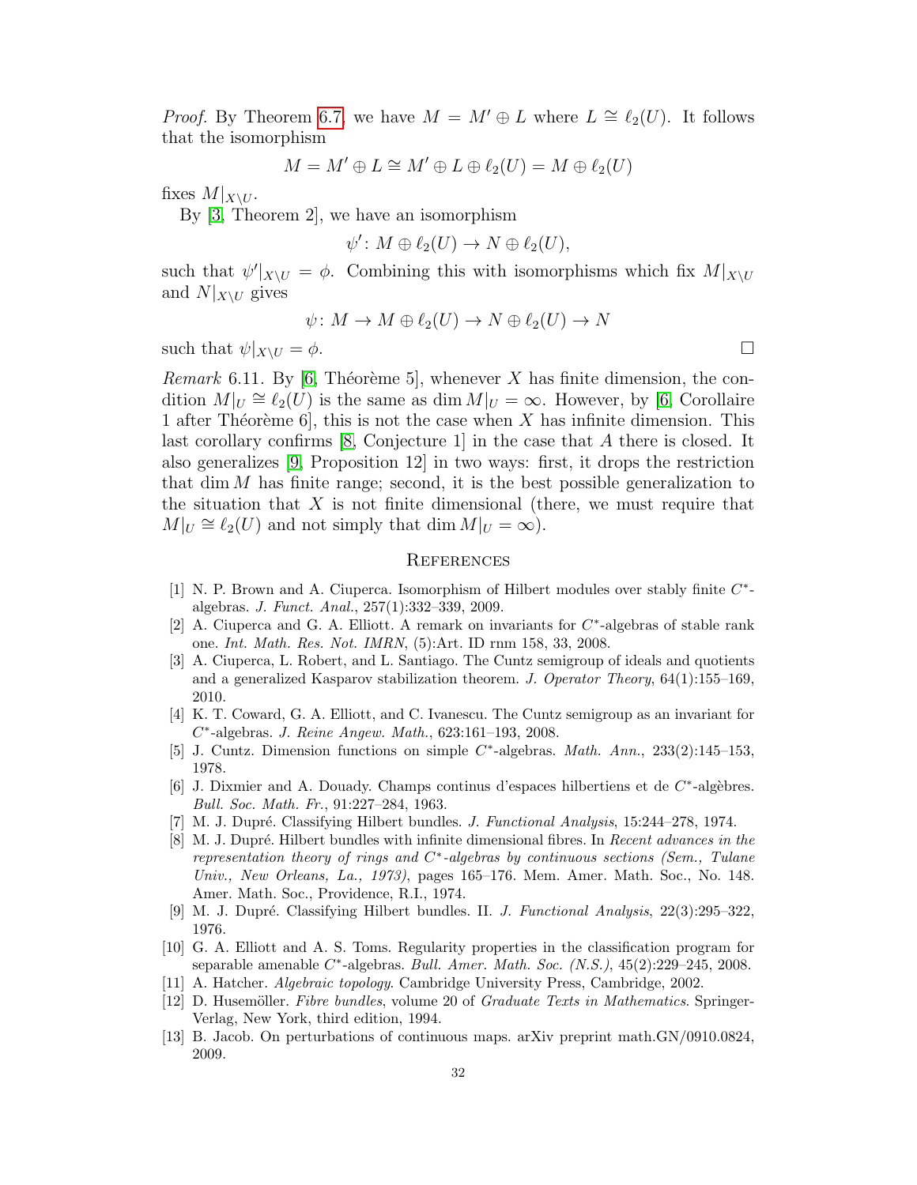*Proof.* By Theorem 6.7, we have $M = M' \oplus L$ where $L \cong \ell_2(U)$. It follows that the isomorphism

$$M = M' \oplus L \cong M' \oplus L \oplus \ell_2(U) = M \oplus \ell_2(U)$$

fixes $M|_{X \setminus U}$.

By [3, Theorem 2], we have an isomorphism

$$\psi' \colon M \oplus \ell_2(U) \to N \oplus \ell_2(U),$$

such that $\psi'|_{X \setminus U} = \phi$. Combining this with isomorphisms which fix $M|_{X \setminus U}$ and $N|_{X \setminus U}$ gives

$$\psi \colon M \to M \oplus \ell_2(U) \to N \oplus \ell_2(U) \to N$$

such that $\psi|_{X \setminus U} = \phi$. □

*Remark* 6.11. By [6, Théorème 5], whenever $X$ has finite dimension, the condition $M|_U \cong \ell_2(U)$ is the same as $\dim M|_U = \infty$. However, by [6, Corollaire 1 after Théorème 6], this is not the case when $X$ has infinite dimension. This last corollary confirms [8, Conjecture 1] in the case that $A$ there is closed. It also generalizes [9, Proposition 12] in two ways: first, it drops the restriction that $\dim M$ has finite range; second, it is the best possible generalization to the situation that $X$ is not finite dimensional (there, we must require that $M|_U \cong \ell_2(U)$ and not simply that $\dim M|_U = \infty$).

## References

[1] N. P. Brown and A. Ciuperca. Isomorphism of Hilbert modules over stably finite $C^*$-algebras. *J. Funct. Anal.*, 257(1):332–339, 2009.

[2] A. Ciuperca and G. A. Elliott. A remark on invariants for $C^*$-algebras of stable rank one. *Int. Math. Res. Not. IMRN*, (5):Art. ID rnm 158, 33, 2008.

[3] A. Ciuperca, L. Robert, and L. Santiago. The Cuntz semigroup of ideals and quotients and a generalized Kasparov stabilization theorem. *J. Operator Theory*, 64(1):155–169, 2010.

[4] K. T. Coward, G. A. Elliott, and C. Ivanescu. The Cuntz semigroup as an invariant for $C^*$-algebras. *J. Reine Angew. Math.*, 623:161–193, 2008.

[5] J. Cuntz. Dimension functions on simple $C^*$-algebras. *Math. Ann.*, 233(2):145–153, 1978.

[6] J. Dixmier and A. Douady. Champs continus d'espaces hilbertiens et de $C^*$-algèbres. *Bull. Soc. Math. Fr.*, 91:227–284, 1963.

[7] M. J. Dupré. Classifying Hilbert bundles. *J. Functional Analysis*, 15:244–278, 1974.

[8] M. J. Dupré. Hilbert bundles with infinite dimensional fibres. In *Recent advances in the representation theory of rings and $C^*$-algebras by continuous sections (Sem., Tulane Univ., New Orleans, La., 1973)*, pages 165–176. Mem. Amer. Math. Soc., No. 148. Amer. Math. Soc., Providence, R.I., 1974.

[9] M. J. Dupré. Classifying Hilbert bundles. II. *J. Functional Analysis*, 22(3):295–322, 1976.

[10] G. A. Elliott and A. S. Toms. Regularity properties in the classification program for separable amenable $C^*$-algebras. *Bull. Amer. Math. Soc. (N.S.)*, 45(2):229–245, 2008.

[11] A. Hatcher. *Algebraic topology*. Cambridge University Press, Cambridge, 2002.

[12] D. Husemöller. *Fibre bundles*, volume 20 of *Graduate Texts in Mathematics*. Springer-Verlag, New York, third edition, 1994.

[13] B. Jacob. On perturbations of continuous maps. arXiv preprint math.GN/0910.0824, 2009.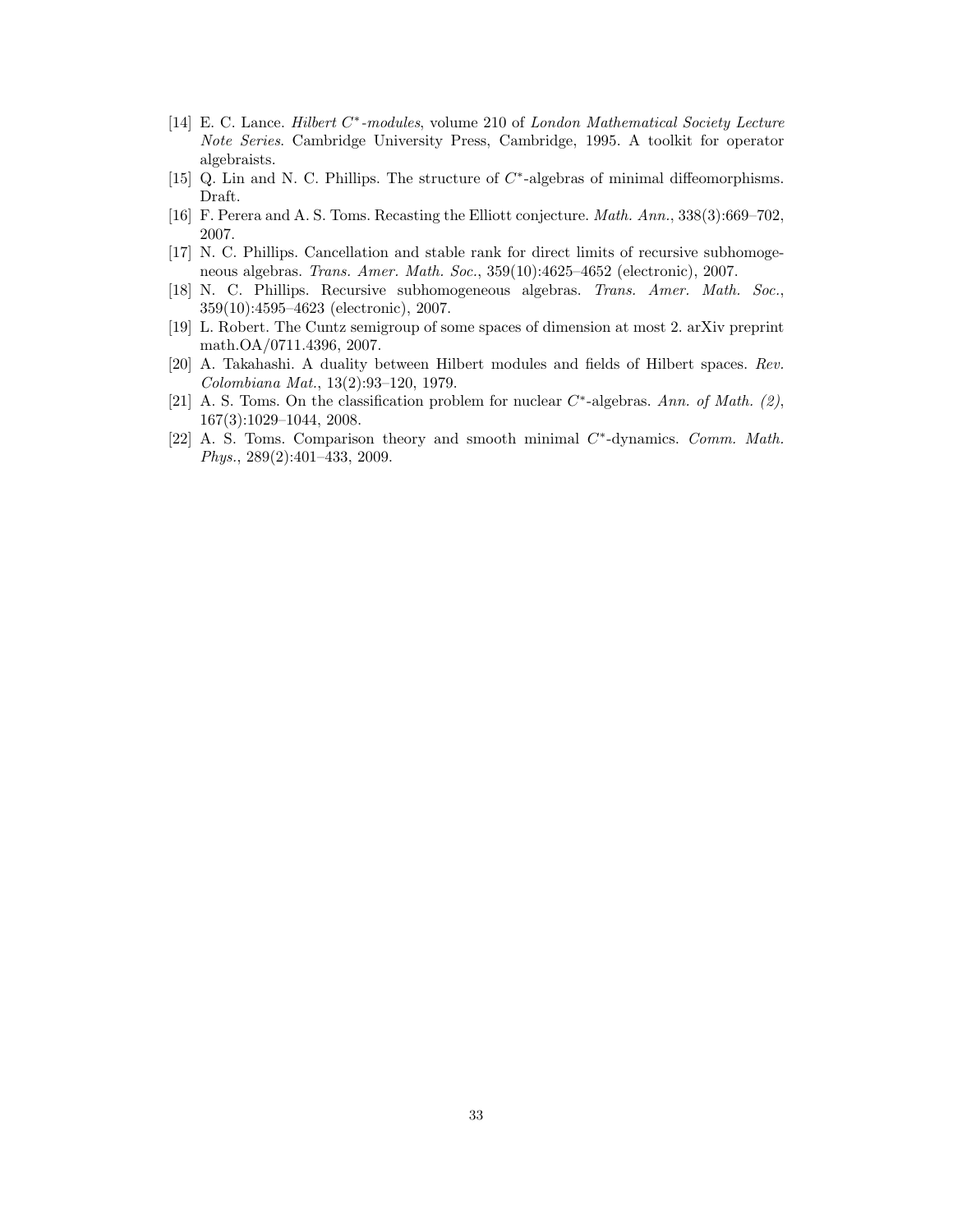[14] E. C. Lance. *Hilbert $C^*$-modules*, volume 210 of *London Mathematical Society Lecture Note Series*. Cambridge University Press, Cambridge, 1995. A toolkit for operator algebraists.

[15] Q. Lin and N. C. Phillips. The structure of $C^*$-algebras of minimal diffeomorphisms. Draft.

[16] F. Perera and A. S. Toms. Recasting the Elliott conjecture. *Math. Ann.*, 338(3):669–702, 2007.

[17] N. C. Phillips. Cancellation and stable rank for direct limits of recursive subhomogeneous algebras. *Trans. Amer. Math. Soc.*, 359(10):4625–4652 (electronic), 2007.

[18] N. C. Phillips. Recursive subhomogeneous algebras. *Trans. Amer. Math. Soc.*, 359(10):4595–4623 (electronic), 2007.

[19] L. Robert. The Cuntz semigroup of some spaces of dimension at most 2. arXiv preprint math.OA/0711.4396, 2007.

[20] A. Takahashi. A duality between Hilbert modules and fields of Hilbert spaces. *Rev. Colombiana Mat.*, 13(2):93–120, 1979.

[21] A. S. Toms. On the classification problem for nuclear $C^*$-algebras. *Ann. of Math. (2)*, 167(3):1029–1044, 2008.

[22] A. S. Toms. Comparison theory and smooth minimal $C^*$-dynamics. *Comm. Math. Phys.*, 289(2):401–433, 2009.